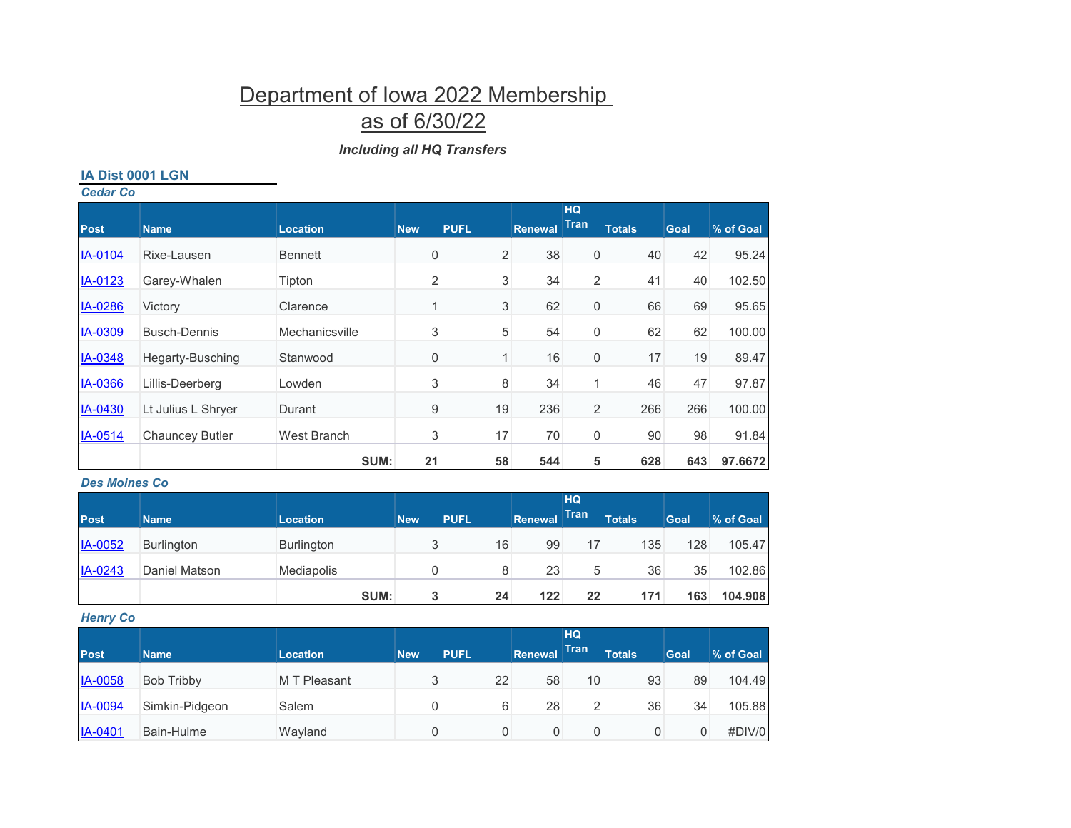# Department of Iowa 2022 Membership as of 6/30/22

***Including all HQ Transfers***

### IA Dist 0001 LGN

***Cedar Co***

| Post | Name | Location | New | PUFL | Renewal | HQ Tran | Totals | Goal | % of Goal |
|---|---|---|---|---|---|---|---|---|---|
| IA-0104 | Rixe-Lausen | Bennett | 0 | 2 | 38 | 0 | 40 | 42 | 95.24 |
| IA-0123 | Garey-Whalen | Tipton | 2 | 3 | 34 | 2 | 41 | 40 | 102.50 |
| IA-0286 | Victory | Clarence | 1 | 3 | 62 | 0 | 66 | 69 | 95.65 |
| IA-0309 | Busch-Dennis | Mechanicsville | 3 | 5 | 54 | 0 | 62 | 62 | 100.00 |
| IA-0348 | Hegarty-Busching | Stanwood | 0 | 1 | 16 | 0 | 17 | 19 | 89.47 |
| IA-0366 | Lillis-Deerberg | Lowden | 3 | 8 | 34 | 1 | 46 | 47 | 97.87 |
| IA-0430 | Lt Julius L Shryer | Durant | 9 | 19 | 236 | 2 | 266 | 266 | 100.00 |
| IA-0514 | Chauncey Butler | West Branch | 3 | 17 | 70 | 0 | 90 | 98 | 91.84 |
| | | **SUM:** | **21** | **58** | **544** | **5** | **628** | **643** | **97.6672** |

***Des Moines Co***

| Post | Name | Location | New | PUFL | Renewal | HQ Tran | Totals | Goal | % of Goal |
|---|---|---|---|---|---|---|---|---|---|
| IA-0052 | Burlington | Burlington | 3 | 16 | 99 | 17 | 135 | 128 | 105.47 |
| IA-0243 | Daniel Matson | Mediapolis | 0 | 8 | 23 | 5 | 36 | 35 | 102.86 |
| | | **SUM:** | **3** | **24** | **122** | **22** | **171** | **163** | **104.908** |

***Henry Co***

| Post | Name | Location | New | PUFL | Renewal | HQ Tran | Totals | Goal | % of Goal |
|---|---|---|---|---|---|---|---|---|---|
| IA-0058 | Bob Tribby | M T Pleasant | 3 | 22 | 58 | 10 | 93 | 89 | 104.49 |
| IA-0094 | Simkin-Pidgeon | Salem | 0 | 6 | 28 | 2 | 36 | 34 | 105.88 |
| IA-0401 | Bain-Hulme | Wayland | 0 | 0 | 0 | 0 | 0 | 0 | #DIV/0 |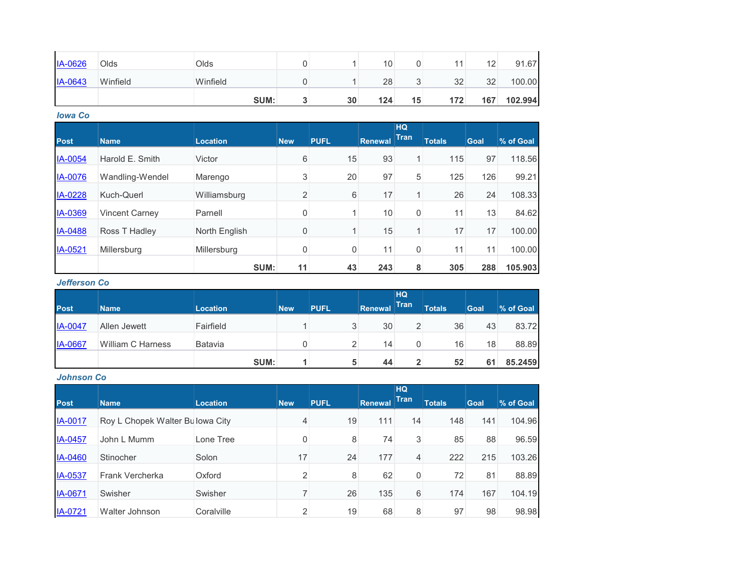| Post | Name | Location | New | PUFL | Renewal | HQ Tran | Totals | Goal | % of Goal |
|---|---|---|---|---|---|---|---|---|---|
| IA-0626 | Olds | Olds | 0 | 1 | 10 | 0 | 11 | 12 | 91.67 |
| IA-0643 | Winfield | Winfield | 0 | 1 | 28 | 3 | 32 | 32 | 100.00 |
| | | **SUM:** | **3** | **30** | **124** | **15** | **172** | **167** | **102.994** |

***Iowa Co***

| Post | Name | Location | New | PUFL | Renewal | HQ Tran | Totals | Goal | % of Goal |
|---|---|---|---|---|---|---|---|---|---|
| IA-0054 | Harold E. Smith | Victor | 6 | 15 | 93 | 1 | 115 | 97 | 118.56 |
| IA-0076 | Wandling-Wendel | Marengo | 3 | 20 | 97 | 5 | 125 | 126 | 99.21 |
| IA-0228 | Kuch-Querl | Williamsburg | 2 | 6 | 17 | 1 | 26 | 24 | 108.33 |
| IA-0369 | Vincent Carney | Parnell | 0 | 1 | 10 | 0 | 11 | 13 | 84.62 |
| IA-0488 | Ross T Hadley | North English | 0 | 1 | 15 | 1 | 17 | 17 | 100.00 |
| IA-0521 | Millersburg | Millersburg | 0 | 0 | 11 | 0 | 11 | 11 | 100.00 |
| | | **SUM:** | **11** | **43** | **243** | **8** | **305** | **288** | **105.903** |

***Jefferson Co***

| Post | Name | Location | New | PUFL | Renewal | HQ Tran | Totals | Goal | % of Goal |
|---|---|---|---|---|---|---|---|---|---|
| IA-0047 | Allen Jewett | Fairfield | 1 | 3 | 30 | 2 | 36 | 43 | 83.72 |
| IA-0667 | William C Harness | Batavia | 0 | 2 | 14 | 0 | 16 | 18 | 88.89 |
| | | **SUM:** | **1** | **5** | **44** | **2** | **52** | **61** | **85.2459** |

***Johnson Co***

| Post | Name | Location | New | PUFL | Renewal | HQ Tran | Totals | Goal | % of Goal |
|---|---|---|---|---|---|---|---|---|---|
| IA-0017 | Roy L Chopek Walter Bu | Iowa City | 4 | 19 | 111 | 14 | 148 | 141 | 104.96 |
| IA-0457 | John L Mumm | Lone Tree | 0 | 8 | 74 | 3 | 85 | 88 | 96.59 |
| IA-0460 | Stinocher | Solon | 17 | 24 | 177 | 4 | 222 | 215 | 103.26 |
| IA-0537 | Frank Vercherka | Oxford | 2 | 8 | 62 | 0 | 72 | 81 | 88.89 |
| IA-0671 | Swisher | Swisher | 7 | 26 | 135 | 6 | 174 | 167 | 104.19 |
| IA-0721 | Walter Johnson | Coralville | 2 | 19 | 68 | 8 | 97 | 98 | 98.98 |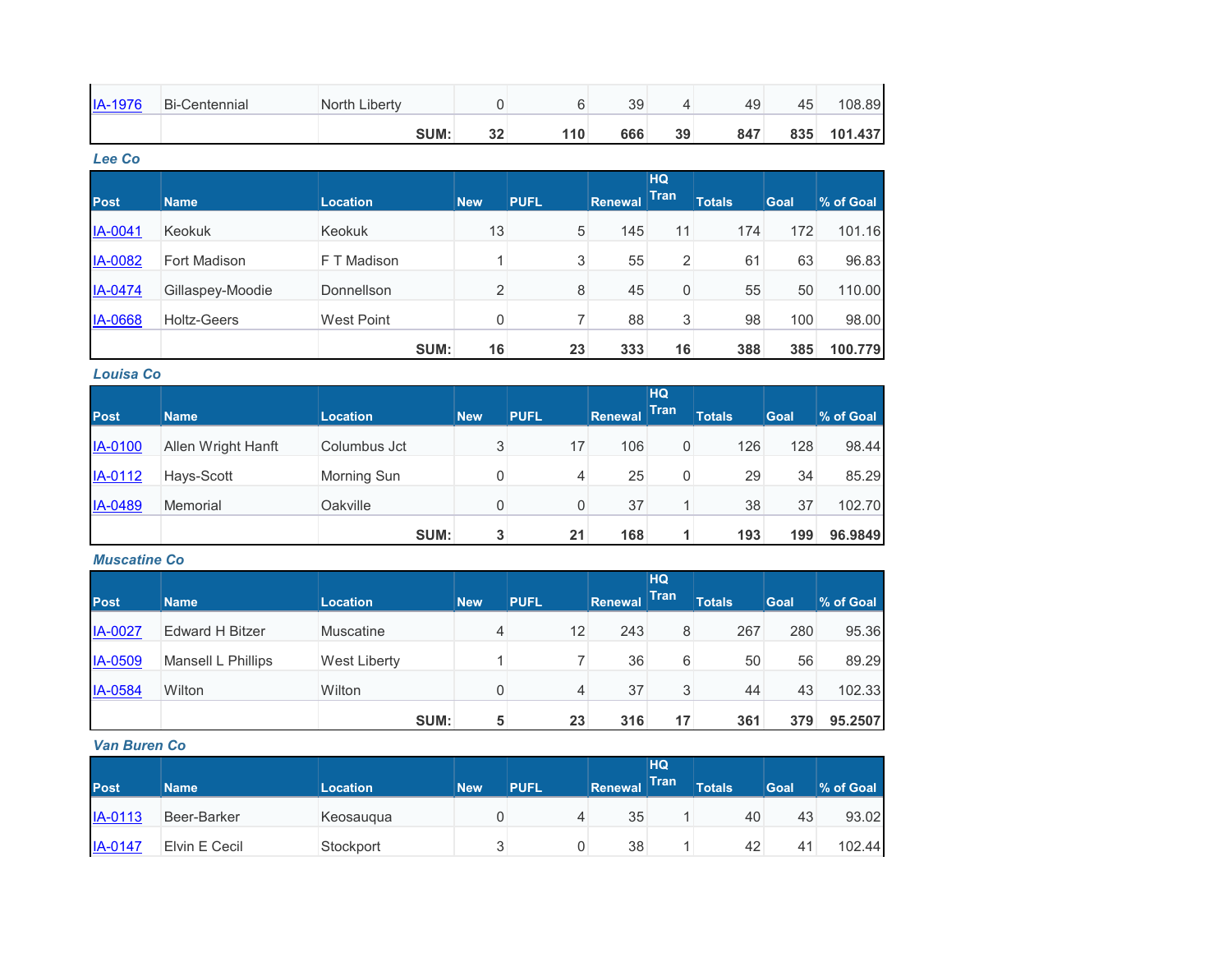| Post | Name | Location | New | PUFL | Renewal | HQ Tran | Totals | Goal | % of Goal |
|---|---|---|---|---|---|---|---|---|---|
| IA-1976 | Bi-Centennial | North Liberty | 0 | 6 | 39 | 4 | 49 | 45 | 108.89 |
| | | **SUM:** | **32** | **110** | **666** | **39** | **847** | **835** | **101.437** |

***Lee Co***

| Post | Name | Location | New | PUFL | Renewal | HQ Tran | Totals | Goal | % of Goal |
|---|---|---|---|---|---|---|---|---|---|
| IA-0041 | Keokuk | Keokuk | 13 | 5 | 145 | 11 | 174 | 172 | 101.16 |
| IA-0082 | Fort Madison | F T Madison | 1 | 3 | 55 | 2 | 61 | 63 | 96.83 |
| IA-0474 | Gillaspey-Moodie | Donnellson | 2 | 8 | 45 | 0 | 55 | 50 | 110.00 |
| IA-0668 | Holtz-Geers | West Point | 0 | 7 | 88 | 3 | 98 | 100 | 98.00 |
| | | **SUM:** | **16** | **23** | **333** | **16** | **388** | **385** | **100.779** |

***Louisa Co***

| Post | Name | Location | New | PUFL | Renewal | HQ Tran | Totals | Goal | % of Goal |
|---|---|---|---|---|---|---|---|---|---|
| IA-0100 | Allen Wright Hanft | Columbus Jct | 3 | 17 | 106 | 0 | 126 | 128 | 98.44 |
| IA-0112 | Hays-Scott | Morning Sun | 0 | 4 | 25 | 0 | 29 | 34 | 85.29 |
| IA-0489 | Memorial | Oakville | 0 | 0 | 37 | 1 | 38 | 37 | 102.70 |
| | | **SUM:** | **3** | **21** | **168** | **1** | **193** | **199** | **96.9849** |

***Muscatine Co***

| Post | Name | Location | New | PUFL | Renewal | HQ Tran | Totals | Goal | % of Goal |
|---|---|---|---|---|---|---|---|---|---|
| IA-0027 | Edward H Bitzer | Muscatine | 4 | 12 | 243 | 8 | 267 | 280 | 95.36 |
| IA-0509 | Mansell L Phillips | West Liberty | 1 | 7 | 36 | 6 | 50 | 56 | 89.29 |
| IA-0584 | Wilton | Wilton | 0 | 4 | 37 | 3 | 44 | 43 | 102.33 |
| | | **SUM:** | **5** | **23** | **316** | **17** | **361** | **379** | **95.2507** |

***Van Buren Co***

| Post | Name | Location | New | PUFL | Renewal | HQ Tran | Totals | Goal | % of Goal |
|---|---|---|---|---|---|---|---|---|---|
| IA-0113 | Beer-Barker | Keosauqua | 0 | 4 | 35 | 1 | 40 | 43 | 93.02 |
| IA-0147 | Elvin E Cecil | Stockport | 3 | 0 | 38 | 1 | 42 | 41 | 102.44 |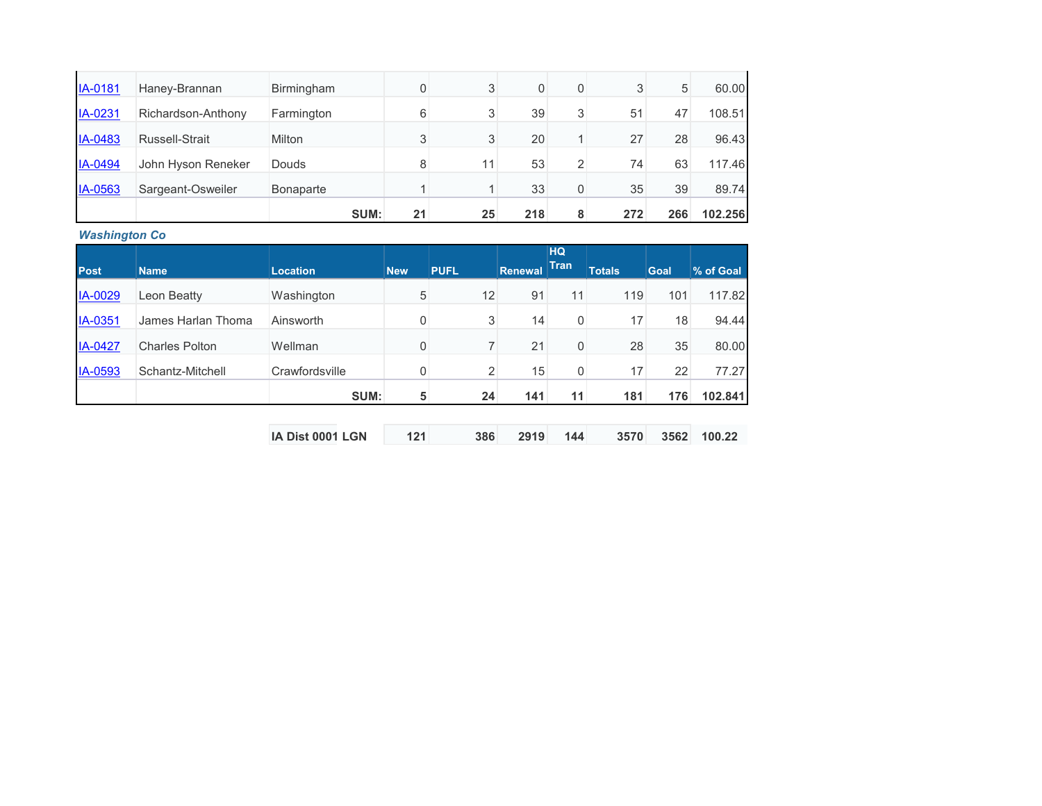| Post | Name | Location | New | PUFL | Renewal | HQ Tran | Totals | Goal | % of Goal |
|---|---|---|---|---|---|---|---|---|---|
| IA-0181 | Haney-Brannan | Birmingham | 0 | 3 | 0 | 0 | 3 | 5 | 60.00 |
| IA-0231 | Richardson-Anthony | Farmington | 6 | 3 | 39 | 3 | 51 | 47 | 108.51 |
| IA-0483 | Russell-Strait | Milton | 3 | 3 | 20 | 1 | 27 | 28 | 96.43 |
| IA-0494 | John Hyson Reneker | Douds | 8 | 11 | 53 | 2 | 74 | 63 | 117.46 |
| IA-0563 | Sargeant-Osweiler | Bonaparte | 1 | 1 | 33 | 0 | 35 | 39 | 89.74 |
| | | **SUM:** | **21** | **25** | **218** | **8** | **272** | **266** | **102.256** |

***Washington Co***

| Post | Name | Location | New | PUFL | Renewal | HQ Tran | Totals | Goal | % of Goal |
|---|---|---|---|---|---|---|---|---|---|
| IA-0029 | Leon Beatty | Washington | 5 | 12 | 91 | 11 | 119 | 101 | 117.82 |
| IA-0351 | James Harlan Thoma | Ainsworth | 0 | 3 | 14 | 0 | 17 | 18 | 94.44 |
| IA-0427 | Charles Polton | Wellman | 0 | 7 | 21 | 0 | 28 | 35 | 80.00 |
| IA-0593 | Schantz-Mitchell | Crawfordsville | 0 | 2 | 15 | 0 | 17 | 22 | 77.27 |
| | | **SUM:** | **5** | **24** | **141** | **11** | **181** | **176** | **102.841** |

| | New | PUFL | Renewal | HQ Tran | Totals | Goal | % of Goal |
|---|---|---|---|---|---|---|---|
| **IA Dist 0001 LGN** | **121** | **386** | **2919** | **144** | **3570** | **3562** | **100.22** |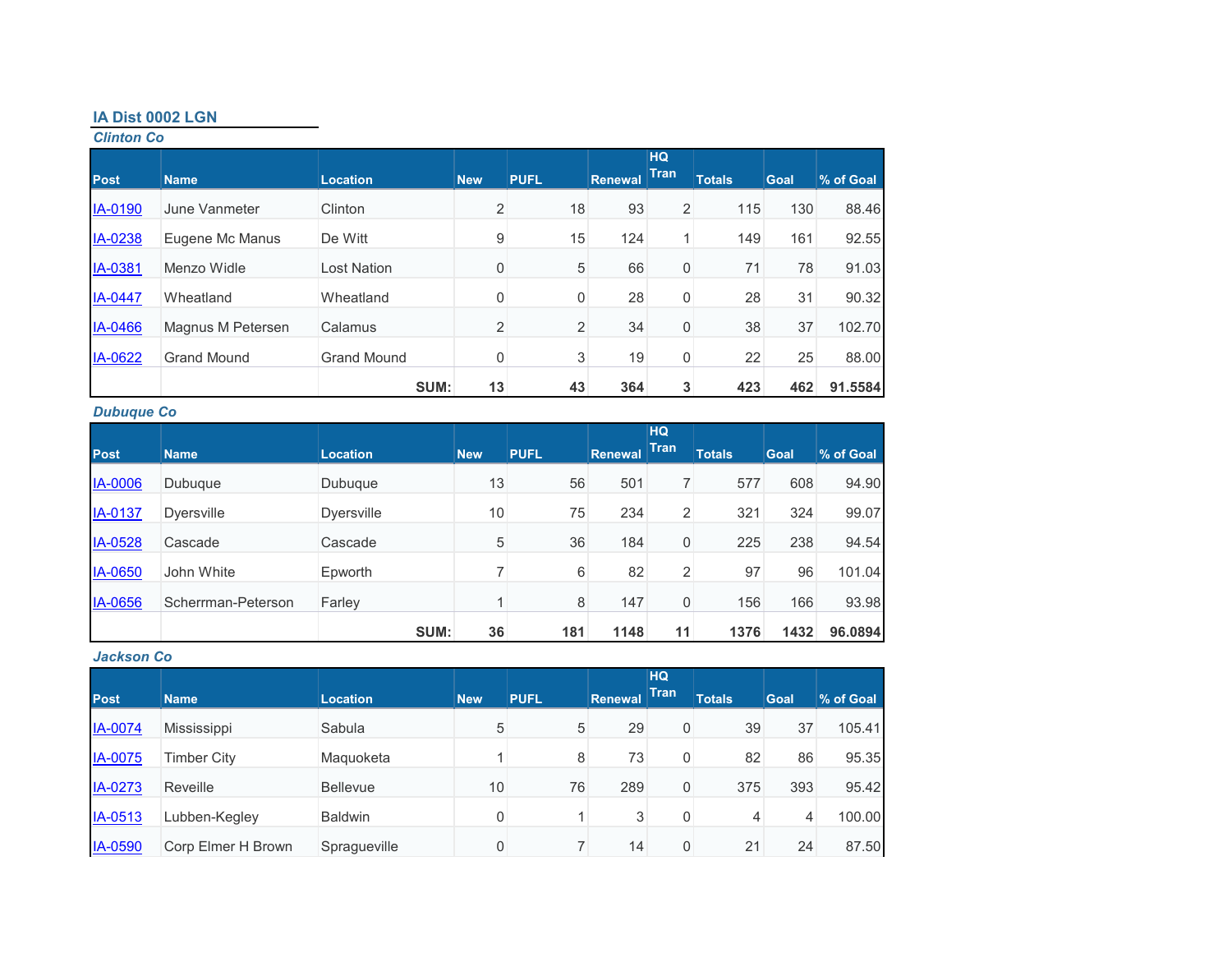## IA Dist 0002 LGN

### *Clinton Co*

| Post | Name | Location | New | PUFL | Renewal | HQ Tran | Totals | Goal | % of Goal |
|---|---|---|---|---|---|---|---|---|---|
| IA-0190 | June Vanmeter | Clinton | 2 | 18 | 93 | 2 | 115 | 130 | 88.46 |
| IA-0238 | Eugene Mc Manus | De Witt | 9 | 15 | 124 | 1 | 149 | 161 | 92.55 |
| IA-0381 | Menzo Widle | Lost Nation | 0 | 5 | 66 | 0 | 71 | 78 | 91.03 |
| IA-0447 | Wheatland | Wheatland | 0 | 0 | 28 | 0 | 28 | 31 | 90.32 |
| IA-0466 | Magnus M Petersen | Calamus | 2 | 2 | 34 | 0 | 38 | 37 | 102.70 |
| IA-0622 | Grand Mound | Grand Mound | 0 | 3 | 19 | 0 | 22 | 25 | 88.00 |
| | | **SUM:** | **13** | **43** | **364** | **3** | **423** | **462** | **91.5584** |

### *Dubuque Co*

| Post | Name | Location | New | PUFL | Renewal | HQ Tran | Totals | Goal | % of Goal |
|---|---|---|---|---|---|---|---|---|---|
| IA-0006 | Dubuque | Dubuque | 13 | 56 | 501 | 7 | 577 | 608 | 94.90 |
| IA-0137 | Dyersville | Dyersville | 10 | 75 | 234 | 2 | 321 | 324 | 99.07 |
| IA-0528 | Cascade | Cascade | 5 | 36 | 184 | 0 | 225 | 238 | 94.54 |
| IA-0650 | John White | Epworth | 7 | 6 | 82 | 2 | 97 | 96 | 101.04 |
| IA-0656 | Scherrman-Peterson | Farley | 1 | 8 | 147 | 0 | 156 | 166 | 93.98 |
| | | **SUM:** | **36** | **181** | **1148** | **11** | **1376** | **1432** | **96.0894** |

### *Jackson Co*

| Post | Name | Location | New | PUFL | Renewal | HQ Tran | Totals | Goal | % of Goal |
|---|---|---|---|---|---|---|---|---|---|
| IA-0074 | Mississippi | Sabula | 5 | 5 | 29 | 0 | 39 | 37 | 105.41 |
| IA-0075 | Timber City | Maquoketa | 1 | 8 | 73 | 0 | 82 | 86 | 95.35 |
| IA-0273 | Reveille | Bellevue | 10 | 76 | 289 | 0 | 375 | 393 | 95.42 |
| IA-0513 | Lubben-Kegley | Baldwin | 0 | 1 | 3 | 0 | 4 | 4 | 100.00 |
| IA-0590 | Corp Elmer H Brown | Spragueville | 0 | 7 | 14 | 0 | 21 | 24 | 87.50 |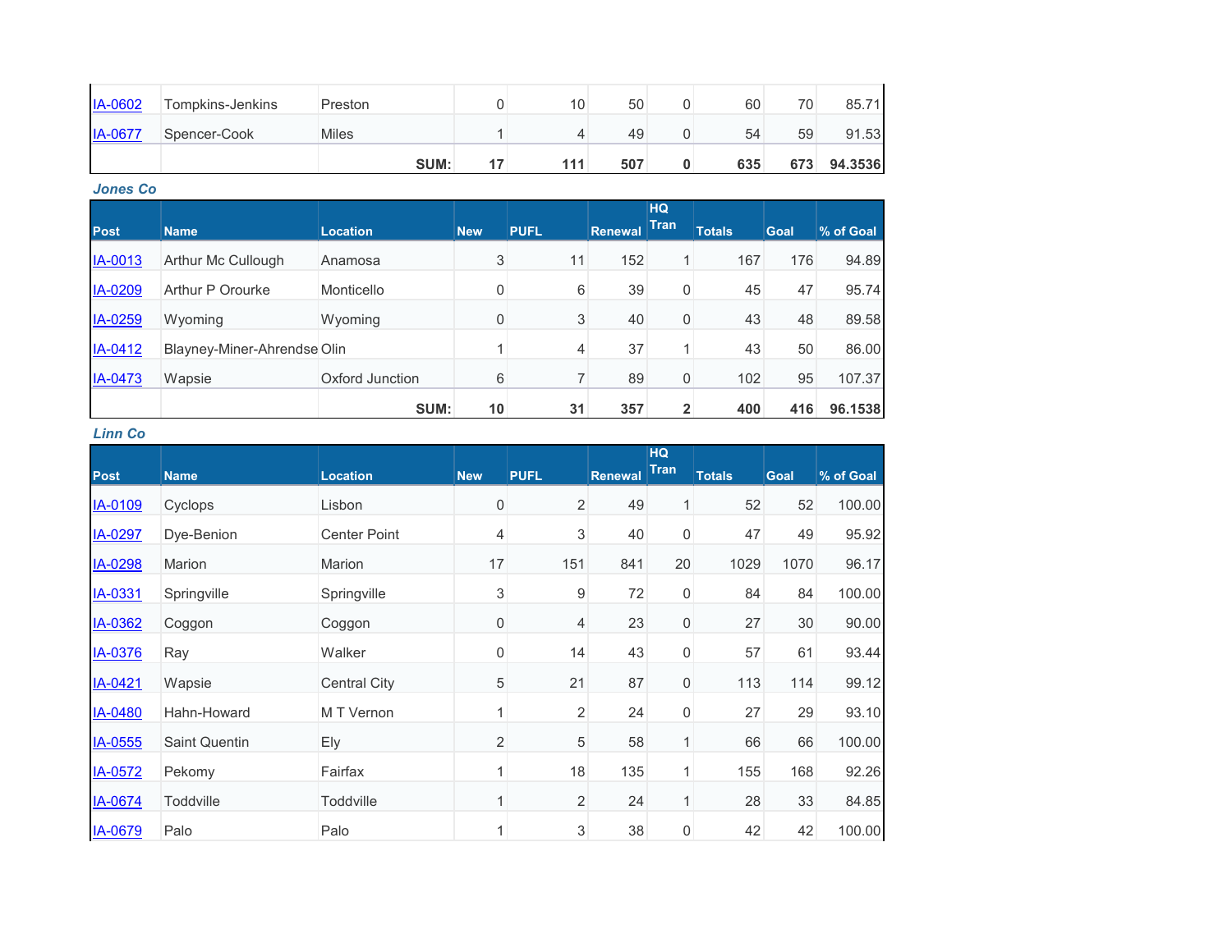| | | | | | | | | | |
|---|---|---|---|---|---|---|---|---|---|
| IA-0602 | Tompkins-Jenkins | Preston | 0 | 10 | 50 | 0 | 60 | 70 | 85.71 |
| IA-0677 | Spencer-Cook | Miles | 1 | 4 | 49 | 0 | 54 | 59 | 91.53 |
| | | **SUM:** | **17** | **111** | **507** | **0** | **635** | **673** | **94.3536** |

***Jones Co***

| Post | Name | Location | New | PUFL | Renewal | HQ Tran | Totals | Goal | % of Goal |
|---|---|---|---|---|---|---|---|---|---|
| IA-0013 | Arthur Mc Cullough | Anamosa | 3 | 11 | 152 | 1 | 167 | 176 | 94.89 |
| IA-0209 | Arthur P Orourke | Monticello | 0 | 6 | 39 | 0 | 45 | 47 | 95.74 |
| IA-0259 | Wyoming | Wyoming | 0 | 3 | 40 | 0 | 43 | 48 | 89.58 |
| IA-0412 | Blayney-Miner-Ahrendse | Olin | 1 | 4 | 37 | 1 | 43 | 50 | 86.00 |
| IA-0473 | Wapsie | Oxford Junction | 6 | 7 | 89 | 0 | 102 | 95 | 107.37 |
| | | **SUM:** | **10** | **31** | **357** | **2** | **400** | **416** | **96.1538** |

***Linn Co***

| Post | Name | Location | New | PUFL | Renewal | HQ Tran | Totals | Goal | % of Goal |
|---|---|---|---|---|---|---|---|---|---|
| IA-0109 | Cyclops | Lisbon | 0 | 2 | 49 | 1 | 52 | 52 | 100.00 |
| IA-0297 | Dye-Benion | Center Point | 4 | 3 | 40 | 0 | 47 | 49 | 95.92 |
| IA-0298 | Marion | Marion | 17 | 151 | 841 | 20 | 1029 | 1070 | 96.17 |
| IA-0331 | Springville | Springville | 3 | 9 | 72 | 0 | 84 | 84 | 100.00 |
| IA-0362 | Coggon | Coggon | 0 | 4 | 23 | 0 | 27 | 30 | 90.00 |
| IA-0376 | Ray | Walker | 0 | 14 | 43 | 0 | 57 | 61 | 93.44 |
| IA-0421 | Wapsie | Central City | 5 | 21 | 87 | 0 | 113 | 114 | 99.12 |
| IA-0480 | Hahn-Howard | M T Vernon | 1 | 2 | 24 | 0 | 27 | 29 | 93.10 |
| IA-0555 | Saint Quentin | Ely | 2 | 5 | 58 | 1 | 66 | 66 | 100.00 |
| IA-0572 | Pekomy | Fairfax | 1 | 18 | 135 | 1 | 155 | 168 | 92.26 |
| IA-0674 | Toddville | Toddville | 1 | 2 | 24 | 1 | 28 | 33 | 84.85 |
| IA-0679 | Palo | Palo | 1 | 3 | 38 | 0 | 42 | 42 | 100.00 |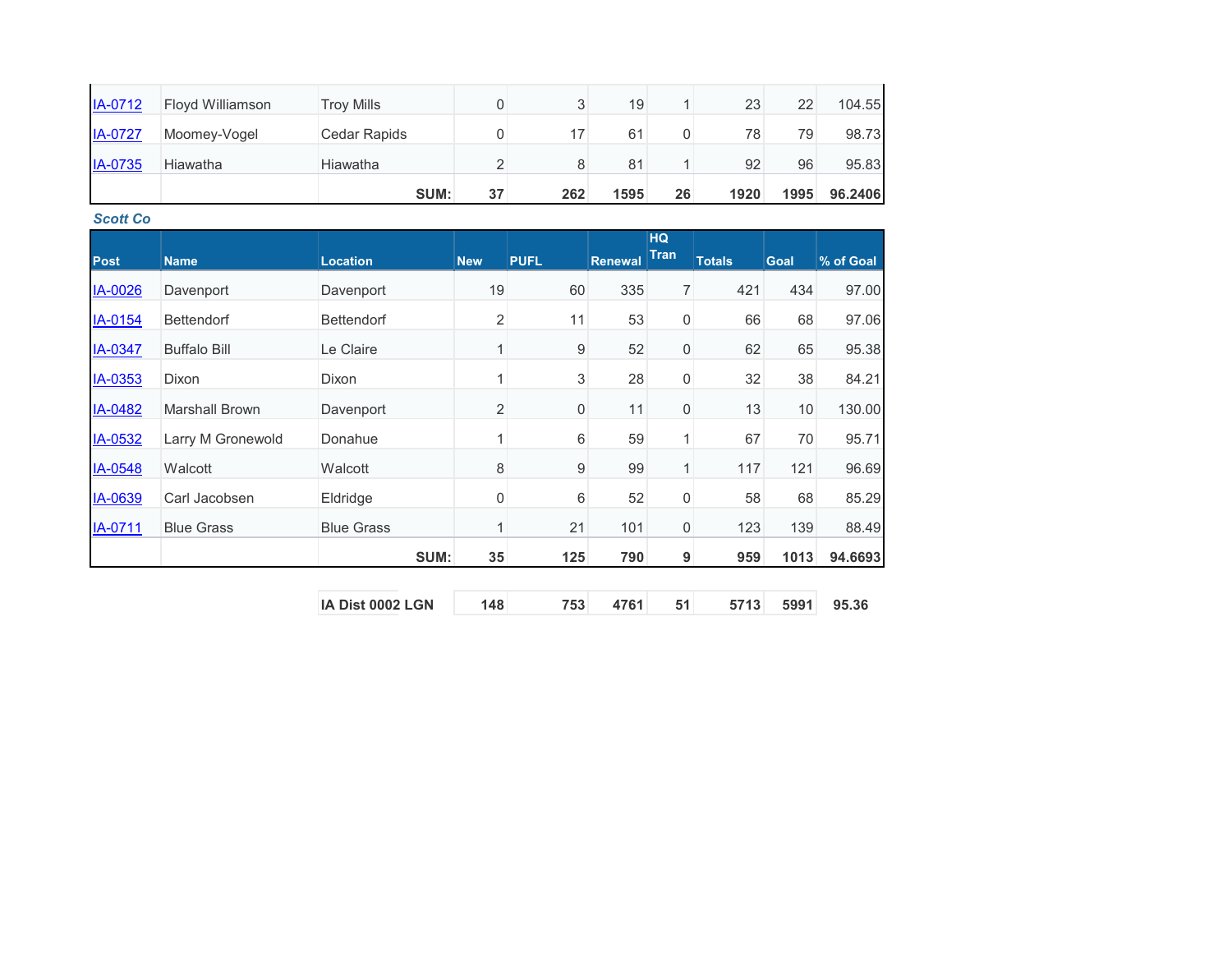| | | | | | | | | | |
|---|---|---|---|---|---|---|---|---|---|
| IA-0712 | Floyd Williamson | Troy Mills | 0 | 3 | 19 | 1 | 23 | 22 | 104.55 |
| IA-0727 | Moomey-Vogel | Cedar Rapids | 0 | 17 | 61 | 0 | 78 | 79 | 98.73 |
| IA-0735 | Hiawatha | Hiawatha | 2 | 8 | 81 | 1 | 92 | 96 | 95.83 |
| | | **SUM:** | **37** | **262** | **1595** | **26** | **1920** | **1995** | **96.2406** |

***Scott Co***

| Post | Name | Location | New | PUFL | Renewal | HQ Tran | Totals | Goal | % of Goal |
|---|---|---|---|---|---|---|---|---|---|
| IA-0026 | Davenport | Davenport | 19 | 60 | 335 | 7 | 421 | 434 | 97.00 |
| IA-0154 | Bettendorf | Bettendorf | 2 | 11 | 53 | 0 | 66 | 68 | 97.06 |
| IA-0347 | Buffalo Bill | Le Claire | 1 | 9 | 52 | 0 | 62 | 65 | 95.38 |
| IA-0353 | Dixon | Dixon | 1 | 3 | 28 | 0 | 32 | 38 | 84.21 |
| IA-0482 | Marshall Brown | Davenport | 2 | 0 | 11 | 0 | 13 | 10 | 130.00 |
| IA-0532 | Larry M Gronewold | Donahue | 1 | 6 | 59 | 1 | 67 | 70 | 95.71 |
| IA-0548 | Walcott | Walcott | 8 | 9 | 99 | 1 | 117 | 121 | 96.69 |
| IA-0639 | Carl Jacobsen | Eldridge | 0 | 6 | 52 | 0 | 58 | 68 | 85.29 |
| IA-0711 | Blue Grass | Blue Grass | 1 | 21 | 101 | 0 | 123 | 139 | 88.49 |
| | | **SUM:** | **35** | **125** | **790** | **9** | **959** | **1013** | **94.6693** |

| | | | | | | | |
|---|---|---|---|---|---|---|---|
| **IA Dist 0002 LGN** | **148** | **753** | **4761** | **51** | **5713** | **5991** | **95.36** |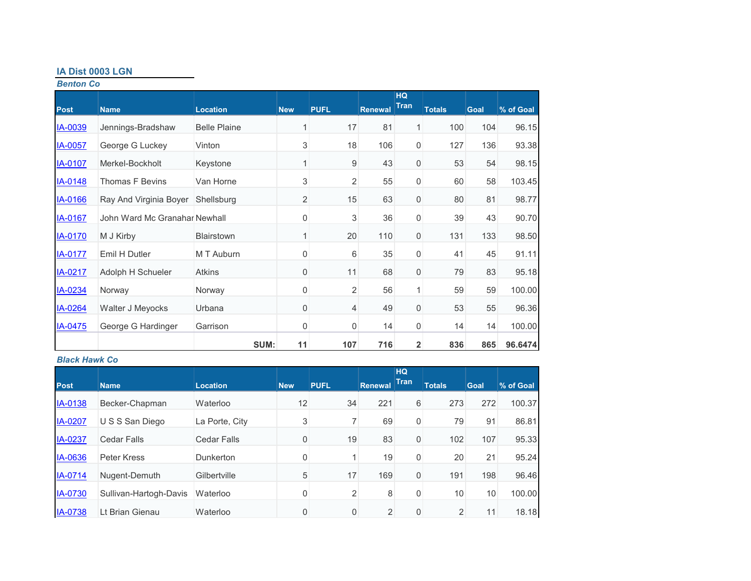## IA Dist 0003 LGN

### *Benton Co*

| Post | Name | Location | New | PUFL | Renewal | HQ Tran | Totals | Goal | % of Goal |
|---|---|---|---|---|---|---|---|---|---|
| IA-0039 | Jennings-Bradshaw | Belle Plaine | 1 | 17 | 81 | 1 | 100 | 104 | 96.15 |
| IA-0057 | George G Luckey | Vinton | 3 | 18 | 106 | 0 | 127 | 136 | 93.38 |
| IA-0107 | Merkel-Bockholt | Keystone | 1 | 9 | 43 | 0 | 53 | 54 | 98.15 |
| IA-0148 | Thomas F Bevins | Van Horne | 3 | 2 | 55 | 0 | 60 | 58 | 103.45 |
| IA-0166 | Ray And Virginia Boyer | Shellsburg | 2 | 15 | 63 | 0 | 80 | 81 | 98.77 |
| IA-0167 | John Ward Mc Granahar | Newhall | 0 | 3 | 36 | 0 | 39 | 43 | 90.70 |
| IA-0170 | M J Kirby | Blairstown | 1 | 20 | 110 | 0 | 131 | 133 | 98.50 |
| IA-0177 | Emil H Dutler | M T Auburn | 0 | 6 | 35 | 0 | 41 | 45 | 91.11 |
| IA-0217 | Adolph H Schueler | Atkins | 0 | 11 | 68 | 0 | 79 | 83 | 95.18 |
| IA-0234 | Norway | Norway | 0 | 2 | 56 | 1 | 59 | 59 | 100.00 |
| IA-0264 | Walter J Meyocks | Urbana | 0 | 4 | 49 | 0 | 53 | 55 | 96.36 |
| IA-0475 | George G Hardinger | Garrison | 0 | 0 | 14 | 0 | 14 | 14 | 100.00 |
| | | **SUM:** | **11** | **107** | **716** | **2** | **836** | **865** | **96.6474** |

### *Black Hawk Co*

| Post | Name | Location | New | PUFL | Renewal | HQ Tran | Totals | Goal | % of Goal |
|---|---|---|---|---|---|---|---|---|---|
| IA-0138 | Becker-Chapman | Waterloo | 12 | 34 | 221 | 6 | 273 | 272 | 100.37 |
| IA-0207 | U S S San Diego | La Porte, City | 3 | 7 | 69 | 0 | 79 | 91 | 86.81 |
| IA-0237 | Cedar Falls | Cedar Falls | 0 | 19 | 83 | 0 | 102 | 107 | 95.33 |
| IA-0636 | Peter Kress | Dunkerton | 0 | 1 | 19 | 0 | 20 | 21 | 95.24 |
| IA-0714 | Nugent-Demuth | Gilbertville | 5 | 17 | 169 | 0 | 191 | 198 | 96.46 |
| IA-0730 | Sullivan-Hartogh-Davis | Waterloo | 0 | 2 | 8 | 0 | 10 | 10 | 100.00 |
| IA-0738 | Lt Brian Gienau | Waterloo | 0 | 0 | 2 | 0 | 2 | 11 | 18.18 |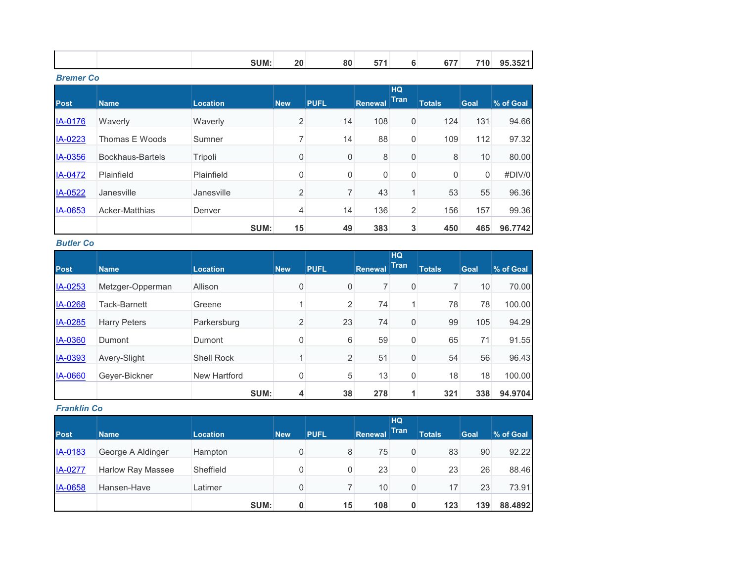|  |  | SUM: | 20 | 80 | 571 | 6 | 677 | 710 | 95.3521 |
|---|---|---|---|---|---|---|---|---|---|

***Bremer Co***

| Post | Name | Location | New | PUFL | Renewal | HQ Tran | Totals | Goal | % of Goal |
|---|---|---|---|---|---|---|---|---|---|
| IA-0176 | Waverly | Waverly | 2 | 14 | 108 | 0 | 124 | 131 | 94.66 |
| IA-0223 | Thomas E Woods | Sumner | 7 | 14 | 88 | 0 | 109 | 112 | 97.32 |
| IA-0356 | Bockhaus-Bartels | Tripoli | 0 | 0 | 8 | 0 | 8 | 10 | 80.00 |
| IA-0472 | Plainfield | Plainfield | 0 | 0 | 0 | 0 | 0 | 0 | #DIV/0 |
| IA-0522 | Janesville | Janesville | 2 | 7 | 43 | 1 | 53 | 55 | 96.36 |
| IA-0653 | Acker-Matthias | Denver | 4 | 14 | 136 | 2 | 156 | 157 | 99.36 |
|  |  | SUM: | 15 | 49 | 383 | 3 | 450 | 465 | 96.7742 |

***Butler Co***

| Post | Name | Location | New | PUFL | Renewal | HQ Tran | Totals | Goal | % of Goal |
|---|---|---|---|---|---|---|---|---|---|
| IA-0253 | Metzger-Opperman | Allison | 0 | 0 | 7 | 0 | 7 | 10 | 70.00 |
| IA-0268 | Tack-Barnett | Greene | 1 | 2 | 74 | 1 | 78 | 78 | 100.00 |
| IA-0285 | Harry Peters | Parkersburg | 2 | 23 | 74 | 0 | 99 | 105 | 94.29 |
| IA-0360 | Dumont | Dumont | 0 | 6 | 59 | 0 | 65 | 71 | 91.55 |
| IA-0393 | Avery-Slight | Shell Rock | 1 | 2 | 51 | 0 | 54 | 56 | 96.43 |
| IA-0660 | Geyer-Bickner | New Hartford | 0 | 5 | 13 | 0 | 18 | 18 | 100.00 |
|  |  | SUM: | 4 | 38 | 278 | 1 | 321 | 338 | 94.9704 |

***Franklin Co***

| Post | Name | Location | New | PUFL | Renewal | HQ Tran | Totals | Goal | % of Goal |
|---|---|---|---|---|---|---|---|---|---|
| IA-0183 | George A Aldinger | Hampton | 0 | 8 | 75 | 0 | 83 | 90 | 92.22 |
| IA-0277 | Harlow Ray Massee | Sheffield | 0 | 0 | 23 | 0 | 23 | 26 | 88.46 |
| IA-0658 | Hansen-Have | Latimer | 0 | 7 | 10 | 0 | 17 | 23 | 73.91 |
|  |  | SUM: | 0 | 15 | 108 | 0 | 123 | 139 | 88.4892 |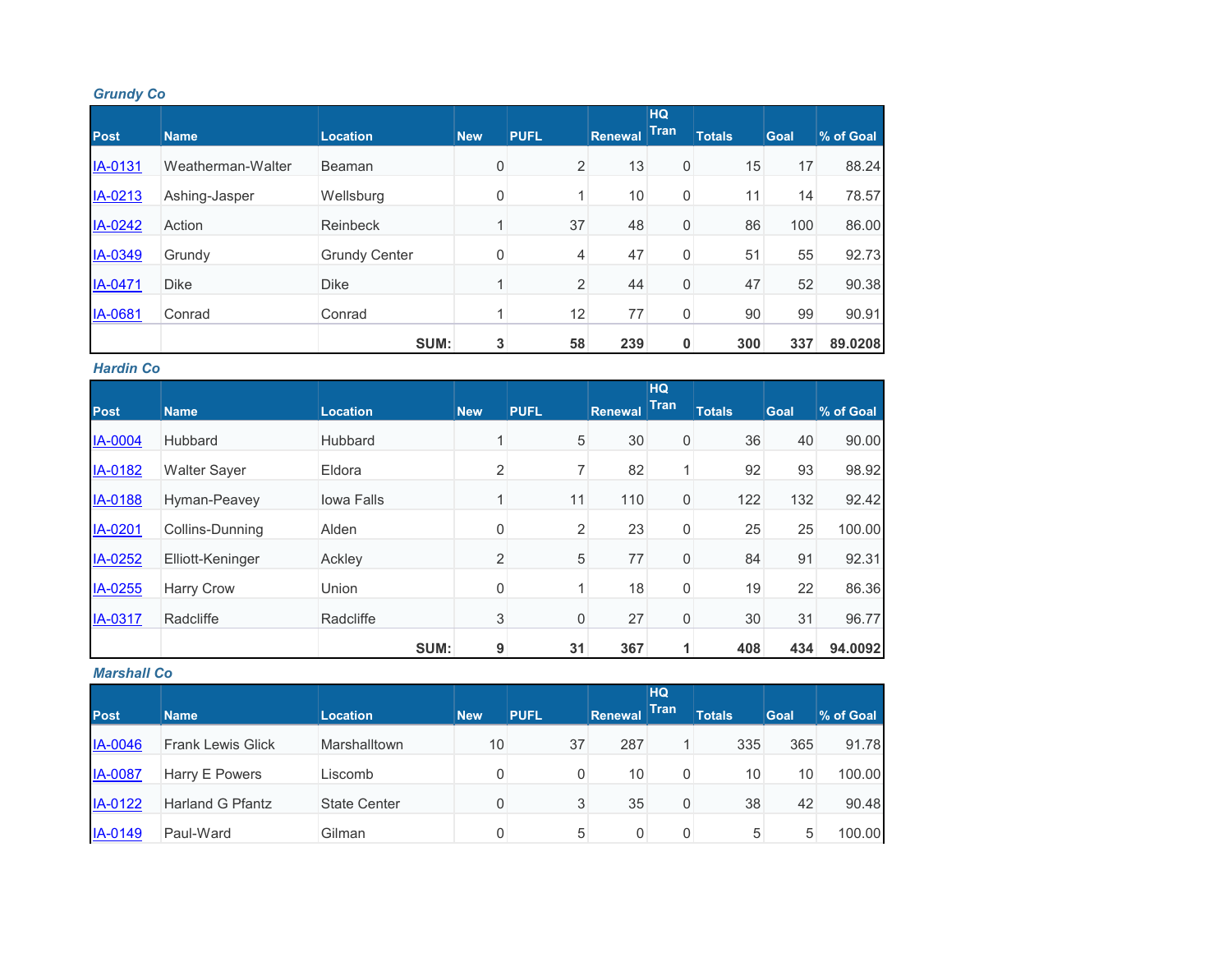### Grundy Co

| Post | Name | Location | New | PUFL | Renewal | HQ Tran | Totals | Goal | % of Goal |
|---|---|---|---|---|---|---|---|---|---|
| IA-0131 | Weatherman-Walter | Beaman | 0 | 2 | 13 | 0 | 15 | 17 | 88.24 |
| IA-0213 | Ashing-Jasper | Wellsburg | 0 | 1 | 10 | 0 | 11 | 14 | 78.57 |
| IA-0242 | Action | Reinbeck | 1 | 37 | 48 | 0 | 86 | 100 | 86.00 |
| IA-0349 | Grundy | Grundy Center | 0 | 4 | 47 | 0 | 51 | 55 | 92.73 |
| IA-0471 | Dike | Dike | 1 | 2 | 44 | 0 | 47 | 52 | 90.38 |
| IA-0681 | Conrad | Conrad | 1 | 12 | 77 | 0 | 90 | 99 | 90.91 |
| | | **SUM:** | **3** | **58** | **239** | **0** | **300** | **337** | **89.0208** |

### Hardin Co

| Post | Name | Location | New | PUFL | Renewal | HQ Tran | Totals | Goal | % of Goal |
|---|---|---|---|---|---|---|---|---|---|
| IA-0004 | Hubbard | Hubbard | 1 | 5 | 30 | 0 | 36 | 40 | 90.00 |
| IA-0182 | Walter Sayer | Eldora | 2 | 7 | 82 | 1 | 92 | 93 | 98.92 |
| IA-0188 | Hyman-Peavey | Iowa Falls | 1 | 11 | 110 | 0 | 122 | 132 | 92.42 |
| IA-0201 | Collins-Dunning | Alden | 0 | 2 | 23 | 0 | 25 | 25 | 100.00 |
| IA-0252 | Elliott-Keninger | Ackley | 2 | 5 | 77 | 0 | 84 | 91 | 92.31 |
| IA-0255 | Harry Crow | Union | 0 | 1 | 18 | 0 | 19 | 22 | 86.36 |
| IA-0317 | Radcliffe | Radcliffe | 3 | 0 | 27 | 0 | 30 | 31 | 96.77 |
| | | **SUM:** | **9** | **31** | **367** | **1** | **408** | **434** | **94.0092** |

### Marshall Co

| Post | Name | Location | New | PUFL | Renewal | HQ Tran | Totals | Goal | % of Goal |
|---|---|---|---|---|---|---|---|---|---|
| IA-0046 | Frank Lewis Glick | Marshalltown | 10 | 37 | 287 | 1 | 335 | 365 | 91.78 |
| IA-0087 | Harry E Powers | Liscomb | 0 | 0 | 10 | 0 | 10 | 10 | 100.00 |
| IA-0122 | Harland G Pfantz | State Center | 0 | 3 | 35 | 0 | 38 | 42 | 90.48 |
| IA-0149 | Paul-Ward | Gilman | 0 | 5 | 0 | 0 | 5 | 5 | 100.00 |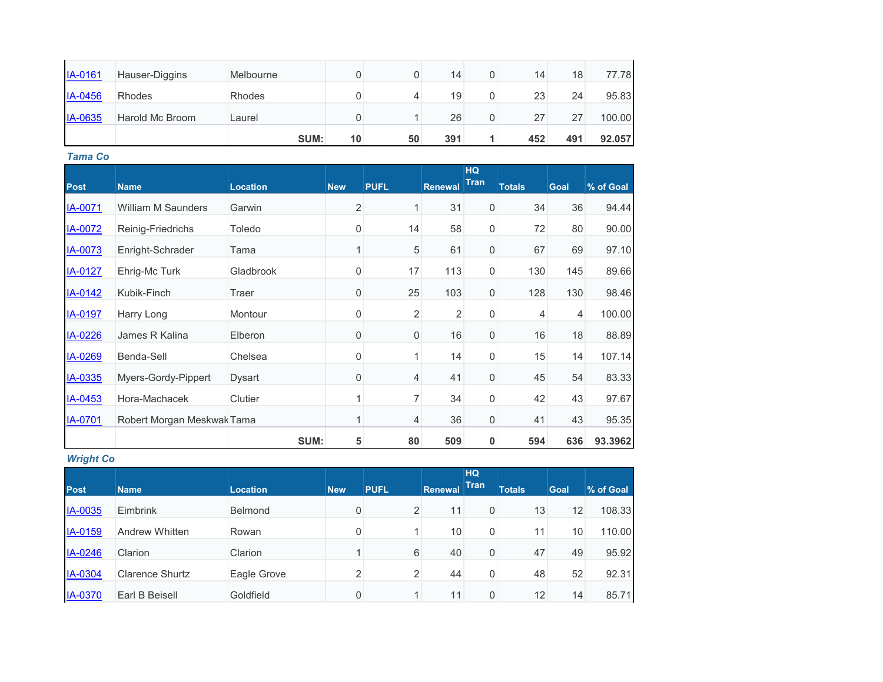| Post | Name | Location | New | PUFL | Renewal | HQ Tran | Totals | Goal | % of Goal |
|---|---|---|---|---|---|---|---|---|---|
| IA-0161 | Hauser-Diggins | Melbourne | 0 | 0 | 14 | 0 | 14 | 18 | 77.78 |
| IA-0456 | Rhodes | Rhodes | 0 | 4 | 19 | 0 | 23 | 24 | 95.83 |
| IA-0635 | Harold Mc Broom | Laurel | 0 | 1 | 26 | 0 | 27 | 27 | 100.00 |
| | | **SUM:** | **10** | **50** | **391** | **1** | **452** | **491** | **92.057** |

### *Tama Co*

| Post | Name | Location | New | PUFL | Renewal | HQ Tran | Totals | Goal | % of Goal |
|---|---|---|---|---|---|---|---|---|---|
| IA-0071 | William M Saunders | Garwin | 2 | 1 | 31 | 0 | 34 | 36 | 94.44 |
| IA-0072 | Reinig-Friedrichs | Toledo | 0 | 14 | 58 | 0 | 72 | 80 | 90.00 |
| IA-0073 | Enright-Schrader | Tama | 1 | 5 | 61 | 0 | 67 | 69 | 97.10 |
| IA-0127 | Ehrig-Mc Turk | Gladbrook | 0 | 17 | 113 | 0 | 130 | 145 | 89.66 |
| IA-0142 | Kubik-Finch | Traer | 0 | 25 | 103 | 0 | 128 | 130 | 98.46 |
| IA-0197 | Harry Long | Montour | 0 | 2 | 2 | 0 | 4 | 4 | 100.00 |
| IA-0226 | James R Kalina | Elberon | 0 | 0 | 16 | 0 | 16 | 18 | 88.89 |
| IA-0269 | Benda-Sell | Chelsea | 0 | 1 | 14 | 0 | 15 | 14 | 107.14 |
| IA-0335 | Myers-Gordy-Pippert | Dysart | 0 | 4 | 41 | 0 | 45 | 54 | 83.33 |
| IA-0453 | Hora-Machacek | Clutier | 1 | 7 | 34 | 0 | 42 | 43 | 97.67 |
| IA-0701 | Robert Morgan Meskwak | Tama | 1 | 4 | 36 | 0 | 41 | 43 | 95.35 |
| | | **SUM:** | **5** | **80** | **509** | **0** | **594** | **636** | **93.3962** |

### *Wright Co*

| Post | Name | Location | New | PUFL | Renewal | HQ Tran | Totals | Goal | % of Goal |
|---|---|---|---|---|---|---|---|---|---|
| IA-0035 | Eimbrink | Belmond | 0 | 2 | 11 | 0 | 13 | 12 | 108.33 |
| IA-0159 | Andrew Whitten | Rowan | 0 | 1 | 10 | 0 | 11 | 10 | 110.00 |
| IA-0246 | Clarion | Clarion | 1 | 6 | 40 | 0 | 47 | 49 | 95.92 |
| IA-0304 | Clarence Shurtz | Eagle Grove | 2 | 2 | 44 | 0 | 48 | 52 | 92.31 |
| IA-0370 | Earl B Beisell | Goldfield | 0 | 1 | 11 | 0 | 12 | 14 | 85.71 |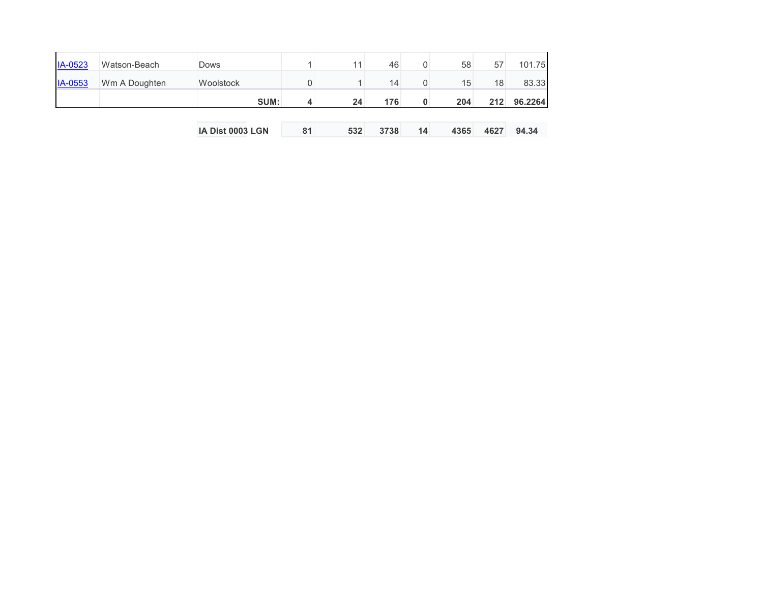| | | | | | | | | | |
|---|---|---|---|---|---|---|---|---|---|
| IA-0523 | Watson-Beach | Dows | 1 | 11 | 46 | 0 | 58 | 57 | 101.75 |
| IA-0553 | Wm A Doughten | Woolstock | 0 | 1 | 14 | 0 | 15 | 18 | 83.33 |
| | | **SUM:** | **4** | **24** | **176** | **0** | **204** | **212** | **96.2264** |

| | | | | | | | |
|---|---|---|---|---|---|---|---|
| **IA Dist 0003 LGN** | **81** | **532** | **3738** | **14** | **4365** | **4627** | **94.34** |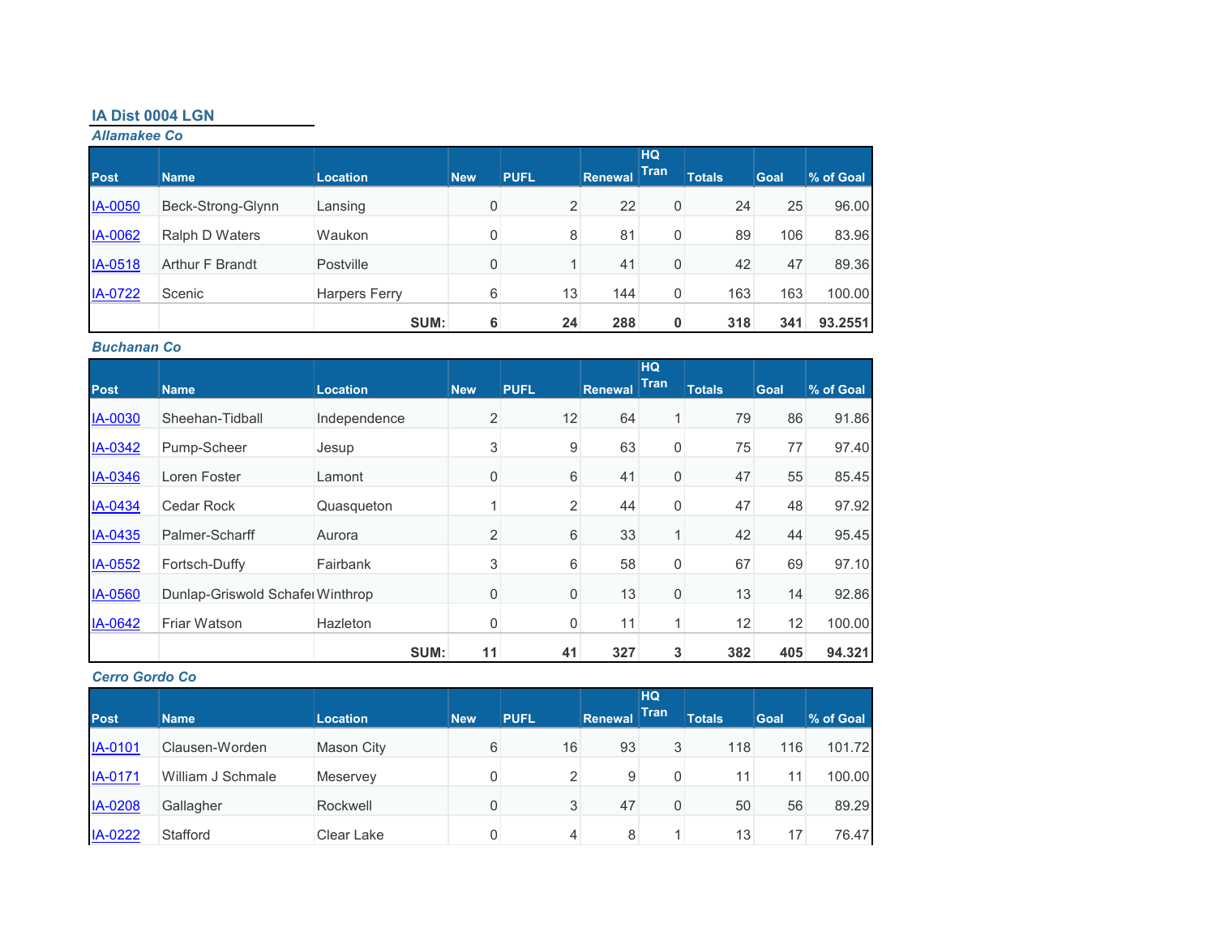## IA Dist 0004 LGN

### *Allamakee Co*

| Post | Name | Location | New | PUFL | Renewal | HQ Tran | Totals | Goal | % of Goal |
|---|---|---|---|---|---|---|---|---|---|
| IA-0050 | Beck-Strong-Glynn | Lansing | 0 | 2 | 22 | 0 | 24 | 25 | 96.00 |
| IA-0062 | Ralph D Waters | Waukon | 0 | 8 | 81 | 0 | 89 | 106 | 83.96 |
| IA-0518 | Arthur F Brandt | Postville | 0 | 1 | 41 | 0 | 42 | 47 | 89.36 |
| IA-0722 | Scenic | Harpers Ferry | 6 | 13 | 144 | 0 | 163 | 163 | 100.00 |
| | | **SUM:** | **6** | **24** | **288** | **0** | **318** | **341** | **93.2551** |

### *Buchanan Co*

| Post | Name | Location | New | PUFL | Renewal | HQ Tran | Totals | Goal | % of Goal |
|---|---|---|---|---|---|---|---|---|---|
| IA-0030 | Sheehan-Tidball | Independence | 2 | 12 | 64 | 1 | 79 | 86 | 91.86 |
| IA-0342 | Pump-Scheer | Jesup | 3 | 9 | 63 | 0 | 75 | 77 | 97.40 |
| IA-0346 | Loren Foster | Lamont | 0 | 6 | 41 | 0 | 47 | 55 | 85.45 |
| IA-0434 | Cedar Rock | Quasqueton | 1 | 2 | 44 | 0 | 47 | 48 | 97.92 |
| IA-0435 | Palmer-Scharff | Aurora | 2 | 6 | 33 | 1 | 42 | 44 | 95.45 |
| IA-0552 | Fortsch-Duffy | Fairbank | 3 | 6 | 58 | 0 | 67 | 69 | 97.10 |
| IA-0560 | Dunlap-Griswold Schafer | Winthrop | 0 | 0 | 13 | 0 | 13 | 14 | 92.86 |
| IA-0642 | Friar Watson | Hazleton | 0 | 0 | 11 | 1 | 12 | 12 | 100.00 |
| | | **SUM:** | **11** | **41** | **327** | **3** | **382** | **405** | **94.321** |

### *Cerro Gordo Co*

| Post | Name | Location | New | PUFL | Renewal | HQ Tran | Totals | Goal | % of Goal |
|---|---|---|---|---|---|---|---|---|---|
| IA-0101 | Clausen-Worden | Mason City | 6 | 16 | 93 | 3 | 118 | 116 | 101.72 |
| IA-0171 | William J Schmale | Meservey | 0 | 2 | 9 | 0 | 11 | 11 | 100.00 |
| IA-0208 | Gallagher | Rockwell | 0 | 3 | 47 | 0 | 50 | 56 | 89.29 |
| IA-0222 | Stafford | Clear Lake | 0 | 4 | 8 | 1 | 13 | 17 | 76.47 |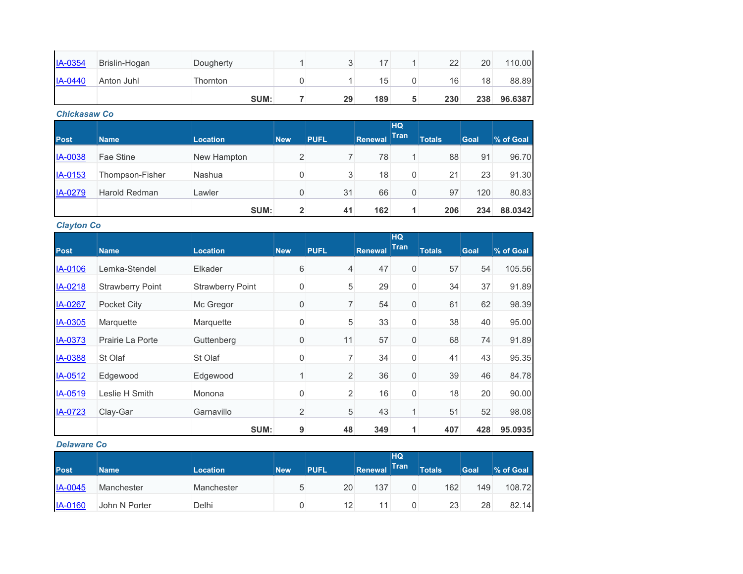| | | | | | | | | | |
|---|---|---|---|---|---|---|---|---|---|
| IA-0354 | Brislin-Hogan | Dougherty | 1 | 3 | 17 | 1 | 22 | 20 | 110.00 |
| IA-0440 | Anton Juhl | Thornton | 0 | 1 | 15 | 0 | 16 | 18 | 88.89 |
| | | **SUM:** | **7** | **29** | **189** | **5** | **230** | **238** | **96.6387** |

***Chickasaw Co***

| Post | Name | Location | New | PUFL | Renewal | HQ Tran | Totals | Goal | % of Goal |
|---|---|---|---|---|---|---|---|---|---|
| IA-0038 | Fae Stine | New Hampton | 2 | 7 | 78 | 1 | 88 | 91 | 96.70 |
| IA-0153 | Thompson-Fisher | Nashua | 0 | 3 | 18 | 0 | 21 | 23 | 91.30 |
| IA-0279 | Harold Redman | Lawler | 0 | 31 | 66 | 0 | 97 | 120 | 80.83 |
| | | **SUM:** | **2** | **41** | **162** | **1** | **206** | **234** | **88.0342** |

***Clayton Co***

| Post | Name | Location | New | PUFL | Renewal | HQ Tran | Totals | Goal | % of Goal |
|---|---|---|---|---|---|---|---|---|---|
| IA-0106 | Lemka-Stendel | Elkader | 6 | 4 | 47 | 0 | 57 | 54 | 105.56 |
| IA-0218 | Strawberry Point | Strawberry Point | 0 | 5 | 29 | 0 | 34 | 37 | 91.89 |
| IA-0267 | Pocket City | Mc Gregor | 0 | 7 | 54 | 0 | 61 | 62 | 98.39 |
| IA-0305 | Marquette | Marquette | 0 | 5 | 33 | 0 | 38 | 40 | 95.00 |
| IA-0373 | Prairie La Porte | Guttenberg | 0 | 11 | 57 | 0 | 68 | 74 | 91.89 |
| IA-0388 | St Olaf | St Olaf | 0 | 7 | 34 | 0 | 41 | 43 | 95.35 |
| IA-0512 | Edgewood | Edgewood | 1 | 2 | 36 | 0 | 39 | 46 | 84.78 |
| IA-0519 | Leslie H Smith | Monona | 0 | 2 | 16 | 0 | 18 | 20 | 90.00 |
| IA-0723 | Clay-Gar | Garnavillo | 2 | 5 | 43 | 1 | 51 | 52 | 98.08 |
| | | **SUM:** | **9** | **48** | **349** | **1** | **407** | **428** | **95.0935** |

***Delaware Co***

| Post | Name | Location | New | PUFL | Renewal | HQ Tran | Totals | Goal | % of Goal |
|---|---|---|---|---|---|---|---|---|---|
| IA-0045 | Manchester | Manchester | 5 | 20 | 137 | 0 | 162 | 149 | 108.72 |
| IA-0160 | John N Porter | Delhi | 0 | 12 | 11 | 0 | 23 | 28 | 82.14 |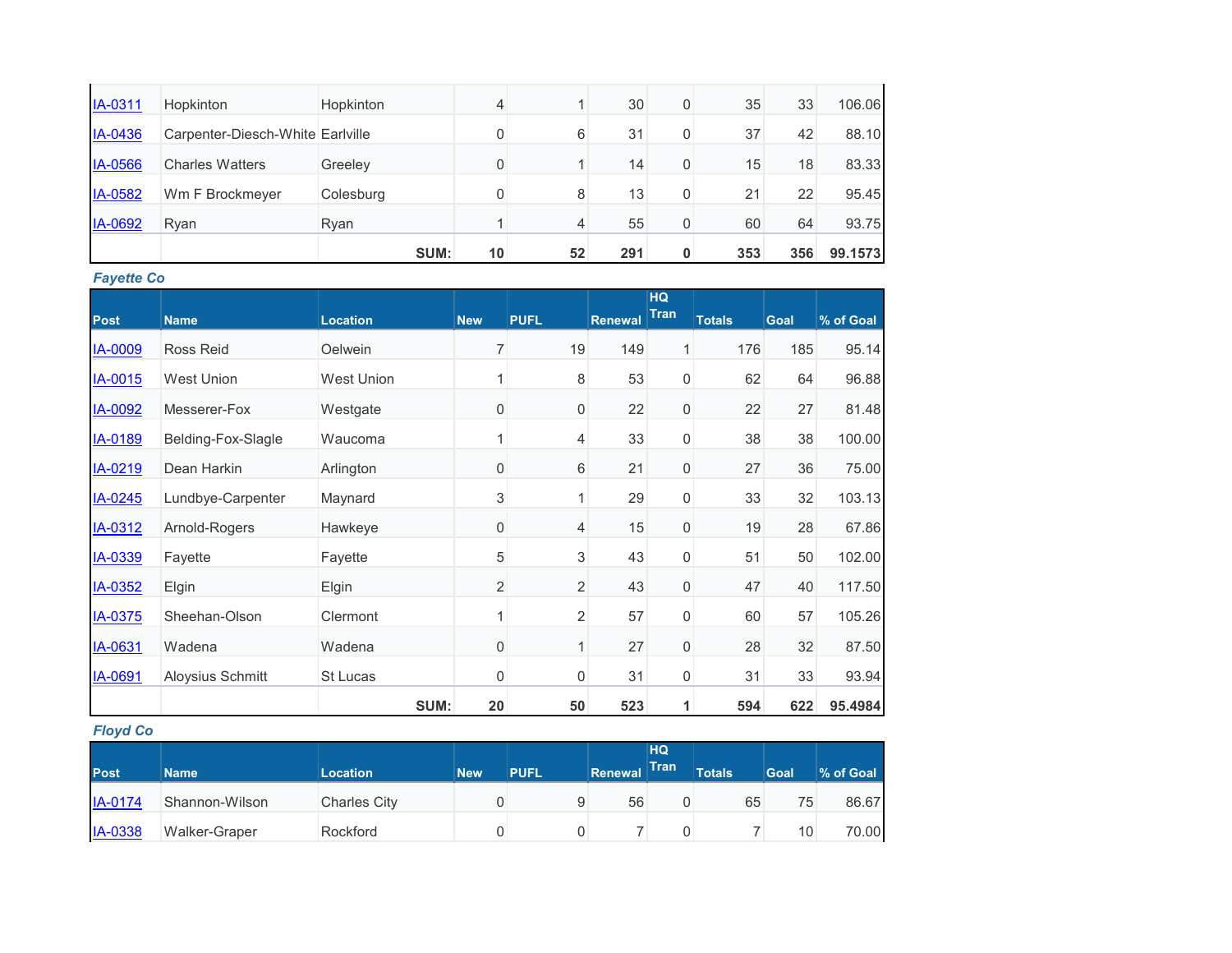| | | | | | | | | | |
|---|---|---|---|---|---|---|---|---|---|
| IA-0311 | Hopkinton | Hopkinton | 4 | 1 | 30 | 0 | 35 | 33 | 106.06 |
| IA-0436 | Carpenter-Diesch-White | Earlville | 0 | 6 | 31 | 0 | 37 | 42 | 88.10 |
| IA-0566 | Charles Watters | Greeley | 0 | 1 | 14 | 0 | 15 | 18 | 83.33 |
| IA-0582 | Wm F Brockmeyer | Colesburg | 0 | 8 | 13 | 0 | 21 | 22 | 95.45 |
| IA-0692 | Ryan | Ryan | 1 | 4 | 55 | 0 | 60 | 64 | 93.75 |
| | | **SUM:** | **10** | **52** | **291** | **0** | **353** | **356** | **99.1573** |

***Fayette Co***

| Post | Name | Location | New | PUFL | Renewal | HQ Tran | Totals | Goal | % of Goal |
|---|---|---|---|---|---|---|---|---|---|
| IA-0009 | Ross Reid | Oelwein | 7 | 19 | 149 | 1 | 176 | 185 | 95.14 |
| IA-0015 | West Union | West Union | 1 | 8 | 53 | 0 | 62 | 64 | 96.88 |
| IA-0092 | Messerer-Fox | Westgate | 0 | 0 | 22 | 0 | 22 | 27 | 81.48 |
| IA-0189 | Belding-Fox-Slagle | Waucoma | 1 | 4 | 33 | 0 | 38 | 38 | 100.00 |
| IA-0219 | Dean Harkin | Arlington | 0 | 6 | 21 | 0 | 27 | 36 | 75.00 |
| IA-0245 | Lundbye-Carpenter | Maynard | 3 | 1 | 29 | 0 | 33 | 32 | 103.13 |
| IA-0312 | Arnold-Rogers | Hawkeye | 0 | 4 | 15 | 0 | 19 | 28 | 67.86 |
| IA-0339 | Fayette | Fayette | 5 | 3 | 43 | 0 | 51 | 50 | 102.00 |
| IA-0352 | Elgin | Elgin | 2 | 2 | 43 | 0 | 47 | 40 | 117.50 |
| IA-0375 | Sheehan-Olson | Clermont | 1 | 2 | 57 | 0 | 60 | 57 | 105.26 |
| IA-0631 | Wadena | Wadena | 0 | 1 | 27 | 0 | 28 | 32 | 87.50 |
| IA-0691 | Aloysius Schmitt | St Lucas | 0 | 0 | 31 | 0 | 31 | 33 | 93.94 |
| | | **SUM:** | **20** | **50** | **523** | **1** | **594** | **622** | **95.4984** |

***Floyd Co***

| Post | Name | Location | New | PUFL | Renewal | HQ Tran | Totals | Goal | % of Goal |
|---|---|---|---|---|---|---|---|---|---|
| IA-0174 | Shannon-Wilson | Charles City | 0 | 9 | 56 | 0 | 65 | 75 | 86.67 |
| IA-0338 | Walker-Graper | Rockford | 0 | 0 | 7 | 0 | 7 | 10 | 70.00 |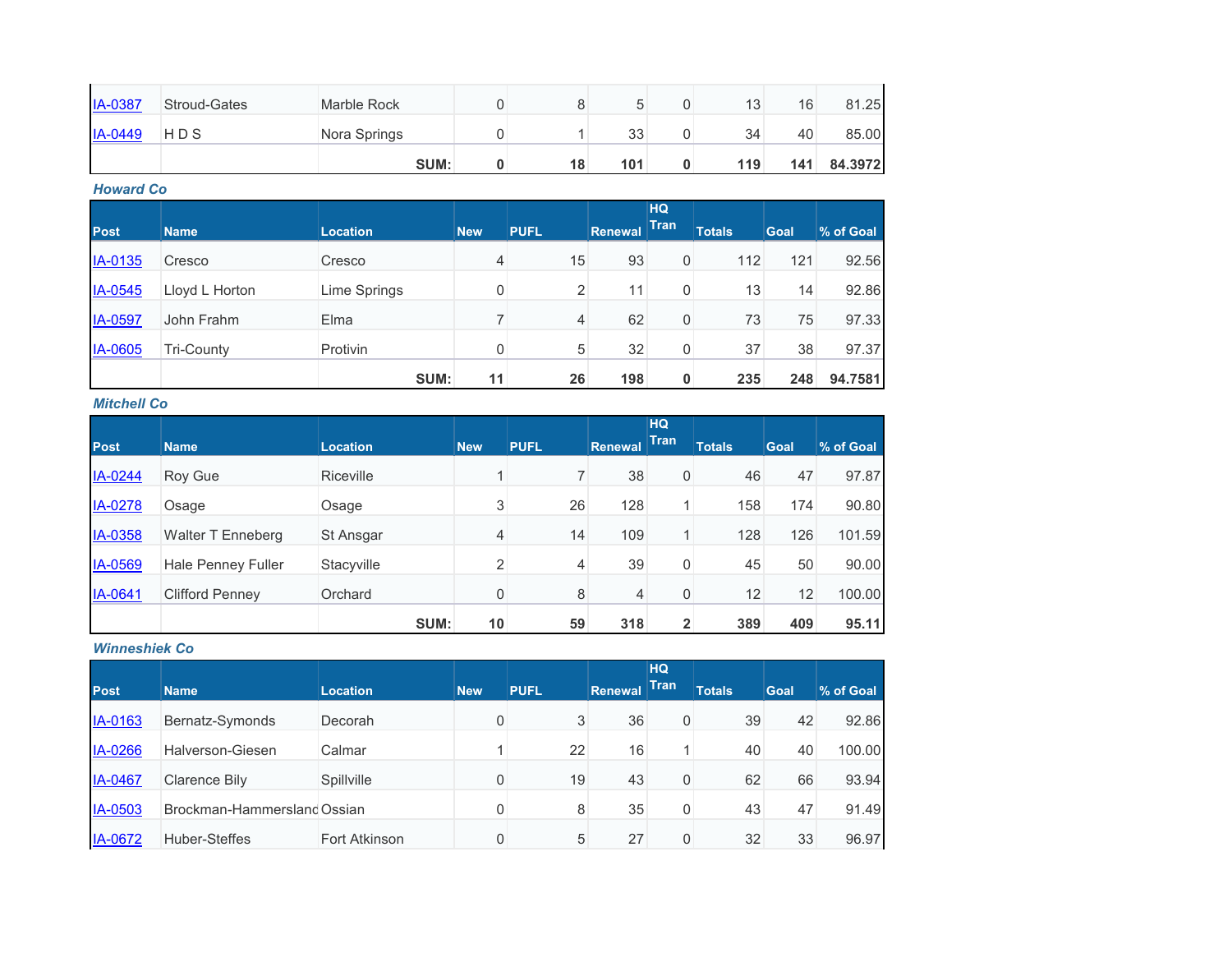| | | | | | | | | | |
|---|---|---|---|---|---|---|---|---|---|
| IA-0387 | Stroud-Gates | Marble Rock | 0 | 8 | 5 | 0 | 13 | 16 | 81.25 |
| IA-0449 | H D S | Nora Springs | 0 | 1 | 33 | 0 | 34 | 40 | 85.00 |
| | | **SUM:** | **0** | **18** | **101** | **0** | **119** | **141** | **84.3972** |

***Howard Co***

| Post | Name | Location | New | PUFL | Renewal | HQ Tran | Totals | Goal | % of Goal |
|---|---|---|---|---|---|---|---|---|---|
| IA-0135 | Cresco | Cresco | 4 | 15 | 93 | 0 | 112 | 121 | 92.56 |
| IA-0545 | Lloyd L Horton | Lime Springs | 0 | 2 | 11 | 0 | 13 | 14 | 92.86 |
| IA-0597 | John Frahm | Elma | 7 | 4 | 62 | 0 | 73 | 75 | 97.33 |
| IA-0605 | Tri-County | Protivin | 0 | 5 | 32 | 0 | 37 | 38 | 97.37 |
| | | **SUM:** | **11** | **26** | **198** | **0** | **235** | **248** | **94.7581** |

***Mitchell Co***

| Post | Name | Location | New | PUFL | Renewal | HQ Tran | Totals | Goal | % of Goal |
|---|---|---|---|---|---|---|---|---|---|
| IA-0244 | Roy Gue | Riceville | 1 | 7 | 38 | 0 | 46 | 47 | 97.87 |
| IA-0278 | Osage | Osage | 3 | 26 | 128 | 1 | 158 | 174 | 90.80 |
| IA-0358 | Walter T Enneberg | St Ansgar | 4 | 14 | 109 | 1 | 128 | 126 | 101.59 |
| IA-0569 | Hale Penney Fuller | Stacyville | 2 | 4 | 39 | 0 | 45 | 50 | 90.00 |
| IA-0641 | Clifford Penney | Orchard | 0 | 8 | 4 | 0 | 12 | 12 | 100.00 |
| | | **SUM:** | **10** | **59** | **318** | **2** | **389** | **409** | **95.11** |

***Winneshiek Co***

| Post | Name | Location | New | PUFL | Renewal | HQ Tran | Totals | Goal | % of Goal |
|---|---|---|---|---|---|---|---|---|---|
| IA-0163 | Bernatz-Symonds | Decorah | 0 | 3 | 36 | 0 | 39 | 42 | 92.86 |
| IA-0266 | Halverson-Giesen | Calmar | 1 | 22 | 16 | 1 | 40 | 40 | 100.00 |
| IA-0467 | Clarence Bily | Spillville | 0 | 19 | 43 | 0 | 62 | 66 | 93.94 |
| IA-0503 | Brockman-Hammerslanc | Ossian | 0 | 8 | 35 | 0 | 43 | 47 | 91.49 |
| IA-0672 | Huber-Steffes | Fort Atkinson | 0 | 5 | 27 | 0 | 32 | 33 | 96.97 |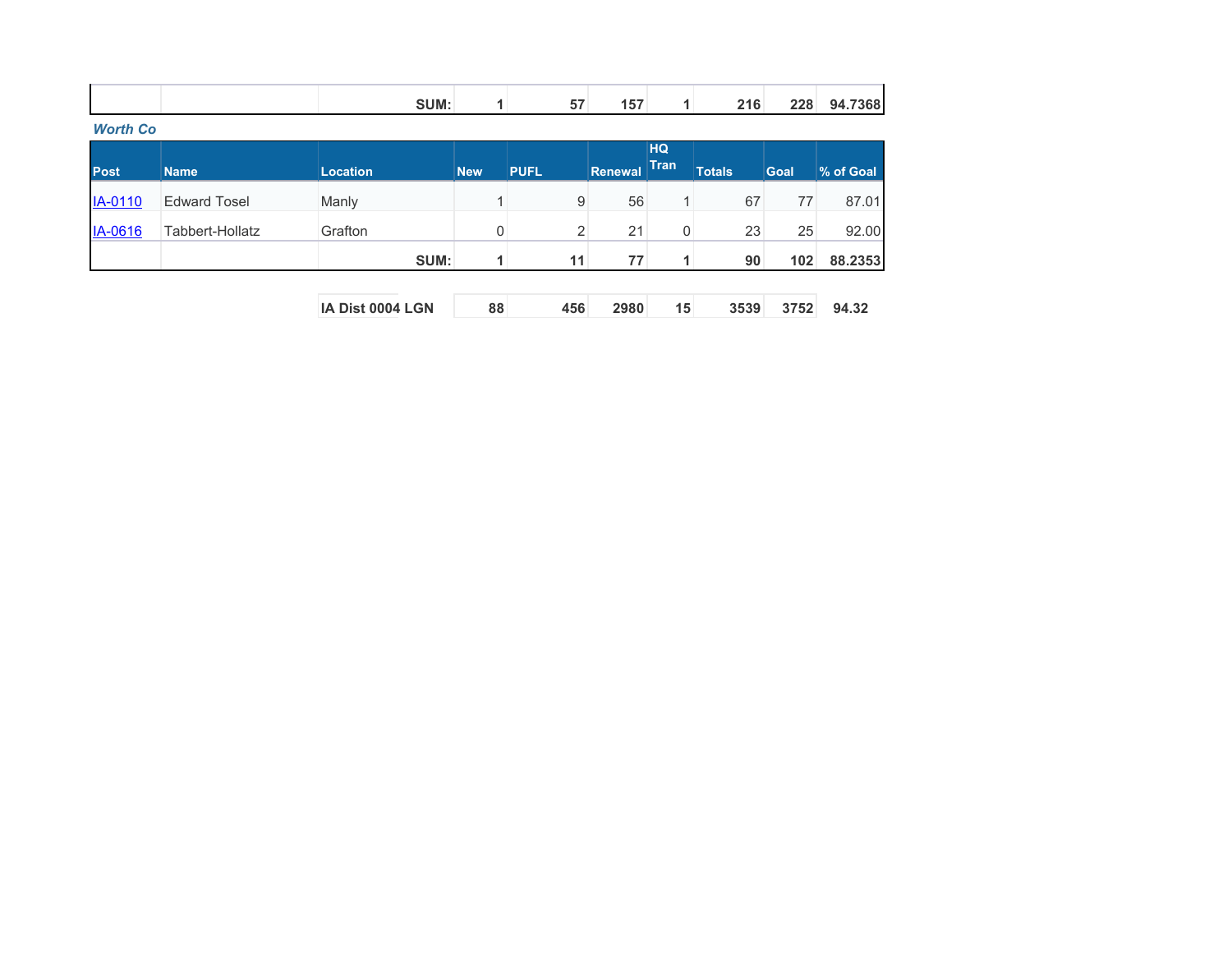| | | SUM: | 1 | 57 | 157 | 1 | 216 | 228 | 94.7368 |
|---|---|---|---|---|---|---|---|---|---|

***Worth Co***

| Post | Name | Location | New | PUFL | Renewal | HQ Tran | Totals | Goal | % of Goal |
|---|---|---|---|---|---|---|---|---|---|
| IA-0110 | Edward Tosel | Manly | 1 | 9 | 56 | 1 | 67 | 77 | 87.01 |
| IA-0616 | Tabbert-Hollatz | Grafton | 0 | 2 | 21 | 0 | 23 | 25 | 92.00 |
| | | **SUM:** | **1** | **11** | **77** | **1** | **90** | **102** | **88.2353** |

| IA Dist 0004 LGN | 88 | 456 | 2980 | 15 | 3539 | 3752 | 94.32 |
|---|---|---|---|---|---|---|---|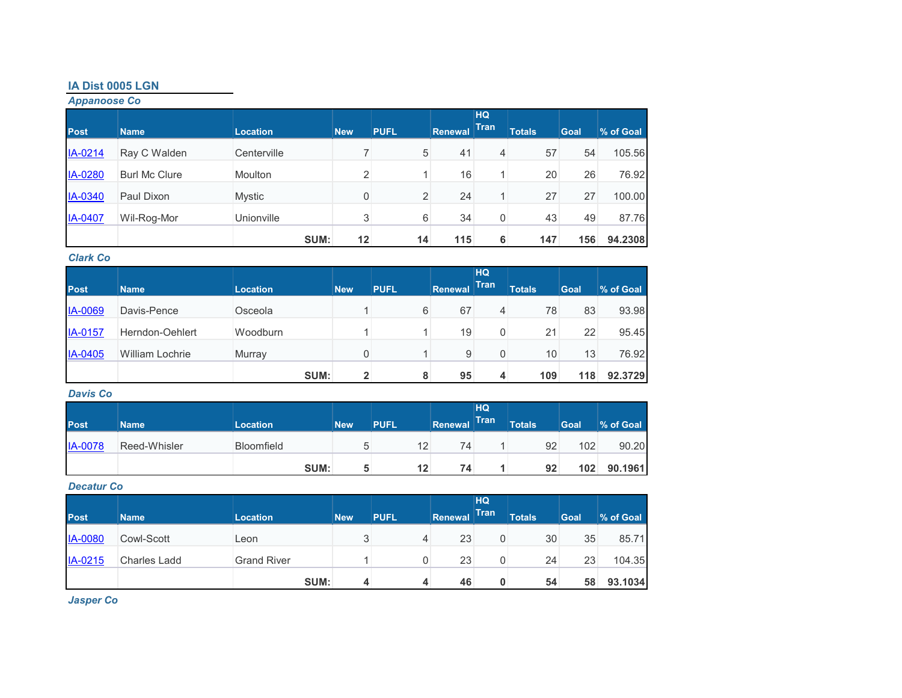## IA Dist 0005 LGN

### *Appanoose Co*

| Post | Name | Location | New | PUFL | Renewal | HQ Tran | Totals | Goal | % of Goal |
|---|---|---|---|---|---|---|---|---|---|
| IA-0214 | Ray C Walden | Centerville | 7 | 5 | 41 | 4 | 57 | 54 | 105.56 |
| IA-0280 | Burl Mc Clure | Moulton | 2 | 1 | 16 | 1 | 20 | 26 | 76.92 |
| IA-0340 | Paul Dixon | Mystic | 0 | 2 | 24 | 1 | 27 | 27 | 100.00 |
| IA-0407 | Wil-Rog-Mor | Unionville | 3 | 6 | 34 | 0 | 43 | 49 | 87.76 |
| | | **SUM:** | **12** | **14** | **115** | **6** | **147** | **156** | **94.2308** |

### *Clark Co*

| Post | Name | Location | New | PUFL | Renewal | HQ Tran | Totals | Goal | % of Goal |
|---|---|---|---|---|---|---|---|---|---|
| IA-0069 | Davis-Pence | Osceola | 1 | 6 | 67 | 4 | 78 | 83 | 93.98 |
| IA-0157 | Herndon-Oehlert | Woodburn | 1 | 1 | 19 | 0 | 21 | 22 | 95.45 |
| IA-0405 | William Lochrie | Murray | 0 | 1 | 9 | 0 | 10 | 13 | 76.92 |
| | | **SUM:** | **2** | **8** | **95** | **4** | **109** | **118** | **92.3729** |

### *Davis Co*

| Post | Name | Location | New | PUFL | Renewal | HQ Tran | Totals | Goal | % of Goal |
|---|---|---|---|---|---|---|---|---|---|
| IA-0078 | Reed-Whisler | Bloomfield | 5 | 12 | 74 | 1 | 92 | 102 | 90.20 |
| | | **SUM:** | **5** | **12** | **74** | **1** | **92** | **102** | **90.1961** |

### *Decatur Co*

| Post | Name | Location | New | PUFL | Renewal | HQ Tran | Totals | Goal | % of Goal |
|---|---|---|---|---|---|---|---|---|---|
| IA-0080 | Cowl-Scott | Leon | 3 | 4 | 23 | 0 | 30 | 35 | 85.71 |
| IA-0215 | Charles Ladd | Grand River | 1 | 0 | 23 | 0 | 24 | 23 | 104.35 |
| | | **SUM:** | **4** | **4** | **46** | **0** | **54** | **58** | **93.1034** |

### *Jasper Co*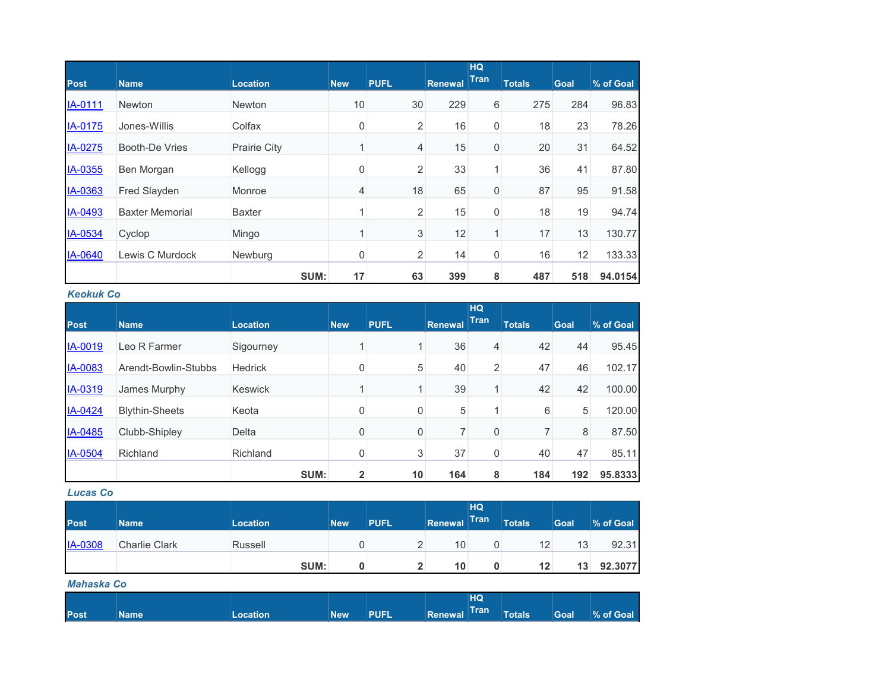| Post | Name | Location | New | PUFL | Renewal | HQ Tran | Totals | Goal | % of Goal |
|---|---|---|---|---|---|---|---|---|---|
| IA-0111 | Newton | Newton | 10 | 30 | 229 | 6 | 275 | 284 | 96.83 |
| IA-0175 | Jones-Willis | Colfax | 0 | 2 | 16 | 0 | 18 | 23 | 78.26 |
| IA-0275 | Booth-De Vries | Prairie City | 1 | 4 | 15 | 0 | 20 | 31 | 64.52 |
| IA-0355 | Ben Morgan | Kellogg | 0 | 2 | 33 | 1 | 36 | 41 | 87.80 |
| IA-0363 | Fred Slayden | Monroe | 4 | 18 | 65 | 0 | 87 | 95 | 91.58 |
| IA-0493 | Baxter Memorial | Baxter | 1 | 2 | 15 | 0 | 18 | 19 | 94.74 |
| IA-0534 | Cyclop | Mingo | 1 | 3 | 12 | 1 | 17 | 13 | 130.77 |
| IA-0640 | Lewis C Murdock | Newburg | 0 | 2 | 14 | 0 | 16 | 12 | 133.33 |
| | | **SUM:** | **17** | **63** | **399** | **8** | **487** | **518** | **94.0154** |

***Keokuk Co***

| Post | Name | Location | New | PUFL | Renewal | HQ Tran | Totals | Goal | % of Goal |
|---|---|---|---|---|---|---|---|---|---|
| IA-0019 | Leo R Farmer | Sigourney | 1 | 1 | 36 | 4 | 42 | 44 | 95.45 |
| IA-0083 | Arendt-Bowlin-Stubbs | Hedrick | 0 | 5 | 40 | 2 | 47 | 46 | 102.17 |
| IA-0319 | James Murphy | Keswick | 1 | 1 | 39 | 1 | 42 | 42 | 100.00 |
| IA-0424 | Blythin-Sheets | Keota | 0 | 0 | 5 | 1 | 6 | 5 | 120.00 |
| IA-0485 | Clubb-Shipley | Delta | 0 | 0 | 7 | 0 | 7 | 8 | 87.50 |
| IA-0504 | Richland | Richland | 0 | 3 | 37 | 0 | 40 | 47 | 85.11 |
| | | **SUM:** | **2** | **10** | **164** | **8** | **184** | **192** | **95.8333** |

***Lucas Co***

| Post | Name | Location | New | PUFL | Renewal | HQ Tran | Totals | Goal | % of Goal |
|---|---|---|---|---|---|---|---|---|---|
| IA-0308 | Charlie Clark | Russell | 0 | 2 | 10 | 0 | 12 | 13 | 92.31 |
| | | **SUM:** | **0** | **2** | **10** | **0** | **12** | **13** | **92.3077** |

***Mahaska Co***

| Post | Name | Location | New | PUFL | Renewal | HQ Tran | Totals | Goal | % of Goal |
|---|---|---|---|---|---|---|---|---|---|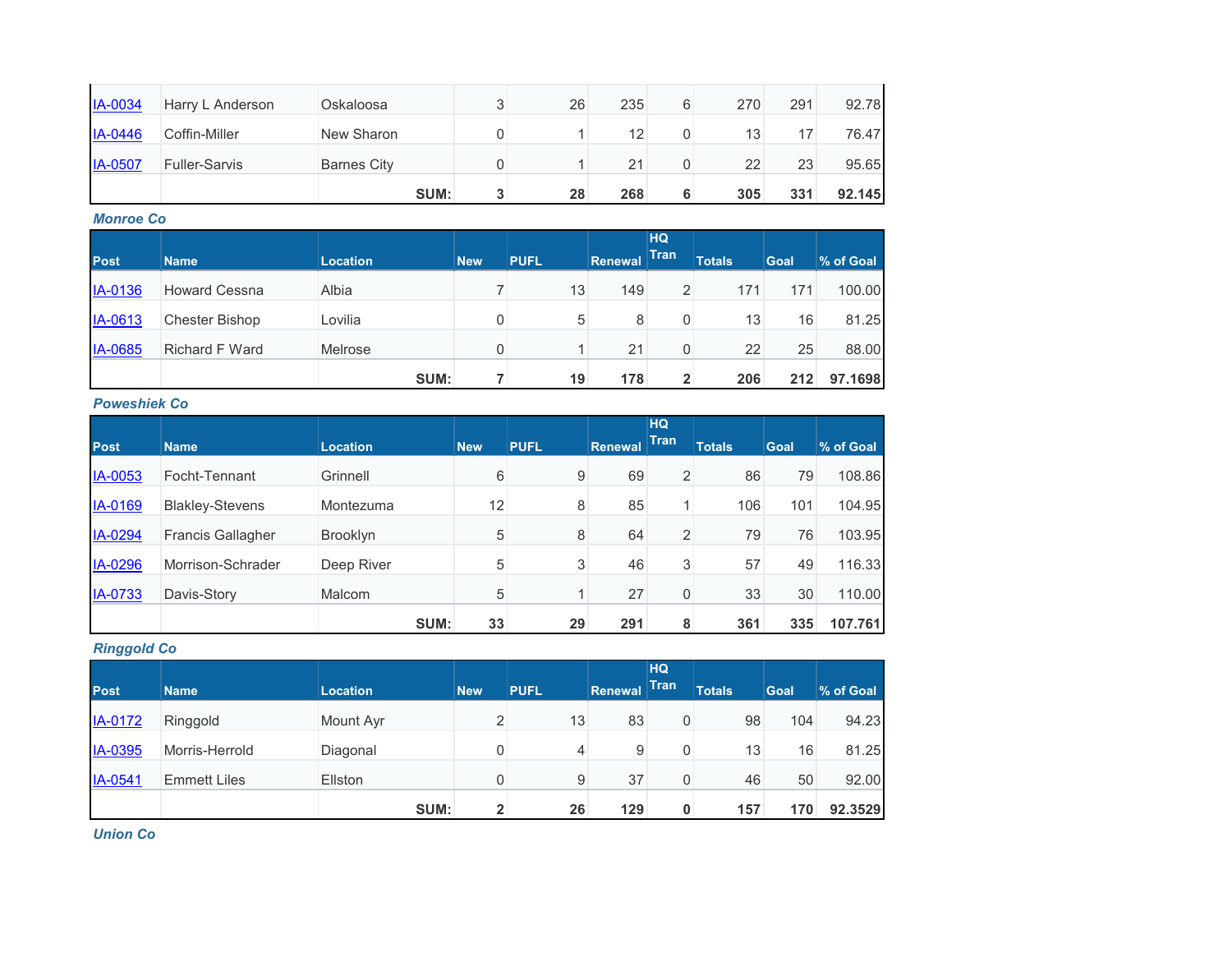| | | | | | | | | | |
|---|---|---|---|---|---|---|---|---|---|
| IA-0034 | Harry L Anderson | Oskaloosa | 3 | 26 | 235 | 6 | 270 | 291 | 92.78 |
| IA-0446 | Coffin-Miller | New Sharon | 0 | 1 | 12 | 0 | 13 | 17 | 76.47 |
| IA-0507 | Fuller-Sarvis | Barnes City | 0 | 1 | 21 | 0 | 22 | 23 | 95.65 |
| | | **SUM:** | **3** | **28** | **268** | **6** | **305** | **331** | **92.145** |

***Monroe Co***

| Post | Name | Location | New | PUFL | Renewal | HQ Tran | Totals | Goal | % of Goal |
|---|---|---|---|---|---|---|---|---|---|
| IA-0136 | Howard Cessna | Albia | 7 | 13 | 149 | 2 | 171 | 171 | 100.00 |
| IA-0613 | Chester Bishop | Lovilia | 0 | 5 | 8 | 0 | 13 | 16 | 81.25 |
| IA-0685 | Richard F Ward | Melrose | 0 | 1 | 21 | 0 | 22 | 25 | 88.00 |
| | | **SUM:** | **7** | **19** | **178** | **2** | **206** | **212** | **97.1698** |

***Poweshiek Co***

| Post | Name | Location | New | PUFL | Renewal | HQ Tran | Totals | Goal | % of Goal |
|---|---|---|---|---|---|---|---|---|---|
| IA-0053 | Focht-Tennant | Grinnell | 6 | 9 | 69 | 2 | 86 | 79 | 108.86 |
| IA-0169 | Blakley-Stevens | Montezuma | 12 | 8 | 85 | 1 | 106 | 101 | 104.95 |
| IA-0294 | Francis Gallagher | Brooklyn | 5 | 8 | 64 | 2 | 79 | 76 | 103.95 |
| IA-0296 | Morrison-Schrader | Deep River | 5 | 3 | 46 | 3 | 57 | 49 | 116.33 |
| IA-0733 | Davis-Story | Malcom | 5 | 1 | 27 | 0 | 33 | 30 | 110.00 |
| | | **SUM:** | **33** | **29** | **291** | **8** | **361** | **335** | **107.761** |

***Ringgold Co***

| Post | Name | Location | New | PUFL | Renewal | HQ Tran | Totals | Goal | % of Goal |
|---|---|---|---|---|---|---|---|---|---|
| IA-0172 | Ringgold | Mount Ayr | 2 | 13 | 83 | 0 | 98 | 104 | 94.23 |
| IA-0395 | Morris-Herrold | Diagonal | 0 | 4 | 9 | 0 | 13 | 16 | 81.25 |
| IA-0541 | Emmett Liles | Ellston | 0 | 9 | 37 | 0 | 46 | 50 | 92.00 |
| | | **SUM:** | **2** | **26** | **129** | **0** | **157** | **170** | **92.3529** |

***Union Co***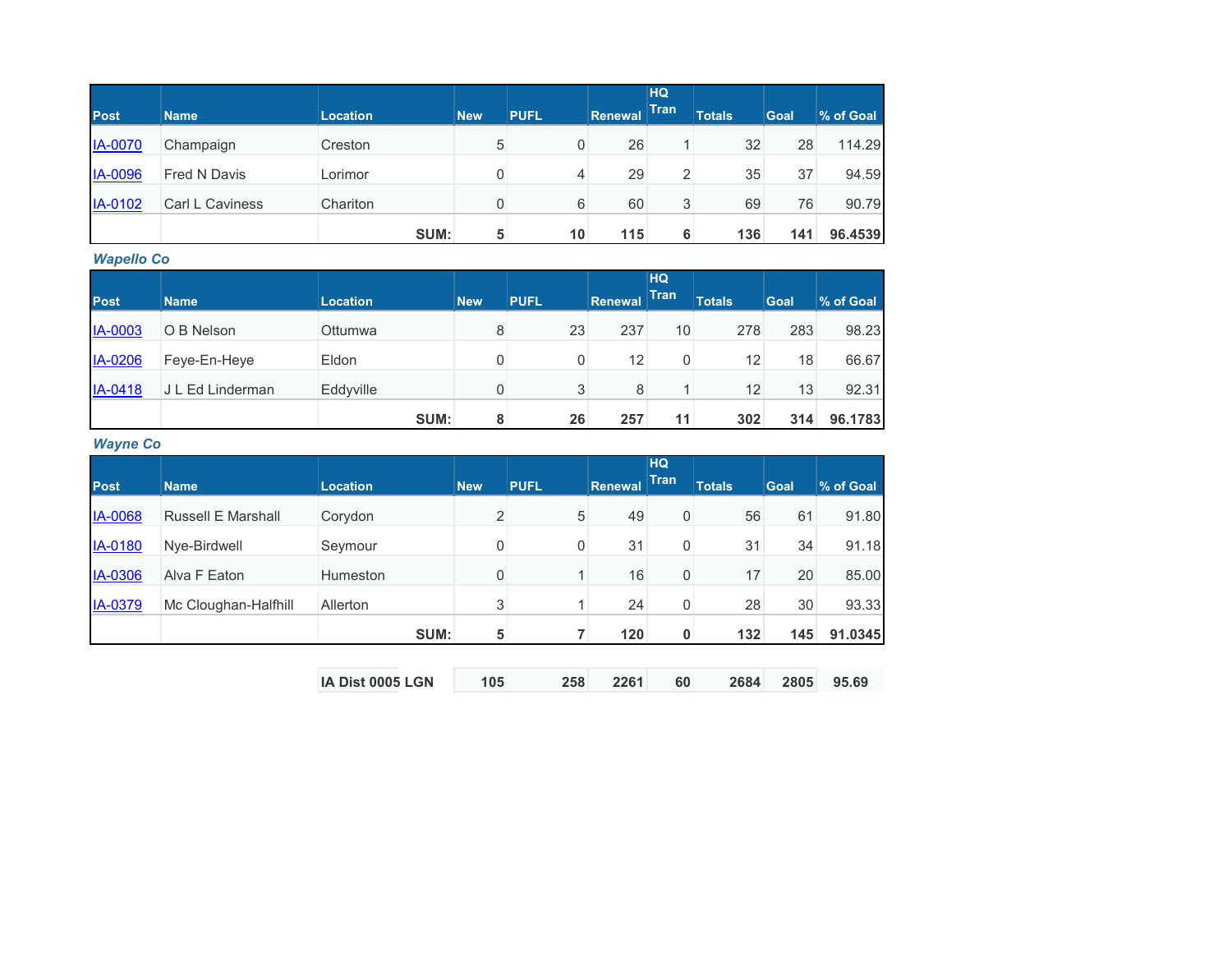| Post | Name | Location | New | PUFL | Renewal | HQ Tran | Totals | Goal | % of Goal |
|---|---|---|---|---|---|---|---|---|---|
| IA-0070 | Champaign | Creston | 5 | 0 | 26 | 1 | 32 | 28 | 114.29 |
| IA-0096 | Fred N Davis | Lorimor | 0 | 4 | 29 | 2 | 35 | 37 | 94.59 |
| IA-0102 | Carl L Caviness | Chariton | 0 | 6 | 60 | 3 | 69 | 76 | 90.79 |
| | | **SUM:** | **5** | **10** | **115** | **6** | **136** | **141** | **96.4539** |

***Wapello Co***

| Post | Name | Location | New | PUFL | Renewal | HQ Tran | Totals | Goal | % of Goal |
|---|---|---|---|---|---|---|---|---|---|
| IA-0003 | O B Nelson | Ottumwa | 8 | 23 | 237 | 10 | 278 | 283 | 98.23 |
| IA-0206 | Feye-En-Heye | Eldon | 0 | 0 | 12 | 0 | 12 | 18 | 66.67 |
| IA-0418 | J L Ed Linderman | Eddyville | 0 | 3 | 8 | 1 | 12 | 13 | 92.31 |
| | | **SUM:** | **8** | **26** | **257** | **11** | **302** | **314** | **96.1783** |

***Wayne Co***

| Post | Name | Location | New | PUFL | Renewal | HQ Tran | Totals | Goal | % of Goal |
|---|---|---|---|---|---|---|---|---|---|
| IA-0068 | Russell E Marshall | Corydon | 2 | 5 | 49 | 0 | 56 | 61 | 91.80 |
| IA-0180 | Nye-Birdwell | Seymour | 0 | 0 | 31 | 0 | 31 | 34 | 91.18 |
| IA-0306 | Alva F Eaton | Humeston | 0 | 1 | 16 | 0 | 17 | 20 | 85.00 |
| IA-0379 | Mc Cloughan-Halfhill | Allerton | 3 | 1 | 24 | 0 | 28 | 30 | 93.33 |
| | | **SUM:** | **5** | **7** | **120** | **0** | **132** | **145** | **91.0345** |

| | New | PUFL | Renewal | HQ Tran | Totals | Goal | % of Goal |
|---|---|---|---|---|---|---|---|
| **IA Dist 0005 LGN** | **105** | **258** | **2261** | **60** | **2684** | **2805** | **95.69** |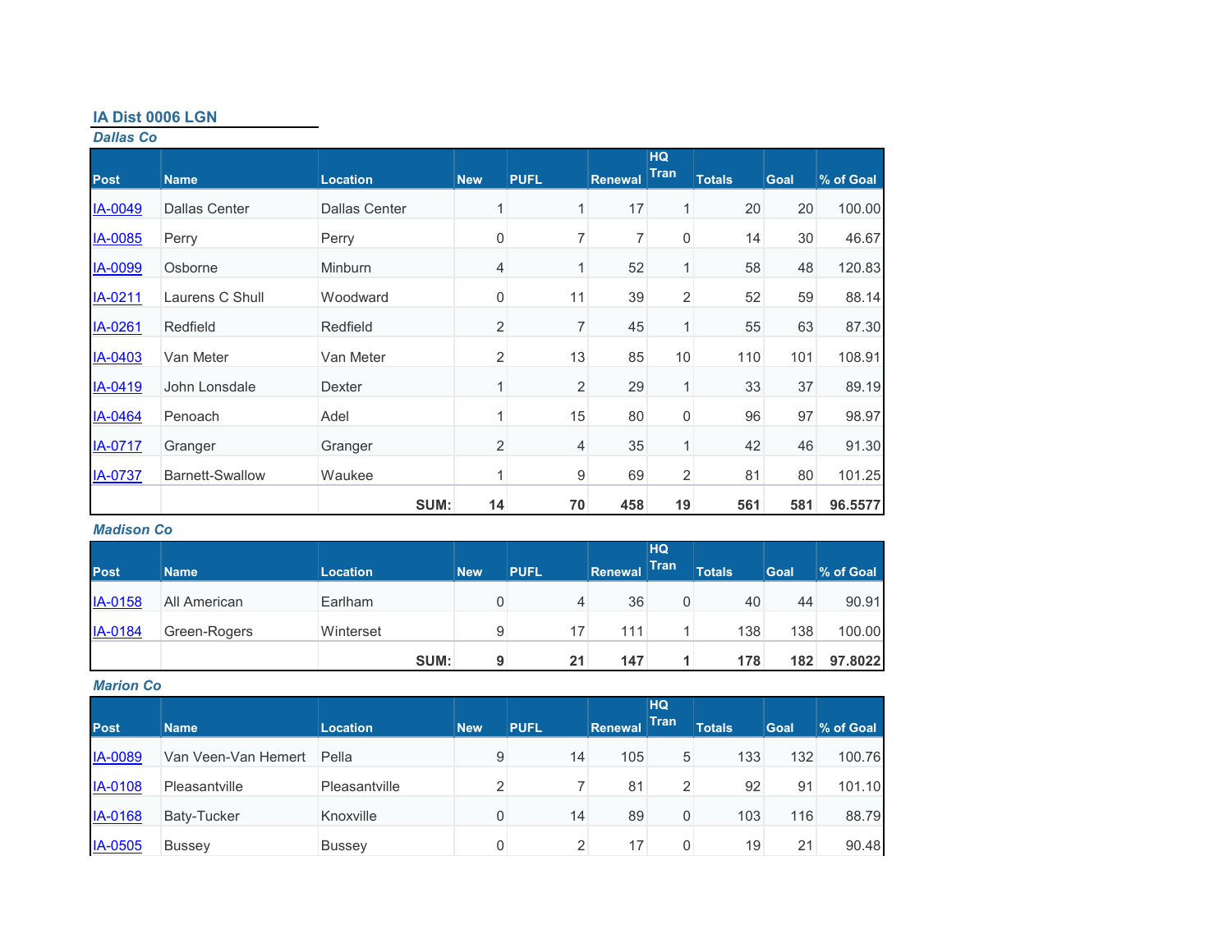## IA Dist 0006 LGN

### *Dallas Co*

| Post | Name | Location | New | PUFL | Renewal | HQ Tran | Totals | Goal | % of Goal |
|---|---|---|---|---|---|---|---|---|---|
| IA-0049 | Dallas Center | Dallas Center | 1 | 1 | 17 | 1 | 20 | 20 | 100.00 |
| IA-0085 | Perry | Perry | 0 | 7 | 7 | 0 | 14 | 30 | 46.67 |
| IA-0099 | Osborne | Minburn | 4 | 1 | 52 | 1 | 58 | 48 | 120.83 |
| IA-0211 | Laurens C Shull | Woodward | 0 | 11 | 39 | 2 | 52 | 59 | 88.14 |
| IA-0261 | Redfield | Redfield | 2 | 7 | 45 | 1 | 55 | 63 | 87.30 |
| IA-0403 | Van Meter | Van Meter | 2 | 13 | 85 | 10 | 110 | 101 | 108.91 |
| IA-0419 | John Lonsdale | Dexter | 1 | 2 | 29 | 1 | 33 | 37 | 89.19 |
| IA-0464 | Penoach | Adel | 1 | 15 | 80 | 0 | 96 | 97 | 98.97 |
| IA-0717 | Granger | Granger | 2 | 4 | 35 | 1 | 42 | 46 | 91.30 |
| IA-0737 | Barnett-Swallow | Waukee | 1 | 9 | 69 | 2 | 81 | 80 | 101.25 |
| | | **SUM:** | **14** | **70** | **458** | **19** | **561** | **581** | **96.5577** |

### *Madison Co*

| Post | Name | Location | New | PUFL | Renewal | HQ Tran | Totals | Goal | % of Goal |
|---|---|---|---|---|---|---|---|---|---|
| IA-0158 | All American | Earlham | 0 | 4 | 36 | 0 | 40 | 44 | 90.91 |
| IA-0184 | Green-Rogers | Winterset | 9 | 17 | 111 | 1 | 138 | 138 | 100.00 |
| | | **SUM:** | **9** | **21** | **147** | **1** | **178** | **182** | **97.8022** |

### *Marion Co*

| Post | Name | Location | New | PUFL | Renewal | HQ Tran | Totals | Goal | % of Goal |
|---|---|---|---|---|---|---|---|---|---|
| IA-0089 | Van Veen-Van Hemert | Pella | 9 | 14 | 105 | 5 | 133 | 132 | 100.76 |
| IA-0108 | Pleasantville | Pleasantville | 2 | 7 | 81 | 2 | 92 | 91 | 101.10 |
| IA-0168 | Baty-Tucker | Knoxville | 0 | 14 | 89 | 0 | 103 | 116 | 88.79 |
| IA-0505 | Bussey | Bussey | 0 | 2 | 17 | 0 | 19 | 21 | 90.48 |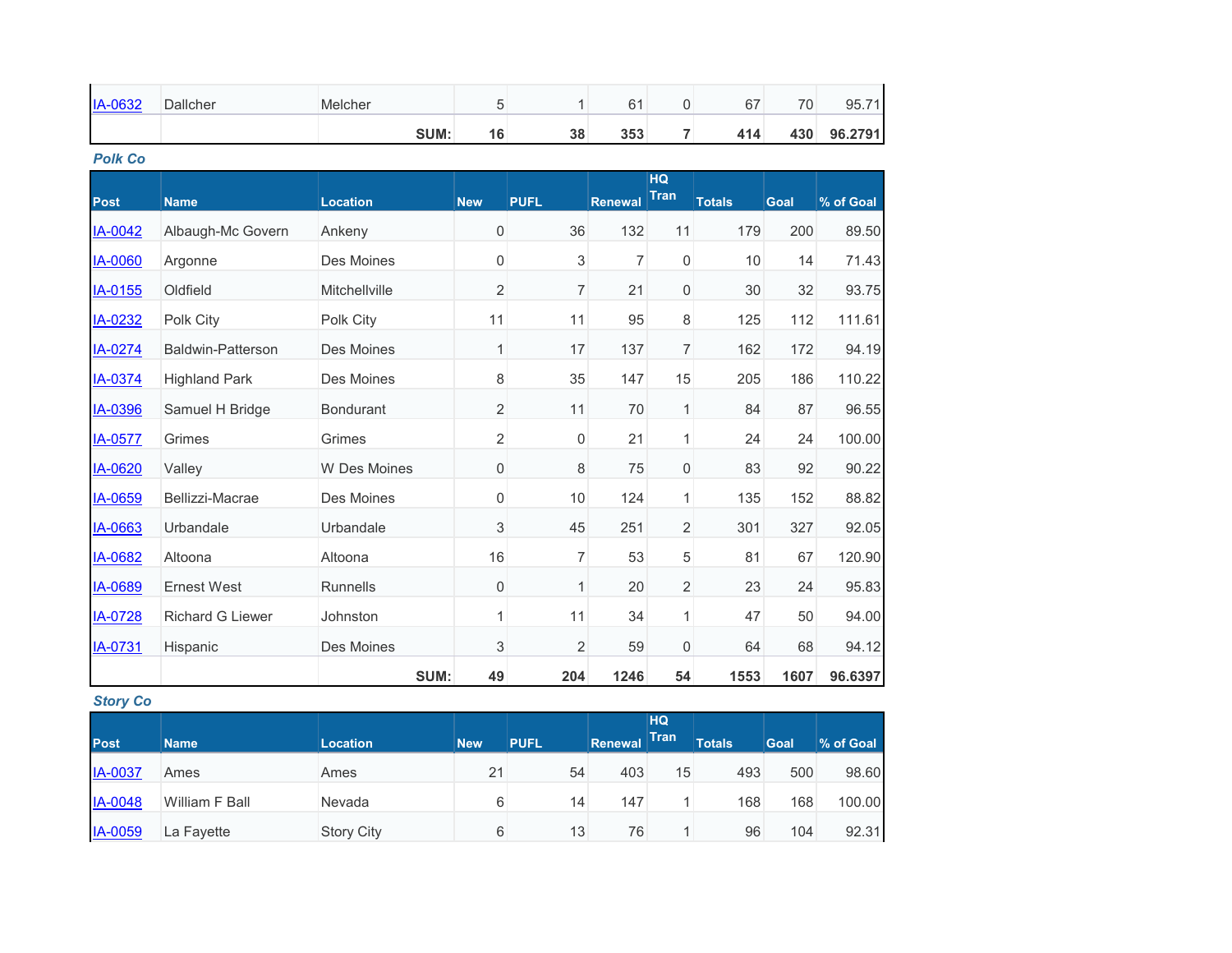| Post | Name | Location | New | PUFL | Renewal | HQ Tran | Totals | Goal | % of Goal |
|---|---|---|---|---|---|---|---|---|---|
| IA-0632 | Dallcher | Melcher | 5 | 1 | 61 | 0 | 67 | 70 | 95.71 |
| | | **SUM:** | **16** | **38** | **353** | **7** | **414** | **430** | **96.2791** |

***Polk Co***

| Post | Name | Location | New | PUFL | Renewal | HQ Tran | Totals | Goal | % of Goal |
|---|---|---|---|---|---|---|---|---|---|
| IA-0042 | Albaugh-Mc Govern | Ankeny | 0 | 36 | 132 | 11 | 179 | 200 | 89.50 |
| IA-0060 | Argonne | Des Moines | 0 | 3 | 7 | 0 | 10 | 14 | 71.43 |
| IA-0155 | Oldfield | Mitchellville | 2 | 7 | 21 | 0 | 30 | 32 | 93.75 |
| IA-0232 | Polk City | Polk City | 11 | 11 | 95 | 8 | 125 | 112 | 111.61 |
| IA-0274 | Baldwin-Patterson | Des Moines | 1 | 17 | 137 | 7 | 162 | 172 | 94.19 |
| IA-0374 | Highland Park | Des Moines | 8 | 35 | 147 | 15 | 205 | 186 | 110.22 |
| IA-0396 | Samuel H Bridge | Bondurant | 2 | 11 | 70 | 1 | 84 | 87 | 96.55 |
| IA-0577 | Grimes | Grimes | 2 | 0 | 21 | 1 | 24 | 24 | 100.00 |
| IA-0620 | Valley | W Des Moines | 0 | 8 | 75 | 0 | 83 | 92 | 90.22 |
| IA-0659 | Bellizzi-Macrae | Des Moines | 0 | 10 | 124 | 1 | 135 | 152 | 88.82 |
| IA-0663 | Urbandale | Urbandale | 3 | 45 | 251 | 2 | 301 | 327 | 92.05 |
| IA-0682 | Altoona | Altoona | 16 | 7 | 53 | 5 | 81 | 67 | 120.90 |
| IA-0689 | Ernest West | Runnells | 0 | 1 | 20 | 2 | 23 | 24 | 95.83 |
| IA-0728 | Richard G Liewer | Johnston | 1 | 11 | 34 | 1 | 47 | 50 | 94.00 |
| IA-0731 | Hispanic | Des Moines | 3 | 2 | 59 | 0 | 64 | 68 | 94.12 |
| | | **SUM:** | **49** | **204** | **1246** | **54** | **1553** | **1607** | **96.6397** |

***Story Co***

| Post | Name | Location | New | PUFL | Renewal | HQ Tran | Totals | Goal | % of Goal |
|---|---|---|---|---|---|---|---|---|---|
| IA-0037 | Ames | Ames | 21 | 54 | 403 | 15 | 493 | 500 | 98.60 |
| IA-0048 | William F Ball | Nevada | 6 | 14 | 147 | 1 | 168 | 168 | 100.00 |
| IA-0059 | La Fayette | Story City | 6 | 13 | 76 | 1 | 96 | 104 | 92.31 |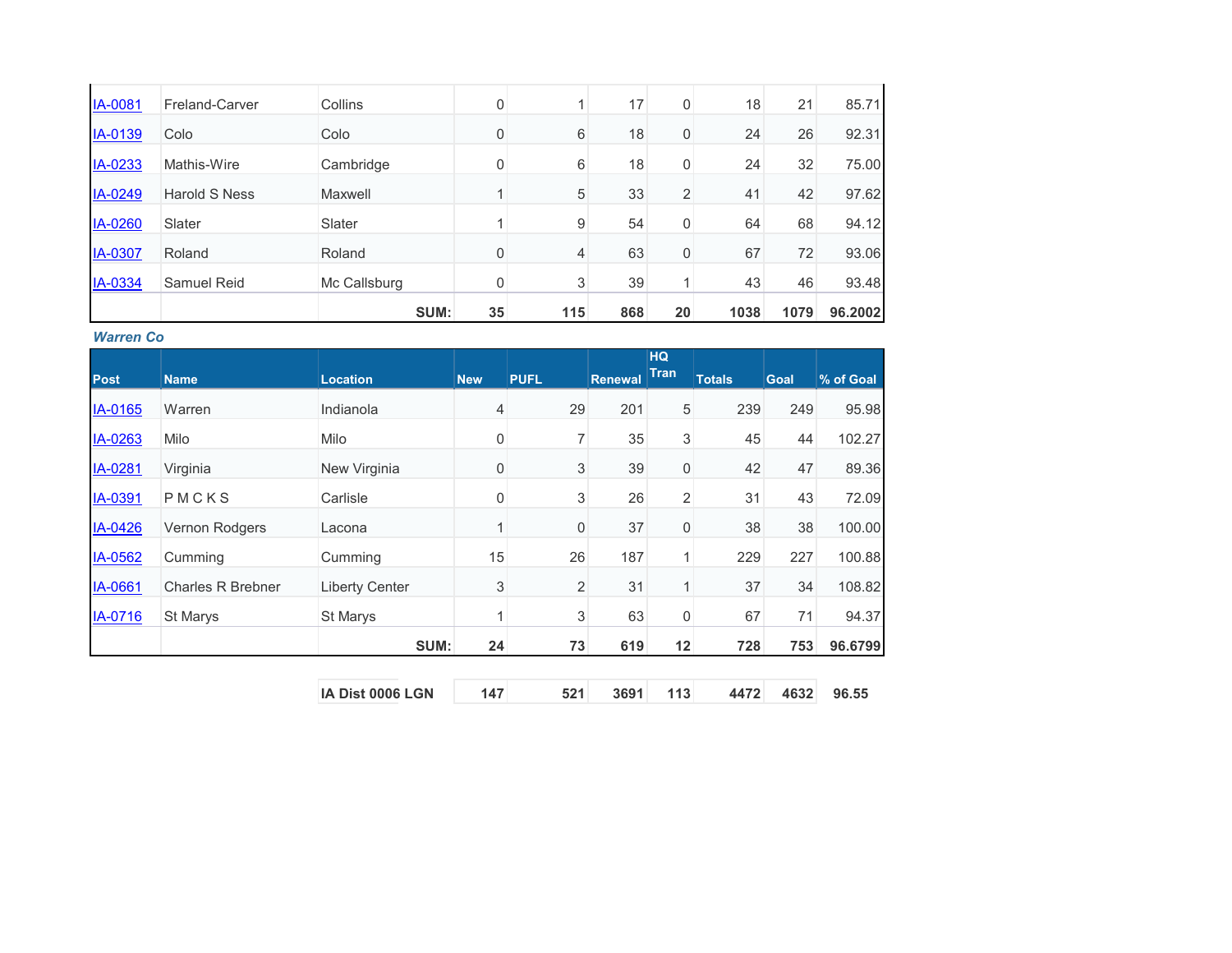| | | | | | | | | | |
|---|---|---|---|---|---|---|---|---|---|
| IA-0081 | Freland-Carver | Collins | 0 | 1 | 17 | 0 | 18 | 21 | 85.71 |
| IA-0139 | Colo | Colo | 0 | 6 | 18 | 0 | 24 | 26 | 92.31 |
| IA-0233 | Mathis-Wire | Cambridge | 0 | 6 | 18 | 0 | 24 | 32 | 75.00 |
| IA-0249 | Harold S Ness | Maxwell | 1 | 5 | 33 | 2 | 41 | 42 | 97.62 |
| IA-0260 | Slater | Slater | 1 | 9 | 54 | 0 | 64 | 68 | 94.12 |
| IA-0307 | Roland | Roland | 0 | 4 | 63 | 0 | 67 | 72 | 93.06 |
| IA-0334 | Samuel Reid | Mc Callsburg | 0 | 3 | 39 | 1 | 43 | 46 | 93.48 |
| | | **SUM:** | **35** | **115** | **868** | **20** | **1038** | **1079** | **96.2002** |

***Warren Co***

| Post | Name | Location | New | PUFL | Renewal | HQ Tran | Totals | Goal | % of Goal |
|---|---|---|---|---|---|---|---|---|---|
| IA-0165 | Warren | Indianola | 4 | 29 | 201 | 5 | 239 | 249 | 95.98 |
| IA-0263 | Milo | Milo | 0 | 7 | 35 | 3 | 45 | 44 | 102.27 |
| IA-0281 | Virginia | New Virginia | 0 | 3 | 39 | 0 | 42 | 47 | 89.36 |
| IA-0391 | P M C K S | Carlisle | 0 | 3 | 26 | 2 | 31 | 43 | 72.09 |
| IA-0426 | Vernon Rodgers | Lacona | 1 | 0 | 37 | 0 | 38 | 38 | 100.00 |
| IA-0562 | Cumming | Cumming | 15 | 26 | 187 | 1 | 229 | 227 | 100.88 |
| IA-0661 | Charles R Brebner | Liberty Center | 3 | 2 | 31 | 1 | 37 | 34 | 108.82 |
| IA-0716 | St Marys | St Marys | 1 | 3 | 63 | 0 | 67 | 71 | 94.37 |
| | | **SUM:** | **24** | **73** | **619** | **12** | **728** | **753** | **96.6799** |

| | | | | | | | |
|---|---|---|---|---|---|---|---|
| **IA Dist 0006 LGN** | **147** | **521** | **3691** | **113** | **4472** | **4632** | **96.55** |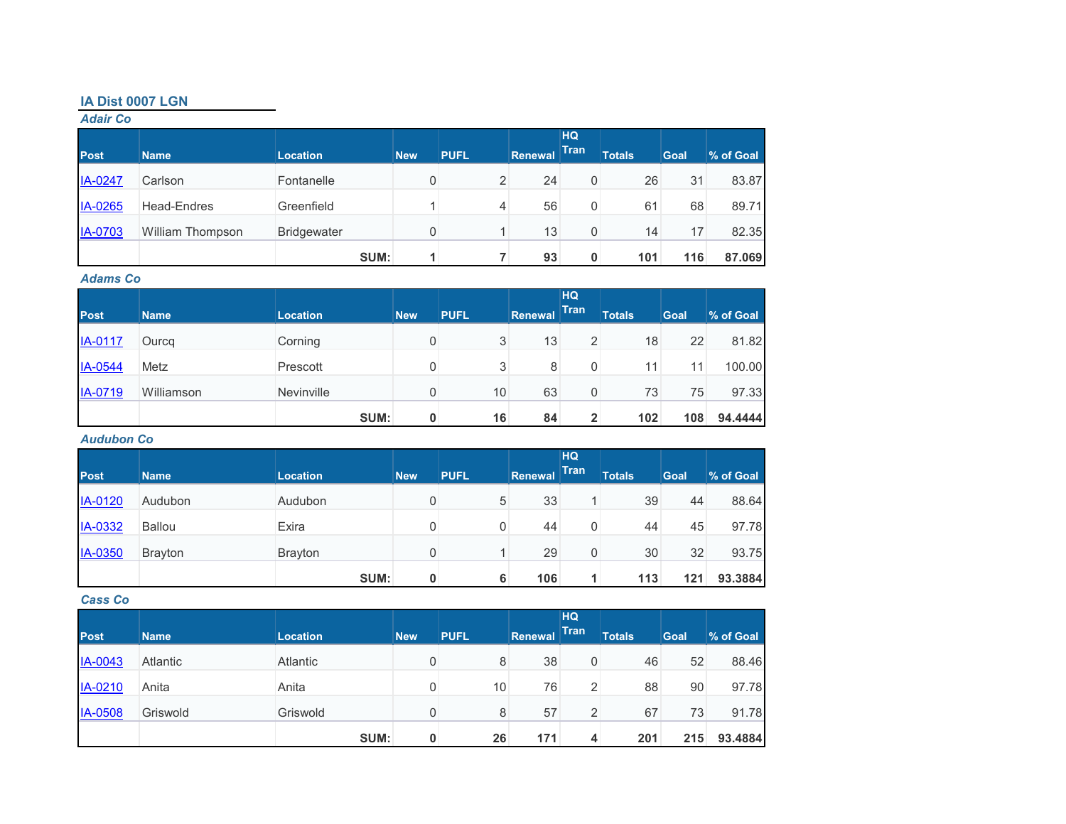## IA Dist 0007 LGN

### *Adair Co*

| Post | Name | Location | New | PUFL | Renewal | HQ Tran | Totals | Goal | % of Goal |
|---|---|---|---|---|---|---|---|---|---|
| IA-0247 | Carlson | Fontanelle | 0 | 2 | 24 | 0 | 26 | 31 | 83.87 |
| IA-0265 | Head-Endres | Greenfield | 1 | 4 | 56 | 0 | 61 | 68 | 89.71 |
| IA-0703 | William Thompson | Bridgewater | 0 | 1 | 13 | 0 | 14 | 17 | 82.35 |
| | | **SUM:** | **1** | **7** | **93** | **0** | **101** | **116** | **87.069** |

### *Adams Co*

| Post | Name | Location | New | PUFL | Renewal | HQ Tran | Totals | Goal | % of Goal |
|---|---|---|---|---|---|---|---|---|---|
| IA-0117 | Ourcq | Corning | 0 | 3 | 13 | 2 | 18 | 22 | 81.82 |
| IA-0544 | Metz | Prescott | 0 | 3 | 8 | 0 | 11 | 11 | 100.00 |
| IA-0719 | Williamson | Nevinville | 0 | 10 | 63 | 0 | 73 | 75 | 97.33 |
| | | **SUM:** | **0** | **16** | **84** | **2** | **102** | **108** | **94.4444** |

### *Audubon Co*

| Post | Name | Location | New | PUFL | Renewal | HQ Tran | Totals | Goal | % of Goal |
|---|---|---|---|---|---|---|---|---|---|
| IA-0120 | Audubon | Audubon | 0 | 5 | 33 | 1 | 39 | 44 | 88.64 |
| IA-0332 | Ballou | Exira | 0 | 0 | 44 | 0 | 44 | 45 | 97.78 |
| IA-0350 | Brayton | Brayton | 0 | 1 | 29 | 0 | 30 | 32 | 93.75 |
| | | **SUM:** | **0** | **6** | **106** | **1** | **113** | **121** | **93.3884** |

### *Cass Co*

| Post | Name | Location | New | PUFL | Renewal | HQ Tran | Totals | Goal | % of Goal |
|---|---|---|---|---|---|---|---|---|---|
| IA-0043 | Atlantic | Atlantic | 0 | 8 | 38 | 0 | 46 | 52 | 88.46 |
| IA-0210 | Anita | Anita | 0 | 10 | 76 | 2 | 88 | 90 | 97.78 |
| IA-0508 | Griswold | Griswold | 0 | 8 | 57 | 2 | 67 | 73 | 91.78 |
| | | **SUM:** | **0** | **26** | **171** | **4** | **201** | **215** | **93.4884** |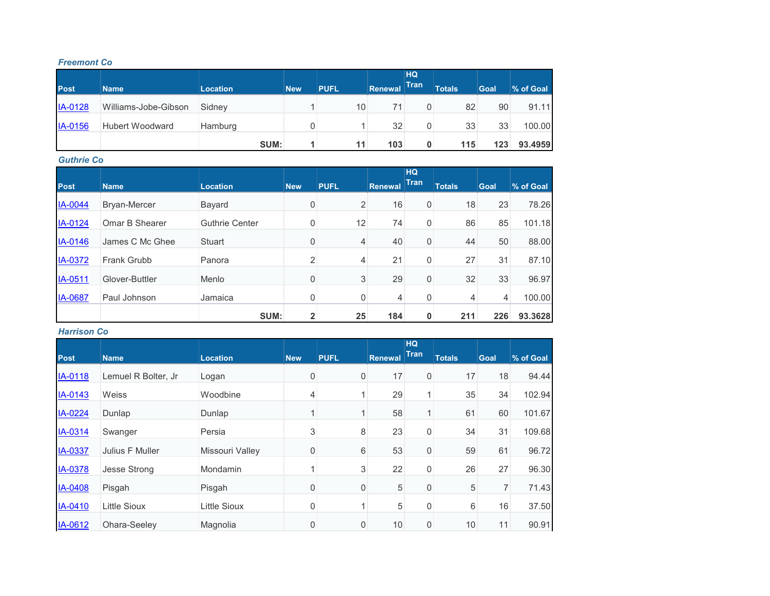### *Freemont Co*

| Post | Name | Location | New | PUFL | Renewal | HQ Tran | Totals | Goal | % of Goal |
|---|---|---|---|---|---|---|---|---|---|
| IA-0128 | Williams-Jobe-Gibson | Sidney | 1 | 10 | 71 | 0 | 82 | 90 | 91.11 |
| IA-0156 | Hubert Woodward | Hamburg | 0 | 1 | 32 | 0 | 33 | 33 | 100.00 |
| | | **SUM:** | **1** | **11** | **103** | **0** | **115** | **123** | **93.4959** |

### *Guthrie Co*

| Post | Name | Location | New | PUFL | Renewal | HQ Tran | Totals | Goal | % of Goal |
|---|---|---|---|---|---|---|---|---|---|
| IA-0044 | Bryan-Mercer | Bayard | 0 | 2 | 16 | 0 | 18 | 23 | 78.26 |
| IA-0124 | Omar B Shearer | Guthrie Center | 0 | 12 | 74 | 0 | 86 | 85 | 101.18 |
| IA-0146 | James C Mc Ghee | Stuart | 0 | 4 | 40 | 0 | 44 | 50 | 88.00 |
| IA-0372 | Frank Grubb | Panora | 2 | 4 | 21 | 0 | 27 | 31 | 87.10 |
| IA-0511 | Glover-Buttler | Menlo | 0 | 3 | 29 | 0 | 32 | 33 | 96.97 |
| IA-0687 | Paul Johnson | Jamaica | 0 | 0 | 4 | 0 | 4 | 4 | 100.00 |
| | | **SUM:** | **2** | **25** | **184** | **0** | **211** | **226** | **93.3628** |

### *Harrison Co*

| Post | Name | Location | New | PUFL | Renewal | HQ Tran | Totals | Goal | % of Goal |
|---|---|---|---|---|---|---|---|---|---|
| IA-0118 | Lemuel R Bolter, Jr | Logan | 0 | 0 | 17 | 0 | 17 | 18 | 94.44 |
| IA-0143 | Weiss | Woodbine | 4 | 1 | 29 | 1 | 35 | 34 | 102.94 |
| IA-0224 | Dunlap | Dunlap | 1 | 1 | 58 | 1 | 61 | 60 | 101.67 |
| IA-0314 | Swanger | Persia | 3 | 8 | 23 | 0 | 34 | 31 | 109.68 |
| IA-0337 | Julius F Muller | Missouri Valley | 0 | 6 | 53 | 0 | 59 | 61 | 96.72 |
| IA-0378 | Jesse Strong | Mondamin | 1 | 3 | 22 | 0 | 26 | 27 | 96.30 |
| IA-0408 | Pisgah | Pisgah | 0 | 0 | 5 | 0 | 5 | 7 | 71.43 |
| IA-0410 | Little Sioux | Little Sioux | 0 | 1 | 5 | 0 | 6 | 16 | 37.50 |
| IA-0612 | Ohara-Seeley | Magnolia | 0 | 0 | 10 | 0 | 10 | 11 | 90.91 |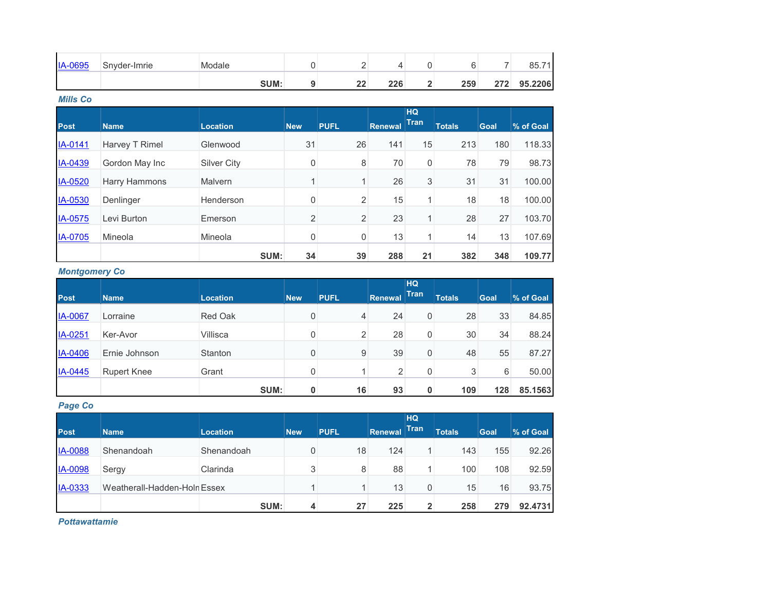| Post | Name | Location | New | PUFL | Renewal | HQ Tran | Totals | Goal | % of Goal |
|---|---|---|---|---|---|---|---|---|---|
| IA-0695 | Snyder-Imrie | Modale | 0 | 2 | 4 | 0 | 6 | 7 | 85.71 |
| | | **SUM:** | **9** | **22** | **226** | **2** | **259** | **272** | **95.2206** |

***Mills Co***

| Post | Name | Location | New | PUFL | Renewal | HQ Tran | Totals | Goal | % of Goal |
|---|---|---|---|---|---|---|---|---|---|
| IA-0141 | Harvey T Rimel | Glenwood | 31 | 26 | 141 | 15 | 213 | 180 | 118.33 |
| IA-0439 | Gordon May Inc | Silver City | 0 | 8 | 70 | 0 | 78 | 79 | 98.73 |
| IA-0520 | Harry Hammons | Malvern | 1 | 1 | 26 | 3 | 31 | 31 | 100.00 |
| IA-0530 | Denlinger | Henderson | 0 | 2 | 15 | 1 | 18 | 18 | 100.00 |
| IA-0575 | Levi Burton | Emerson | 2 | 2 | 23 | 1 | 28 | 27 | 103.70 |
| IA-0705 | Mineola | Mineola | 0 | 0 | 13 | 1 | 14 | 13 | 107.69 |
| | | **SUM:** | **34** | **39** | **288** | **21** | **382** | **348** | **109.77** |

***Montgomery Co***

| Post | Name | Location | New | PUFL | Renewal | HQ Tran | Totals | Goal | % of Goal |
|---|---|---|---|---|---|---|---|---|---|
| IA-0067 | Lorraine | Red Oak | 0 | 4 | 24 | 0 | 28 | 33 | 84.85 |
| IA-0251 | Ker-Avor | Villisca | 0 | 2 | 28 | 0 | 30 | 34 | 88.24 |
| IA-0406 | Ernie Johnson | Stanton | 0 | 9 | 39 | 0 | 48 | 55 | 87.27 |
| IA-0445 | Rupert Knee | Grant | 0 | 1 | 2 | 0 | 3 | 6 | 50.00 |
| | | **SUM:** | **0** | **16** | **93** | **0** | **109** | **128** | **85.1563** |

***Page Co***

| Post | Name | Location | New | PUFL | Renewal | HQ Tran | Totals | Goal | % of Goal |
|---|---|---|---|---|---|---|---|---|---|
| IA-0088 | Shenandoah | Shenandoah | 0 | 18 | 124 | 1 | 143 | 155 | 92.26 |
| IA-0098 | Sergy | Clarinda | 3 | 8 | 88 | 1 | 100 | 108 | 92.59 |
| IA-0333 | Weatherall-Hadden-Holn | Essex | 1 | 1 | 13 | 0 | 15 | 16 | 93.75 |
| | | **SUM:** | **4** | **27** | **225** | **2** | **258** | **279** | **92.4731** |

***Pottawattamie***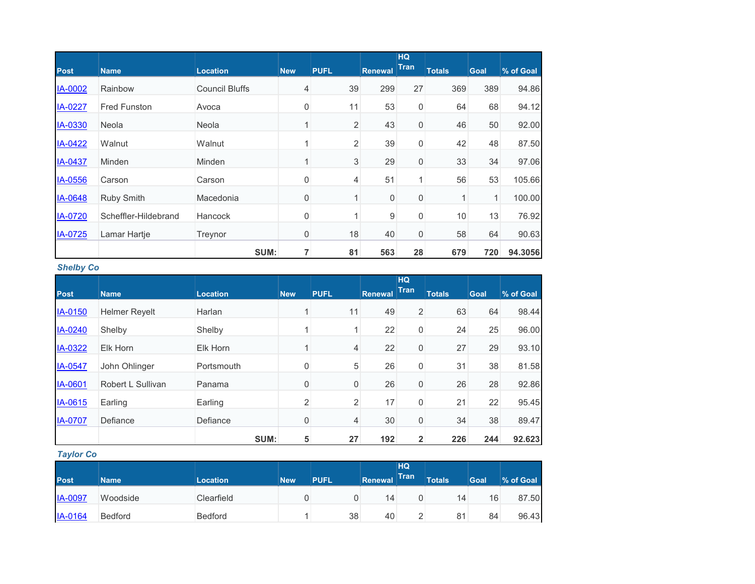| Post | Name | Location | New | PUFL | Renewal | HQ Tran | Totals | Goal | % of Goal |
|---|---|---|---|---|---|---|---|---|---|
| IA-0002 | Rainbow | Council Bluffs | 4 | 39 | 299 | 27 | 369 | 389 | 94.86 |
| IA-0227 | Fred Funston | Avoca | 0 | 11 | 53 | 0 | 64 | 68 | 94.12 |
| IA-0330 | Neola | Neola | 1 | 2 | 43 | 0 | 46 | 50 | 92.00 |
| IA-0422 | Walnut | Walnut | 1 | 2 | 39 | 0 | 42 | 48 | 87.50 |
| IA-0437 | Minden | Minden | 1 | 3 | 29 | 0 | 33 | 34 | 97.06 |
| IA-0556 | Carson | Carson | 0 | 4 | 51 | 1 | 56 | 53 | 105.66 |
| IA-0648 | Ruby Smith | Macedonia | 0 | 1 | 0 | 0 | 1 | 1 | 100.00 |
| IA-0720 | Scheffler-Hildebrand | Hancock | 0 | 1 | 9 | 0 | 10 | 13 | 76.92 |
| IA-0725 | Lamar Hartje | Treynor | 0 | 18 | 40 | 0 | 58 | 64 | 90.63 |
| | | **SUM:** | **7** | **81** | **563** | **28** | **679** | **720** | **94.3056** |

***Shelby Co***

| Post | Name | Location | New | PUFL | Renewal | HQ Tran | Totals | Goal | % of Goal |
|---|---|---|---|---|---|---|---|---|---|
| IA-0150 | Helmer Reyelt | Harlan | 1 | 11 | 49 | 2 | 63 | 64 | 98.44 |
| IA-0240 | Shelby | Shelby | 1 | 1 | 22 | 0 | 24 | 25 | 96.00 |
| IA-0322 | Elk Horn | Elk Horn | 1 | 4 | 22 | 0 | 27 | 29 | 93.10 |
| IA-0547 | John Ohlinger | Portsmouth | 0 | 5 | 26 | 0 | 31 | 38 | 81.58 |
| IA-0601 | Robert L Sullivan | Panama | 0 | 0 | 26 | 0 | 26 | 28 | 92.86 |
| IA-0615 | Earling | Earling | 2 | 2 | 17 | 0 | 21 | 22 | 95.45 |
| IA-0707 | Defiance | Defiance | 0 | 4 | 30 | 0 | 34 | 38 | 89.47 |
| | | **SUM:** | **5** | **27** | **192** | **2** | **226** | **244** | **92.623** |

***Taylor Co***

| Post | Name | Location | New | PUFL | Renewal | HQ Tran | Totals | Goal | % of Goal |
|---|---|---|---|---|---|---|---|---|---|
| IA-0097 | Woodside | Clearfield | 0 | 0 | 14 | 0 | 14 | 16 | 87.50 |
| IA-0164 | Bedford | Bedford | 1 | 38 | 40 | 2 | 81 | 84 | 96.43 |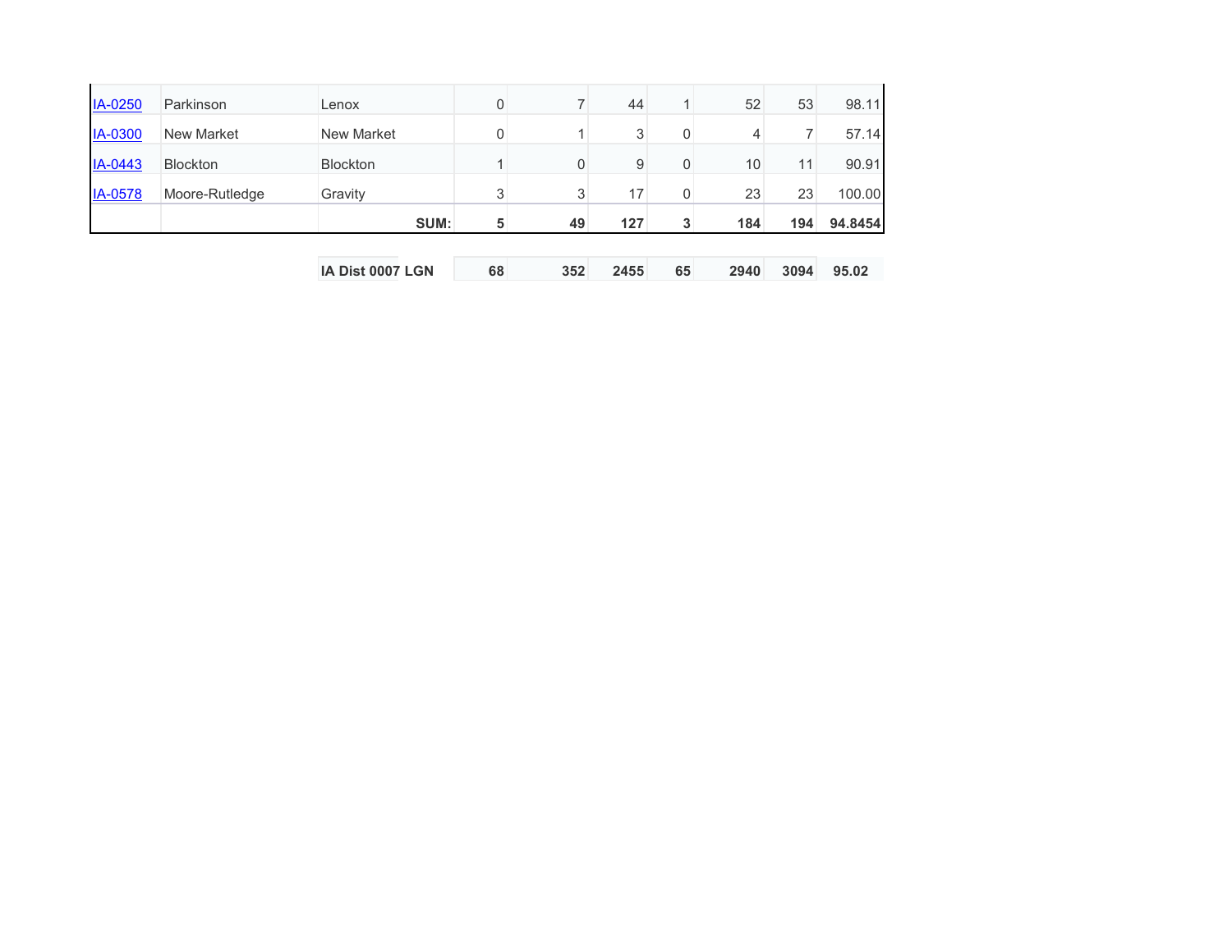| | | | | | | | | | |
|---|---|---|---|---|---|---|---|---|---|
| IA-0250 | Parkinson | Lenox | 0 | 7 | 44 | 1 | 52 | 53 | 98.11 |
| IA-0300 | New Market | New Market | 0 | 1 | 3 | 0 | 4 | 7 | 57.14 |
| IA-0443 | Blockton | Blockton | 1 | 0 | 9 | 0 | 10 | 11 | 90.91 |
| IA-0578 | Moore-Rutledge | Gravity | 3 | 3 | 17 | 0 | 23 | 23 | 100.00 |
| | | **SUM:** | **5** | **49** | **127** | **3** | **184** | **194** | **94.8454** |

| | | | | | | | |
|---|---|---|---|---|---|---|---|
| **IA Dist 0007 LGN** | **68** | **352** | **2455** | **65** | **2940** | **3094** | **95.02** |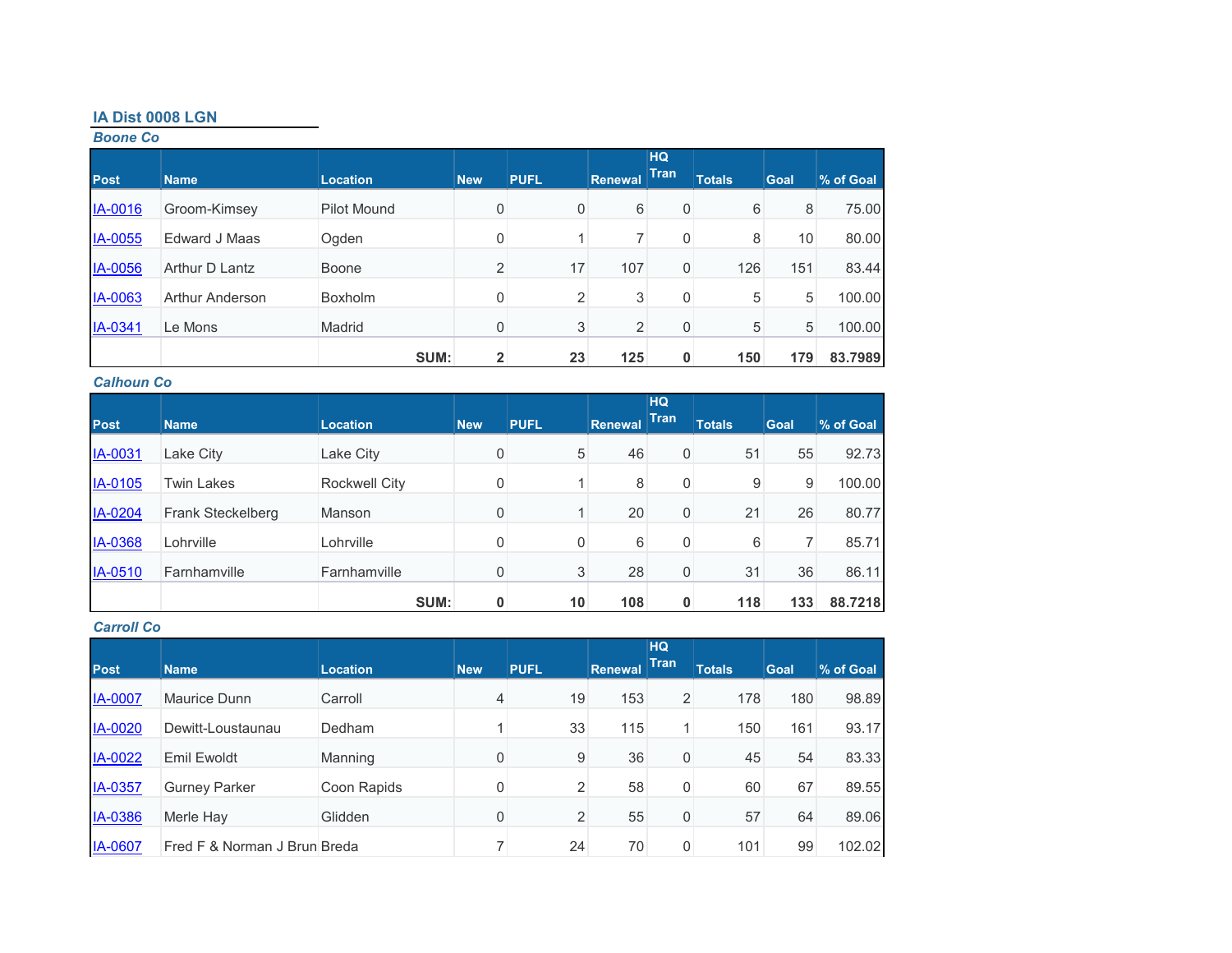## IA Dist 0008 LGN

### *Boone Co*

| Post | Name | Location | New | PUFL | Renewal | HQ Tran | Totals | Goal | % of Goal |
|---|---|---|---|---|---|---|---|---|---|
| IA-0016 | Groom-Kimsey | Pilot Mound | 0 | 0 | 6 | 0 | 6 | 8 | 75.00 |
| IA-0055 | Edward J Maas | Ogden | 0 | 1 | 7 | 0 | 8 | 10 | 80.00 |
| IA-0056 | Arthur D Lantz | Boone | 2 | 17 | 107 | 0 | 126 | 151 | 83.44 |
| IA-0063 | Arthur Anderson | Boxholm | 0 | 2 | 3 | 0 | 5 | 5 | 100.00 |
| IA-0341 | Le Mons | Madrid | 0 | 3 | 2 | 0 | 5 | 5 | 100.00 |
| | | **SUM:** | **2** | **23** | **125** | **0** | **150** | **179** | **83.7989** |

### *Calhoun Co*

| Post | Name | Location | New | PUFL | Renewal | HQ Tran | Totals | Goal | % of Goal |
|---|---|---|---|---|---|---|---|---|---|
| IA-0031 | Lake City | Lake City | 0 | 5 | 46 | 0 | 51 | 55 | 92.73 |
| IA-0105 | Twin Lakes | Rockwell City | 0 | 1 | 8 | 0 | 9 | 9 | 100.00 |
| IA-0204 | Frank Steckelberg | Manson | 0 | 1 | 20 | 0 | 21 | 26 | 80.77 |
| IA-0368 | Lohrville | Lohrville | 0 | 0 | 6 | 0 | 6 | 7 | 85.71 |
| IA-0510 | Farnhamville | Farnhamville | 0 | 3 | 28 | 0 | 31 | 36 | 86.11 |
| | | **SUM:** | **0** | **10** | **108** | **0** | **118** | **133** | **88.7218** |

### *Carroll Co*

| Post | Name | Location | New | PUFL | Renewal | HQ Tran | Totals | Goal | % of Goal |
|---|---|---|---|---|---|---|---|---|---|
| IA-0007 | Maurice Dunn | Carroll | 4 | 19 | 153 | 2 | 178 | 180 | 98.89 |
| IA-0020 | Dewitt-Loustaunau | Dedham | 1 | 33 | 115 | 1 | 150 | 161 | 93.17 |
| IA-0022 | Emil Ewoldt | Manning | 0 | 9 | 36 | 0 | 45 | 54 | 83.33 |
| IA-0357 | Gurney Parker | Coon Rapids | 0 | 2 | 58 | 0 | 60 | 67 | 89.55 |
| IA-0386 | Merle Hay | Glidden | 0 | 2 | 55 | 0 | 57 | 64 | 89.06 |
| IA-0607 | Fred F & Norman J Brun | Breda | 7 | 24 | 70 | 0 | 101 | 99 | 102.02 |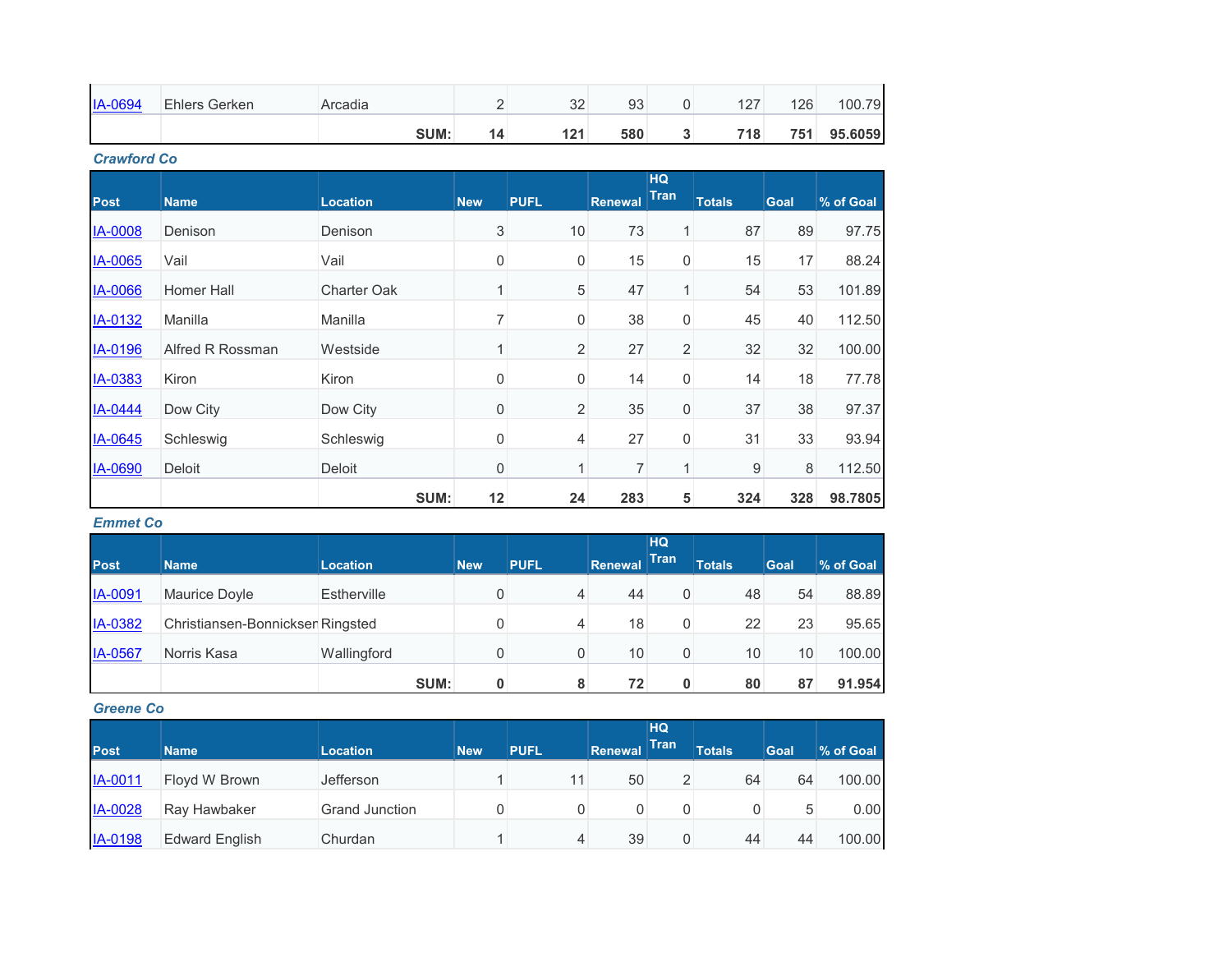| Post | Name | Location | New | PUFL | Renewal | HQ Tran | Totals | Goal | % of Goal |
|---|---|---|---|---|---|---|---|---|---|
| IA-0694 | Ehlers Gerken | Arcadia | 2 | 32 | 93 | 0 | 127 | 126 | 100.79 |
| | | SUM: | 14 | 121 | 580 | 3 | 718 | 751 | 95.6059 |

***Crawford Co***

| Post | Name | Location | New | PUFL | Renewal | HQ Tran | Totals | Goal | % of Goal |
|---|---|---|---|---|---|---|---|---|---|
| IA-0008 | Denison | Denison | 3 | 10 | 73 | 1 | 87 | 89 | 97.75 |
| IA-0065 | Vail | Vail | 0 | 0 | 15 | 0 | 15 | 17 | 88.24 |
| IA-0066 | Homer Hall | Charter Oak | 1 | 5 | 47 | 1 | 54 | 53 | 101.89 |
| IA-0132 | Manilla | Manilla | 7 | 0 | 38 | 0 | 45 | 40 | 112.50 |
| IA-0196 | Alfred R Rossman | Westside | 1 | 2 | 27 | 2 | 32 | 32 | 100.00 |
| IA-0383 | Kiron | Kiron | 0 | 0 | 14 | 0 | 14 | 18 | 77.78 |
| IA-0444 | Dow City | Dow City | 0 | 2 | 35 | 0 | 37 | 38 | 97.37 |
| IA-0645 | Schleswig | Schleswig | 0 | 4 | 27 | 0 | 31 | 33 | 93.94 |
| IA-0690 | Deloit | Deloit | 0 | 1 | 7 | 1 | 9 | 8 | 112.50 |
| | | SUM: | 12 | 24 | 283 | 5 | 324 | 328 | 98.7805 |

***Emmet Co***

| Post | Name | Location | New | PUFL | Renewal | HQ Tran | Totals | Goal | % of Goal |
|---|---|---|---|---|---|---|---|---|---|
| IA-0091 | Maurice Doyle | Estherville | 0 | 4 | 44 | 0 | 48 | 54 | 88.89 |
| IA-0382 | Christiansen-Bonnicksen | Ringsted | 0 | 4 | 18 | 0 | 22 | 23 | 95.65 |
| IA-0567 | Norris Kasa | Wallingford | 0 | 0 | 10 | 0 | 10 | 10 | 100.00 |
| | | SUM: | 0 | 8 | 72 | 0 | 80 | 87 | 91.954 |

***Greene Co***

| Post | Name | Location | New | PUFL | Renewal | HQ Tran | Totals | Goal | % of Goal |
|---|---|---|---|---|---|---|---|---|---|
| IA-0011 | Floyd W Brown | Jefferson | 1 | 11 | 50 | 2 | 64 | 64 | 100.00 |
| IA-0028 | Ray Hawbaker | Grand Junction | 0 | 0 | 0 | 0 | 0 | 5 | 0.00 |
| IA-0198 | Edward English | Churdan | 1 | 4 | 39 | 0 | 44 | 44 | 100.00 |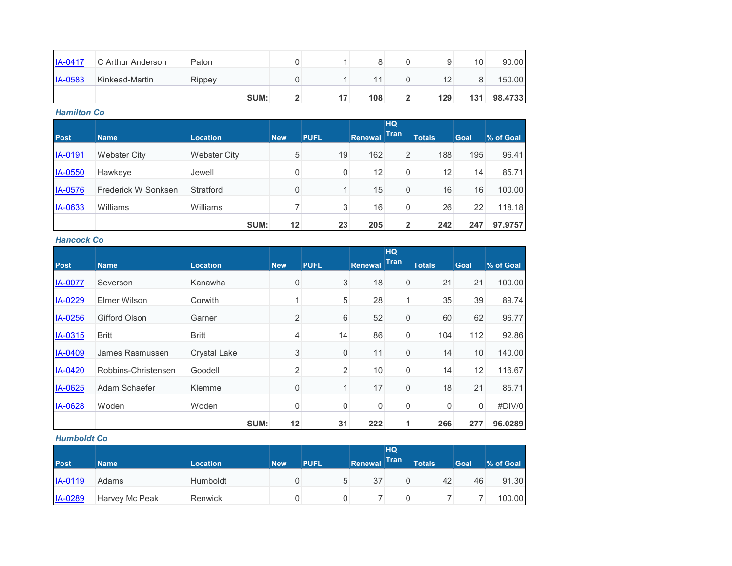| | | | | | | | | | |
|---|---|---|---|---|---|---|---|---|---|
| IA-0417 | C Arthur Anderson | Paton | 0 | 1 | 8 | 0 | 9 | 10 | 90.00 |
| IA-0583 | Kinkead-Martin | Rippey | 0 | 1 | 11 | 0 | 12 | 8 | 150.00 |
| | | **SUM:** | **2** | **17** | **108** | **2** | **129** | **131** | **98.4733** |

### *Hamilton Co*

| Post | Name | Location | New | PUFL | Renewal | HQ Tran | Totals | Goal | % of Goal |
|---|---|---|---|---|---|---|---|---|---|
| IA-0191 | Webster City | Webster City | 5 | 19 | 162 | 2 | 188 | 195 | 96.41 |
| IA-0550 | Hawkeye | Jewell | 0 | 0 | 12 | 0 | 12 | 14 | 85.71 |
| IA-0576 | Frederick W Sonksen | Stratford | 0 | 1 | 15 | 0 | 16 | 16 | 100.00 |
| IA-0633 | Williams | Williams | 7 | 3 | 16 | 0 | 26 | 22 | 118.18 |
| | | **SUM:** | **12** | **23** | **205** | **2** | **242** | **247** | **97.9757** |

### *Hancock Co*

| Post | Name | Location | New | PUFL | Renewal | HQ Tran | Totals | Goal | % of Goal |
|---|---|---|---|---|---|---|---|---|---|
| IA-0077 | Severson | Kanawha | 0 | 3 | 18 | 0 | 21 | 21 | 100.00 |
| IA-0229 | Elmer Wilson | Corwith | 1 | 5 | 28 | 1 | 35 | 39 | 89.74 |
| IA-0256 | Gifford Olson | Garner | 2 | 6 | 52 | 0 | 60 | 62 | 96.77 |
| IA-0315 | Britt | Britt | 4 | 14 | 86 | 0 | 104 | 112 | 92.86 |
| IA-0409 | James Rasmussen | Crystal Lake | 3 | 0 | 11 | 0 | 14 | 10 | 140.00 |
| IA-0420 | Robbins-Christensen | Goodell | 2 | 2 | 10 | 0 | 14 | 12 | 116.67 |
| IA-0625 | Adam Schaefer | Klemme | 0 | 1 | 17 | 0 | 18 | 21 | 85.71 |
| IA-0628 | Woden | Woden | 0 | 0 | 0 | 0 | 0 | 0 | #DIV/0 |
| | | **SUM:** | **12** | **31** | **222** | **1** | **266** | **277** | **96.0289** |

### *Humboldt Co*

| Post | Name | Location | New | PUFL | Renewal | HQ Tran | Totals | Goal | % of Goal |
|---|---|---|---|---|---|---|---|---|---|
| IA-0119 | Adams | Humboldt | 0 | 5 | 37 | 0 | 42 | 46 | 91.30 |
| IA-0289 | Harvey Mc Peak | Renwick | 0 | 0 | 7 | 0 | 7 | 7 | 100.00 |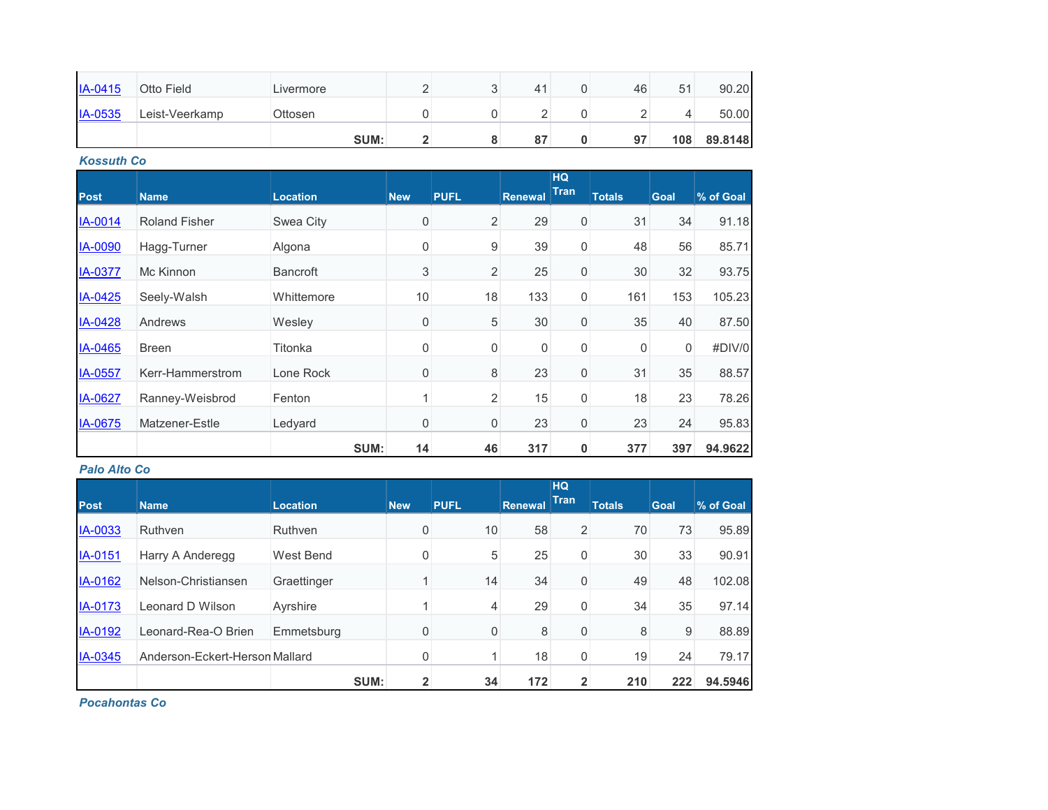| | | | | | | | | | |
|---|---|---|---|---|---|---|---|---|---|
| IA-0415 | Otto Field | Livermore | 2 | 3 | 41 | 0 | 46 | 51 | 90.20 |
| IA-0535 | Leist-Veerkamp | Ottosen | 0 | 0 | 2 | 0 | 2 | 4 | 50.00 |
| | | **SUM:** | **2** | **8** | **87** | **0** | **97** | **108** | **89.8148** |

### *Kossuth Co*

| Post | Name | Location | New | PUFL | Renewal | HQ Tran | Totals | Goal | % of Goal |
|---|---|---|---|---|---|---|---|---|---|
| IA-0014 | Roland Fisher | Swea City | 0 | 2 | 29 | 0 | 31 | 34 | 91.18 |
| IA-0090 | Hagg-Turner | Algona | 0 | 9 | 39 | 0 | 48 | 56 | 85.71 |
| IA-0377 | Mc Kinnon | Bancroft | 3 | 2 | 25 | 0 | 30 | 32 | 93.75 |
| IA-0425 | Seely-Walsh | Whittemore | 10 | 18 | 133 | 0 | 161 | 153 | 105.23 |
| IA-0428 | Andrews | Wesley | 0 | 5 | 30 | 0 | 35 | 40 | 87.50 |
| IA-0465 | Breen | Titonka | 0 | 0 | 0 | 0 | 0 | 0 | #DIV/0 |
| IA-0557 | Kerr-Hammerstrom | Lone Rock | 0 | 8 | 23 | 0 | 31 | 35 | 88.57 |
| IA-0627 | Ranney-Weisbrod | Fenton | 1 | 2 | 15 | 0 | 18 | 23 | 78.26 |
| IA-0675 | Matzener-Estle | Ledyard | 0 | 0 | 23 | 0 | 23 | 24 | 95.83 |
| | | **SUM:** | **14** | **46** | **317** | **0** | **377** | **397** | **94.9622** |

### *Palo Alto Co*

| Post | Name | Location | New | PUFL | Renewal | HQ Tran | Totals | Goal | % of Goal |
|---|---|---|---|---|---|---|---|---|---|
| IA-0033 | Ruthven | Ruthven | 0 | 10 | 58 | 2 | 70 | 73 | 95.89 |
| IA-0151 | Harry A Anderegg | West Bend | 0 | 5 | 25 | 0 | 30 | 33 | 90.91 |
| IA-0162 | Nelson-Christiansen | Graettinger | 1 | 14 | 34 | 0 | 49 | 48 | 102.08 |
| IA-0173 | Leonard D Wilson | Ayrshire | 1 | 4 | 29 | 0 | 34 | 35 | 97.14 |
| IA-0192 | Leonard-Rea-O Brien | Emmetsburg | 0 | 0 | 8 | 0 | 8 | 9 | 88.89 |
| IA-0345 | Anderson-Eckert-Herson | Mallard | 0 | 1 | 18 | 0 | 19 | 24 | 79.17 |
| | | **SUM:** | **2** | **34** | **172** | **2** | **210** | **222** | **94.5946** |

### *Pocahontas Co*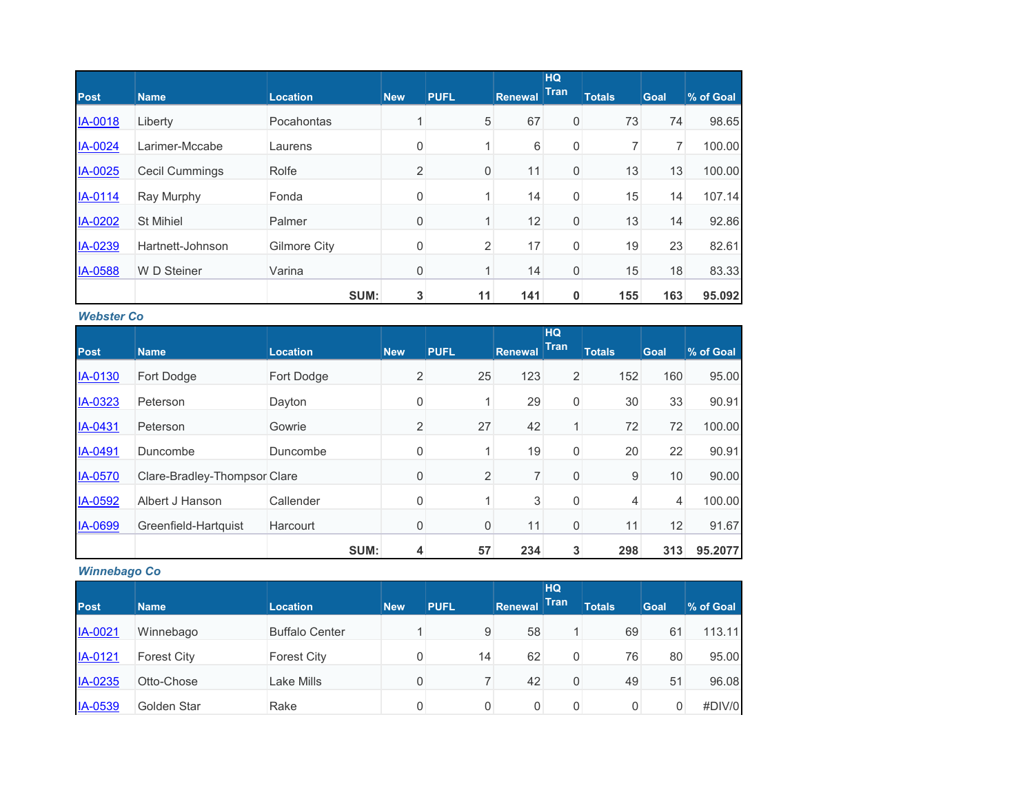| Post | Name | Location | New | PUFL | Renewal | HQ Tran | Totals | Goal | % of Goal |
|---|---|---|---|---|---|---|---|---|---|
| IA-0018 | Liberty | Pocahontas | 1 | 5 | 67 | 0 | 73 | 74 | 98.65 |
| IA-0024 | Larimer-Mccabe | Laurens | 0 | 1 | 6 | 0 | 7 | 7 | 100.00 |
| IA-0025 | Cecil Cummings | Rolfe | 2 | 0 | 11 | 0 | 13 | 13 | 100.00 |
| IA-0114 | Ray Murphy | Fonda | 0 | 1 | 14 | 0 | 15 | 14 | 107.14 |
| IA-0202 | St Mihiel | Palmer | 0 | 1 | 12 | 0 | 13 | 14 | 92.86 |
| IA-0239 | Hartnett-Johnson | Gilmore City | 0 | 2 | 17 | 0 | 19 | 23 | 82.61 |
| IA-0588 | W D Steiner | Varina | 0 | 1 | 14 | 0 | 15 | 18 | 83.33 |
| | | **SUM:** | **3** | **11** | **141** | **0** | **155** | **163** | **95.092** |

***Webster Co***

| Post | Name | Location | New | PUFL | Renewal | HQ Tran | Totals | Goal | % of Goal |
|---|---|---|---|---|---|---|---|---|---|
| IA-0130 | Fort Dodge | Fort Dodge | 2 | 25 | 123 | 2 | 152 | 160 | 95.00 |
| IA-0323 | Peterson | Dayton | 0 | 1 | 29 | 0 | 30 | 33 | 90.91 |
| IA-0431 | Peterson | Gowrie | 2 | 27 | 42 | 1 | 72 | 72 | 100.00 |
| IA-0491 | Duncombe | Duncombe | 0 | 1 | 19 | 0 | 20 | 22 | 90.91 |
| IA-0570 | Clare-Bradley-Thompsor | Clare | 0 | 2 | 7 | 0 | 9 | 10 | 90.00 |
| IA-0592 | Albert J Hanson | Callender | 0 | 1 | 3 | 0 | 4 | 4 | 100.00 |
| IA-0699 | Greenfield-Hartquist | Harcourt | 0 | 0 | 11 | 0 | 11 | 12 | 91.67 |
| | | **SUM:** | **4** | **57** | **234** | **3** | **298** | **313** | **95.2077** |

***Winnebago Co***

| Post | Name | Location | New | PUFL | Renewal | HQ Tran | Totals | Goal | % of Goal |
|---|---|---|---|---|---|---|---|---|---|
| IA-0021 | Winnebago | Buffalo Center | 1 | 9 | 58 | 1 | 69 | 61 | 113.11 |
| IA-0121 | Forest City | Forest City | 0 | 14 | 62 | 0 | 76 | 80 | 95.00 |
| IA-0235 | Otto-Chose | Lake Mills | 0 | 7 | 42 | 0 | 49 | 51 | 96.08 |
| IA-0539 | Golden Star | Rake | 0 | 0 | 0 | 0 | 0 | 0 | #DIV/0 |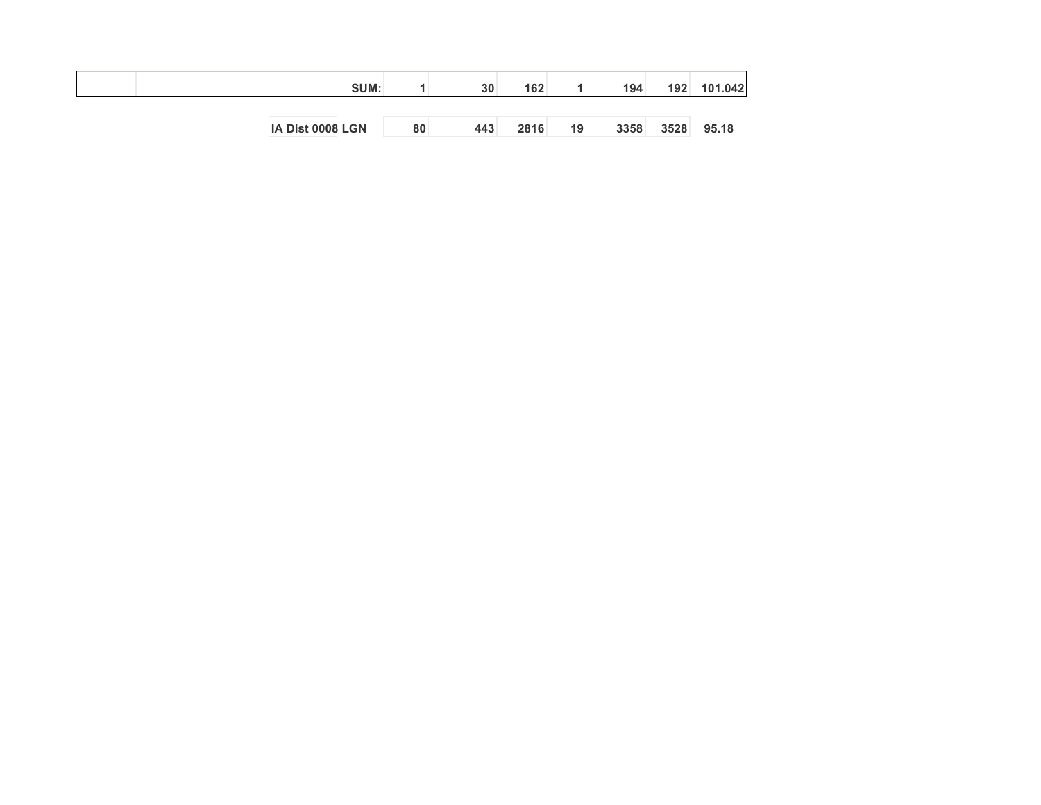| | | | | | | | | | |
|---|---|---|---|---|---|---|---|---|---|
| | | SUM: | 1 | 30 | 162 | 1 | 194 | 192 | 101.042 |
| | | | | | | | | | |
| | | IA Dist 0008 LGN | 80 | 443 | 2816 | 19 | 3358 | 3528 | 95.18 |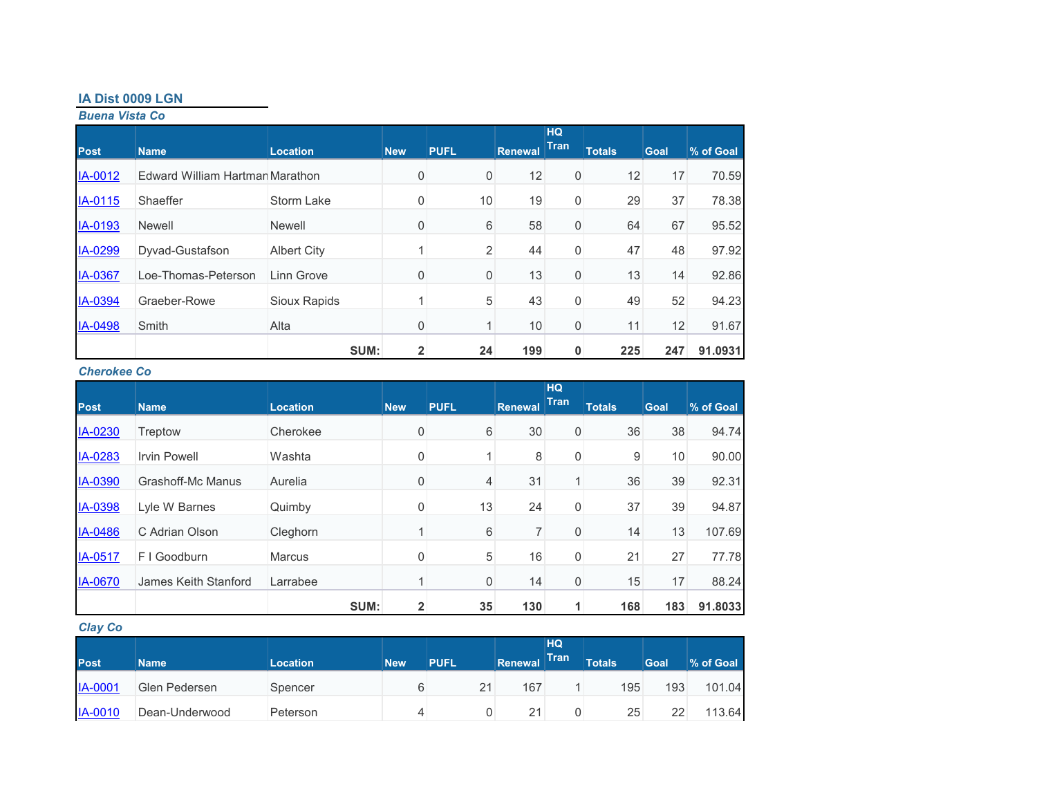## IA Dist 0009 LGN

### *Buena Vista Co*

| Post | Name | Location | New | PUFL | Renewal | HQ Tran | Totals | Goal | % of Goal |
|---|---|---|---|---|---|---|---|---|---|
| IA-0012 | Edward William Hartman | Marathon | 0 | 0 | 12 | 0 | 12 | 17 | 70.59 |
| IA-0115 | Shaeffer | Storm Lake | 0 | 10 | 19 | 0 | 29 | 37 | 78.38 |
| IA-0193 | Newell | Newell | 0 | 6 | 58 | 0 | 64 | 67 | 95.52 |
| IA-0299 | Dyvad-Gustafson | Albert City | 1 | 2 | 44 | 0 | 47 | 48 | 97.92 |
| IA-0367 | Loe-Thomas-Peterson | Linn Grove | 0 | 0 | 13 | 0 | 13 | 14 | 92.86 |
| IA-0394 | Graeber-Rowe | Sioux Rapids | 1 | 5 | 43 | 0 | 49 | 52 | 94.23 |
| IA-0498 | Smith | Alta | 0 | 1 | 10 | 0 | 11 | 12 | 91.67 |
| | | **SUM:** | **2** | **24** | **199** | **0** | **225** | **247** | **91.0931** |

### *Cherokee Co*

| Post | Name | Location | New | PUFL | Renewal | HQ Tran | Totals | Goal | % of Goal |
|---|---|---|---|---|---|---|---|---|---|
| IA-0230 | Treptow | Cherokee | 0 | 6 | 30 | 0 | 36 | 38 | 94.74 |
| IA-0283 | Irvin Powell | Washta | 0 | 1 | 8 | 0 | 9 | 10 | 90.00 |
| IA-0390 | Grashoff-Mc Manus | Aurelia | 0 | 4 | 31 | 1 | 36 | 39 | 92.31 |
| IA-0398 | Lyle W Barnes | Quimby | 0 | 13 | 24 | 0 | 37 | 39 | 94.87 |
| IA-0486 | C Adrian Olson | Cleghorn | 1 | 6 | 7 | 0 | 14 | 13 | 107.69 |
| IA-0517 | F I Goodburn | Marcus | 0 | 5 | 16 | 0 | 21 | 27 | 77.78 |
| IA-0670 | James Keith Stanford | Larrabee | 1 | 0 | 14 | 0 | 15 | 17 | 88.24 |
| | | **SUM:** | **2** | **35** | **130** | **1** | **168** | **183** | **91.8033** |

### *Clay Co*

| Post | Name | Location | New | PUFL | Renewal | HQ Tran | Totals | Goal | % of Goal |
|---|---|---|---|---|---|---|---|---|---|
| IA-0001 | Glen Pedersen | Spencer | 6 | 21 | 167 | 1 | 195 | 193 | 101.04 |
| IA-0010 | Dean-Underwood | Peterson | 4 | 0 | 21 | 0 | 25 | 22 | 113.64 |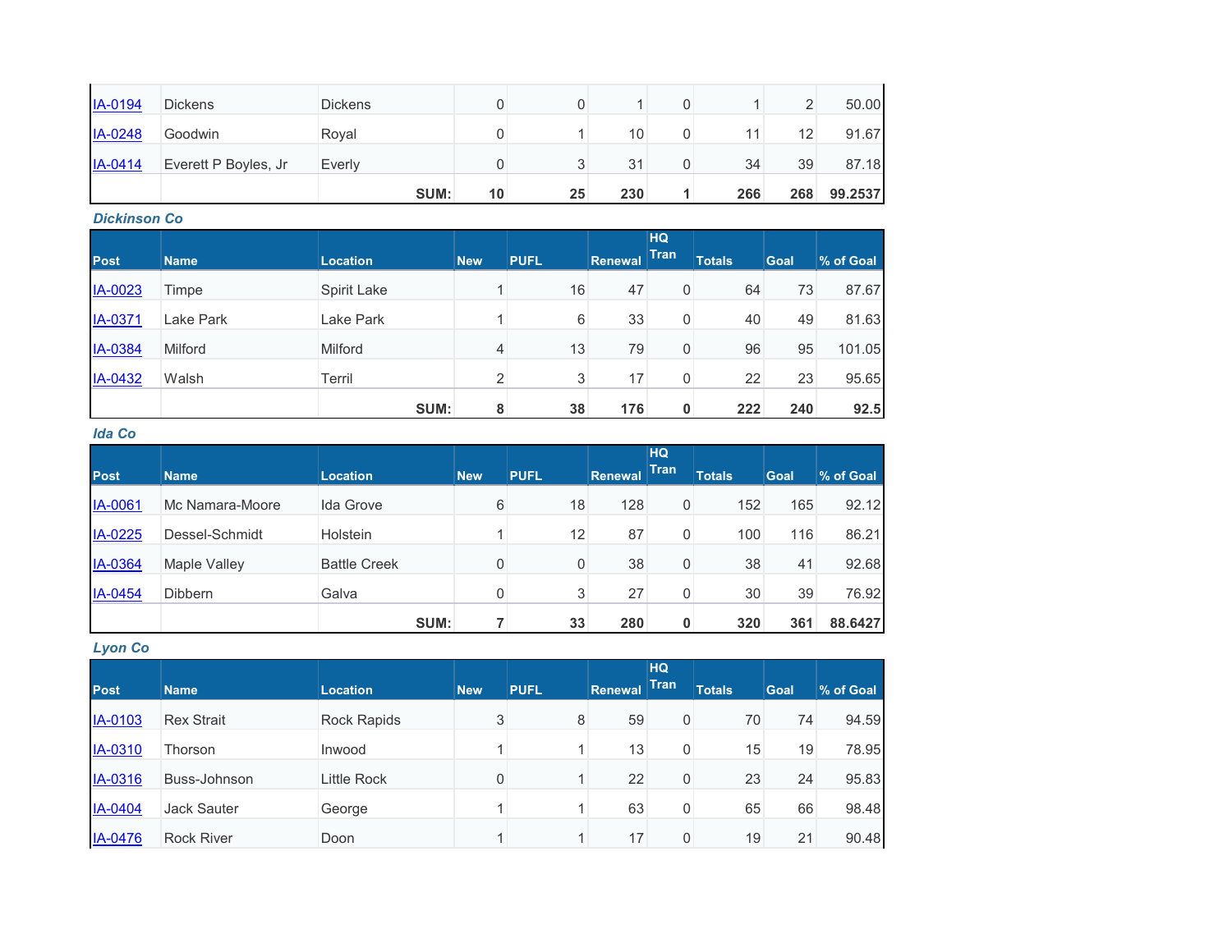| | | | | | | | | | |
|---|---|---|---|---|---|---|---|---|---|
| IA-0194 | Dickens | Dickens | 0 | 0 | 1 | 0 | 1 | 2 | 50.00 |
| IA-0248 | Goodwin | Royal | 0 | 1 | 10 | 0 | 11 | 12 | 91.67 |
| IA-0414 | Everett P Boyles, Jr | Everly | 0 | 3 | 31 | 0 | 34 | 39 | 87.18 |
| | | **SUM:** | **10** | **25** | **230** | **1** | **266** | **268** | **99.2537** |

***Dickinson Co***

| Post | Name | Location | New | PUFL | Renewal | HQ Tran | Totals | Goal | % of Goal |
|---|---|---|---|---|---|---|---|---|---|
| IA-0023 | Timpe | Spirit Lake | 1 | 16 | 47 | 0 | 64 | 73 | 87.67 |
| IA-0371 | Lake Park | Lake Park | 1 | 6 | 33 | 0 | 40 | 49 | 81.63 |
| IA-0384 | Milford | Milford | 4 | 13 | 79 | 0 | 96 | 95 | 101.05 |
| IA-0432 | Walsh | Terril | 2 | 3 | 17 | 0 | 22 | 23 | 95.65 |
| | | **SUM:** | **8** | **38** | **176** | **0** | **222** | **240** | **92.5** |

***Ida Co***

| Post | Name | Location | New | PUFL | Renewal | HQ Tran | Totals | Goal | % of Goal |
|---|---|---|---|---|---|---|---|---|---|
| IA-0061 | Mc Namara-Moore | Ida Grove | 6 | 18 | 128 | 0 | 152 | 165 | 92.12 |
| IA-0225 | Dessel-Schmidt | Holstein | 1 | 12 | 87 | 0 | 100 | 116 | 86.21 |
| IA-0364 | Maple Valley | Battle Creek | 0 | 0 | 38 | 0 | 38 | 41 | 92.68 |
| IA-0454 | Dibbern | Galva | 0 | 3 | 27 | 0 | 30 | 39 | 76.92 |
| | | **SUM:** | **7** | **33** | **280** | **0** | **320** | **361** | **88.6427** |

***Lyon Co***

| Post | Name | Location | New | PUFL | Renewal | HQ Tran | Totals | Goal | % of Goal |
|---|---|---|---|---|---|---|---|---|---|
| IA-0103 | Rex Strait | Rock Rapids | 3 | 8 | 59 | 0 | 70 | 74 | 94.59 |
| IA-0310 | Thorson | Inwood | 1 | 1 | 13 | 0 | 15 | 19 | 78.95 |
| IA-0316 | Buss-Johnson | Little Rock | 0 | 1 | 22 | 0 | 23 | 24 | 95.83 |
| IA-0404 | Jack Sauter | George | 1 | 1 | 63 | 0 | 65 | 66 | 98.48 |
| IA-0476 | Rock River | Doon | 1 | 1 | 17 | 0 | 19 | 21 | 90.48 |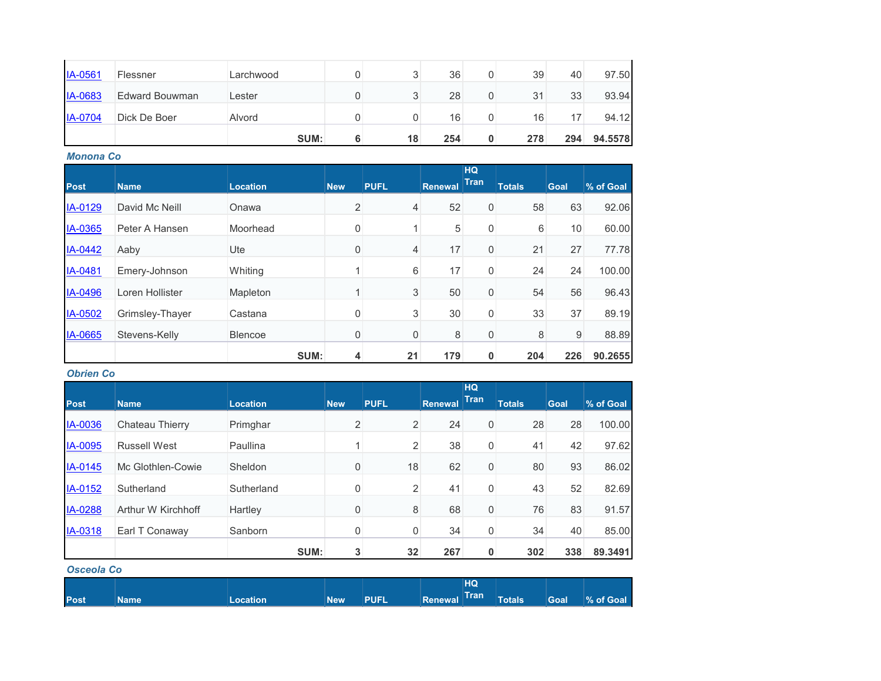| Post | Name | Location | New | PUFL | Renewal | HQ Tran | Totals | Goal | % of Goal |
|---|---|---|---|---|---|---|---|---|---|
| IA-0561 | Flessner | Larchwood | 0 | 3 | 36 | 0 | 39 | 40 | 97.50 |
| IA-0683 | Edward Bouwman | Lester | 0 | 3 | 28 | 0 | 31 | 33 | 93.94 |
| IA-0704 | Dick De Boer | Alvord | 0 | 0 | 16 | 0 | 16 | 17 | 94.12 |
| | | **SUM:** | **6** | **18** | **254** | **0** | **278** | **294** | **94.5578** |

***Monona Co***

| Post | Name | Location | New | PUFL | Renewal | HQ Tran | Totals | Goal | % of Goal |
|---|---|---|---|---|---|---|---|---|---|
| IA-0129 | David Mc Neill | Onawa | 2 | 4 | 52 | 0 | 58 | 63 | 92.06 |
| IA-0365 | Peter A Hansen | Moorhead | 0 | 1 | 5 | 0 | 6 | 10 | 60.00 |
| IA-0442 | Aaby | Ute | 0 | 4 | 17 | 0 | 21 | 27 | 77.78 |
| IA-0481 | Emery-Johnson | Whiting | 1 | 6 | 17 | 0 | 24 | 24 | 100.00 |
| IA-0496 | Loren Hollister | Mapleton | 1 | 3 | 50 | 0 | 54 | 56 | 96.43 |
| IA-0502 | Grimsley-Thayer | Castana | 0 | 3 | 30 | 0 | 33 | 37 | 89.19 |
| IA-0665 | Stevens-Kelly | Blencoe | 0 | 0 | 8 | 0 | 8 | 9 | 88.89 |
| | | **SUM:** | **4** | **21** | **179** | **0** | **204** | **226** | **90.2655** |

***Obrien Co***

| Post | Name | Location | New | PUFL | Renewal | HQ Tran | Totals | Goal | % of Goal |
|---|---|---|---|---|---|---|---|---|---|
| IA-0036 | Chateau Thierry | Primghar | 2 | 2 | 24 | 0 | 28 | 28 | 100.00 |
| IA-0095 | Russell West | Paullina | 1 | 2 | 38 | 0 | 41 | 42 | 97.62 |
| IA-0145 | Mc Glothlen-Cowie | Sheldon | 0 | 18 | 62 | 0 | 80 | 93 | 86.02 |
| IA-0152 | Sutherland | Sutherland | 0 | 2 | 41 | 0 | 43 | 52 | 82.69 |
| IA-0288 | Arthur W Kirchhoff | Hartley | 0 | 8 | 68 | 0 | 76 | 83 | 91.57 |
| IA-0318 | Earl T Conaway | Sanborn | 0 | 0 | 34 | 0 | 34 | 40 | 85.00 |
| | | **SUM:** | **3** | **32** | **267** | **0** | **302** | **338** | **89.3491** |

***Osceola Co***

| Post | Name | Location | New | PUFL | Renewal | HQ Tran | Totals | Goal | % of Goal |
|---|---|---|---|---|---|---|---|---|---|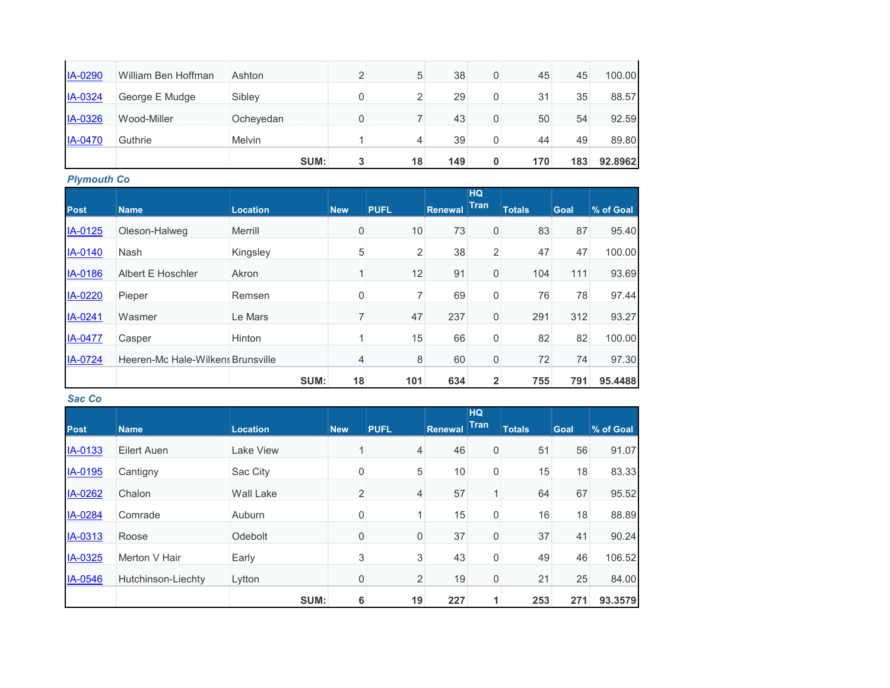| | | | | | | | | | |
|---|---|---|---|---|---|---|---|---|---|
| IA-0290 | William Ben Hoffman | Ashton | 2 | 5 | 38 | 0 | 45 | 45 | 100.00 |
| IA-0324 | George E Mudge | Sibley | 0 | 2 | 29 | 0 | 31 | 35 | 88.57 |
| IA-0326 | Wood-Miller | Ocheyedan | 0 | 7 | 43 | 0 | 50 | 54 | 92.59 |
| IA-0470 | Guthrie | Melvin | 1 | 4 | 39 | 0 | 44 | 49 | 89.80 |
| | | **SUM:** | **3** | **18** | **149** | **0** | **170** | **183** | **92.8962** |

***Plymouth Co***

| Post | Name | Location | New | PUFL | Renewal | HQ Tran | Totals | Goal | % of Goal |
|---|---|---|---|---|---|---|---|---|---|
| IA-0125 | Oleson-Halweg | Merrill | 0 | 10 | 73 | 0 | 83 | 87 | 95.40 |
| IA-0140 | Nash | Kingsley | 5 | 2 | 38 | 2 | 47 | 47 | 100.00 |
| IA-0186 | Albert E Hoschler | Akron | 1 | 12 | 91 | 0 | 104 | 111 | 93.69 |
| IA-0220 | Pieper | Remsen | 0 | 7 | 69 | 0 | 76 | 78 | 97.44 |
| IA-0241 | Wasmer | Le Mars | 7 | 47 | 237 | 0 | 291 | 312 | 93.27 |
| IA-0477 | Casper | Hinton | 1 | 15 | 66 | 0 | 82 | 82 | 100.00 |
| IA-0724 | Heeren-Mc Hale-Wilkens | Brunsville | 4 | 8 | 60 | 0 | 72 | 74 | 97.30 |
| | | **SUM:** | **18** | **101** | **634** | **2** | **755** | **791** | **95.4488** |

***Sac Co***

| Post | Name | Location | New | PUFL | Renewal | HQ Tran | Totals | Goal | % of Goal |
|---|---|---|---|---|---|---|---|---|---|
| IA-0133 | Eilert Auen | Lake View | 1 | 4 | 46 | 0 | 51 | 56 | 91.07 |
| IA-0195 | Cantigny | Sac City | 0 | 5 | 10 | 0 | 15 | 18 | 83.33 |
| IA-0262 | Chalon | Wall Lake | 2 | 4 | 57 | 1 | 64 | 67 | 95.52 |
| IA-0284 | Comrade | Auburn | 0 | 1 | 15 | 0 | 16 | 18 | 88.89 |
| IA-0313 | Roose | Odebolt | 0 | 0 | 37 | 0 | 37 | 41 | 90.24 |
| IA-0325 | Merton V Hair | Early | 3 | 3 | 43 | 0 | 49 | 46 | 106.52 |
| IA-0546 | Hutchinson-Liechty | Lytton | 0 | 2 | 19 | 0 | 21 | 25 | 84.00 |
| | | **SUM:** | **6** | **19** | **227** | **1** | **253** | **271** | **93.3579** |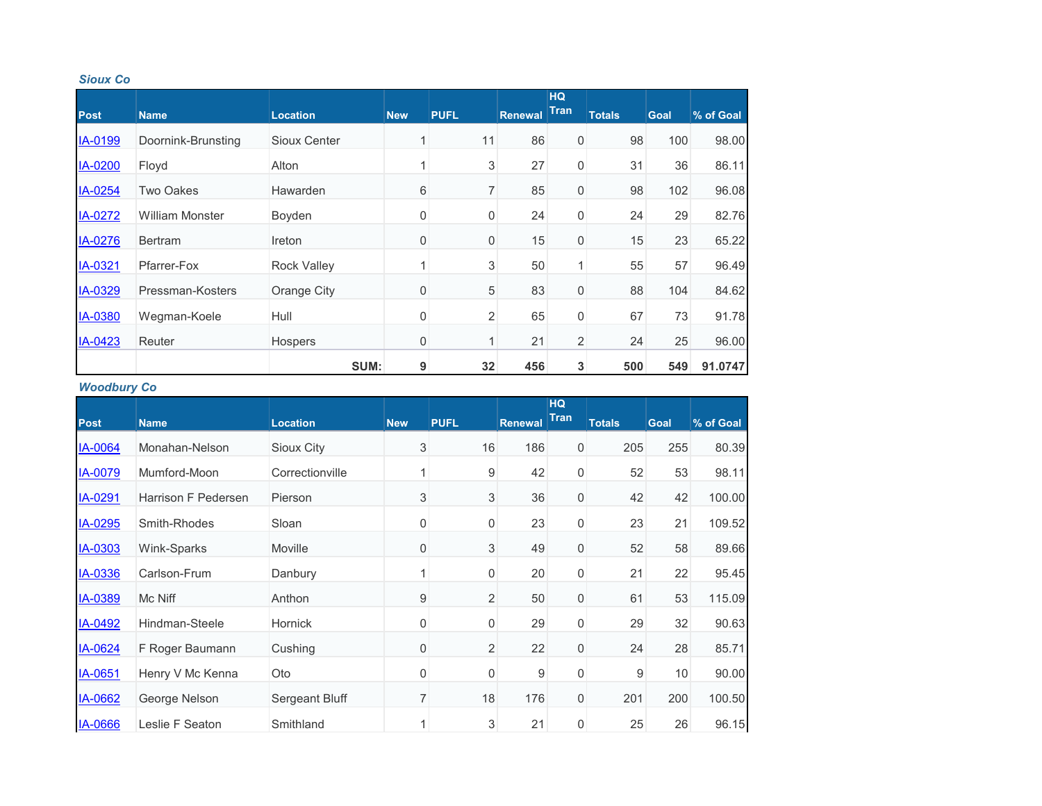### *Sioux Co*

| Post | Name | Location | New | PUFL | Renewal | HQ Tran | Totals | Goal | % of Goal |
|---|---|---|---|---|---|---|---|---|---|
| IA-0199 | Doornink-Brunsting | Sioux Center | 1 | 11 | 86 | 0 | 98 | 100 | 98.00 |
| IA-0200 | Floyd | Alton | 1 | 3 | 27 | 0 | 31 | 36 | 86.11 |
| IA-0254 | Two Oakes | Hawarden | 6 | 7 | 85 | 0 | 98 | 102 | 96.08 |
| IA-0272 | William Monster | Boyden | 0 | 0 | 24 | 0 | 24 | 29 | 82.76 |
| IA-0276 | Bertram | Ireton | 0 | 0 | 15 | 0 | 15 | 23 | 65.22 |
| IA-0321 | Pfarrer-Fox | Rock Valley | 1 | 3 | 50 | 1 | 55 | 57 | 96.49 |
| IA-0329 | Pressman-Kosters | Orange City | 0 | 5 | 83 | 0 | 88 | 104 | 84.62 |
| IA-0380 | Wegman-Koele | Hull | 0 | 2 | 65 | 0 | 67 | 73 | 91.78 |
| IA-0423 | Reuter | Hospers | 0 | 1 | 21 | 2 | 24 | 25 | 96.00 |
| | | **SUM:** | **9** | **32** | **456** | **3** | **500** | **549** | **91.0747** |

### *Woodbury Co*

| Post | Name | Location | New | PUFL | Renewal | HQ Tran | Totals | Goal | % of Goal |
|---|---|---|---|---|---|---|---|---|---|
| IA-0064 | Monahan-Nelson | Sioux City | 3 | 16 | 186 | 0 | 205 | 255 | 80.39 |
| IA-0079 | Mumford-Moon | Correctionville | 1 | 9 | 42 | 0 | 52 | 53 | 98.11 |
| IA-0291 | Harrison F Pedersen | Pierson | 3 | 3 | 36 | 0 | 42 | 42 | 100.00 |
| IA-0295 | Smith-Rhodes | Sloan | 0 | 0 | 23 | 0 | 23 | 21 | 109.52 |
| IA-0303 | Wink-Sparks | Moville | 0 | 3 | 49 | 0 | 52 | 58 | 89.66 |
| IA-0336 | Carlson-Frum | Danbury | 1 | 0 | 20 | 0 | 21 | 22 | 95.45 |
| IA-0389 | Mc Niff | Anthon | 9 | 2 | 50 | 0 | 61 | 53 | 115.09 |
| IA-0492 | Hindman-Steele | Hornick | 0 | 0 | 29 | 0 | 29 | 32 | 90.63 |
| IA-0624 | F Roger Baumann | Cushing | 0 | 2 | 22 | 0 | 24 | 28 | 85.71 |
| IA-0651 | Henry V Mc Kenna | Oto | 0 | 0 | 9 | 0 | 9 | 10 | 90.00 |
| IA-0662 | George Nelson | Sergeant Bluff | 7 | 18 | 176 | 0 | 201 | 200 | 100.50 |
| IA-0666 | Leslie F Seaton | Smithland | 1 | 3 | 21 | 0 | 25 | 26 | 96.15 |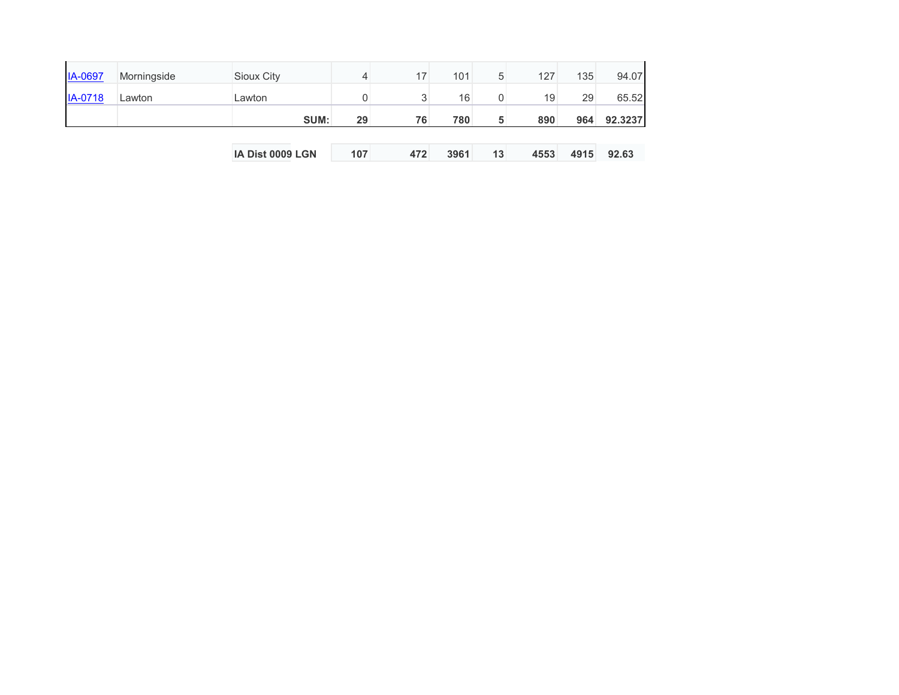| | | | | | | | | | |
|---|---|---|---|---|---|---|---|---|---|
| IA-0697 | Morningside | Sioux City | 4 | 17 | 101 | 5 | 127 | 135 | 94.07 |
| IA-0718 | Lawton | Lawton | 0 | 3 | 16 | 0 | 19 | 29 | 65.52 |
| | | **SUM:** | **29** | **76** | **780** | **5** | **890** | **964** | **92.3237** |

| | | | | | | | |
|---|---|---|---|---|---|---|---|
| **IA Dist 0009 LGN** | **107** | **472** | **3961** | **13** | **4553** | **4915** | **92.63** |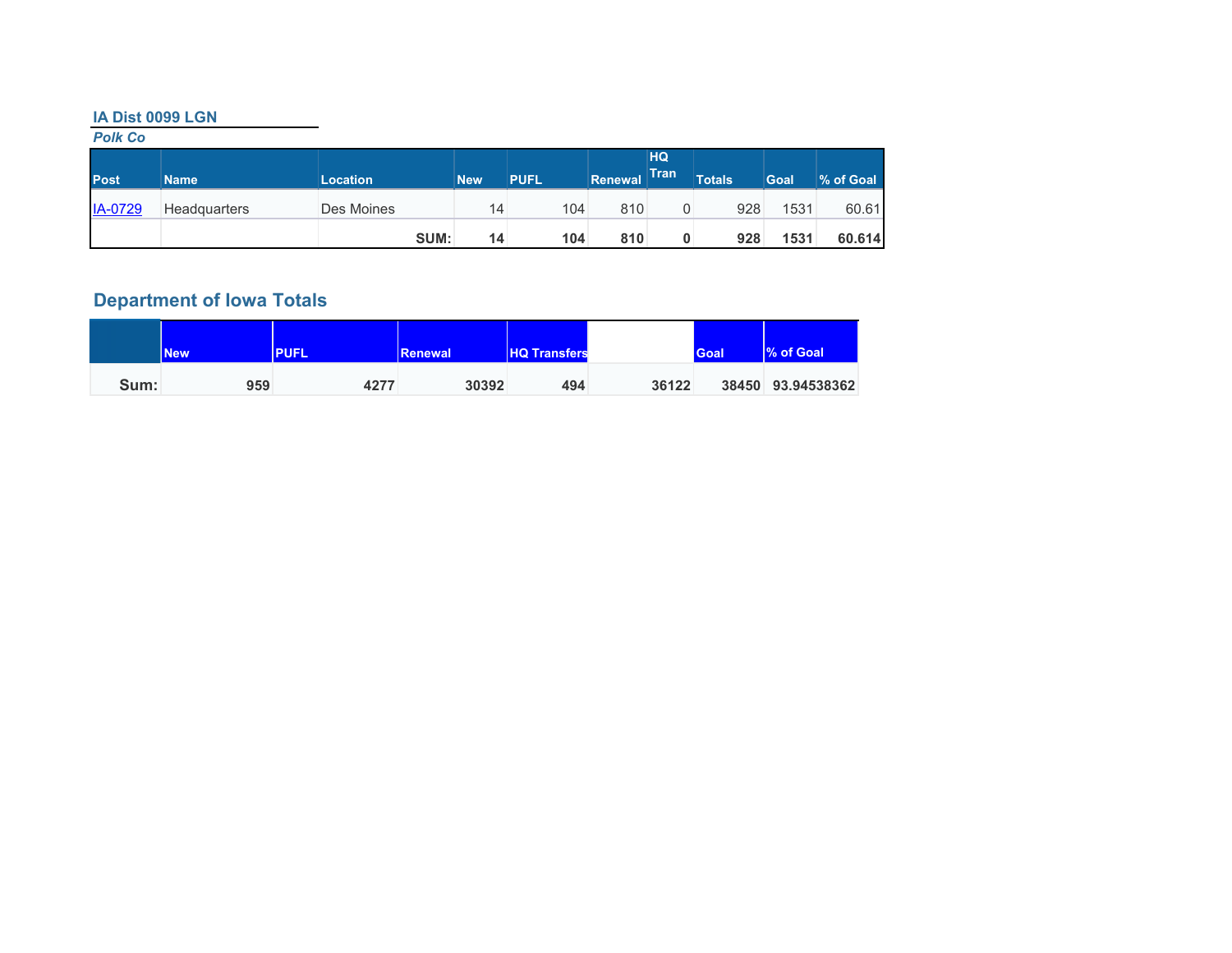### IA Dist 0099 LGN

*Polk Co*

| Post | Name | Location | New | PUFL | Renewal | HQ Tran | Totals | Goal | % of Goal |
|---|---|---|---|---|---|---|---|---|---|
| IA-0729 | Headquarters | Des Moines | 14 | 104 | 810 | 0 | 928 | 1531 | 60.61 |
| | | **SUM:** | **14** | **104** | **810** | **0** | **928** | **1531** | **60.614** |

## Department of Iowa Totals

| | New | PUFL | Renewal | HQ Transfers | | Goal | % of Goal |
|---|---|---|---|---|---|---|---|
| **Sum:** | **959** | **4277** | **30392** | **494** | **36122** | **38450** | **93.94538362** |